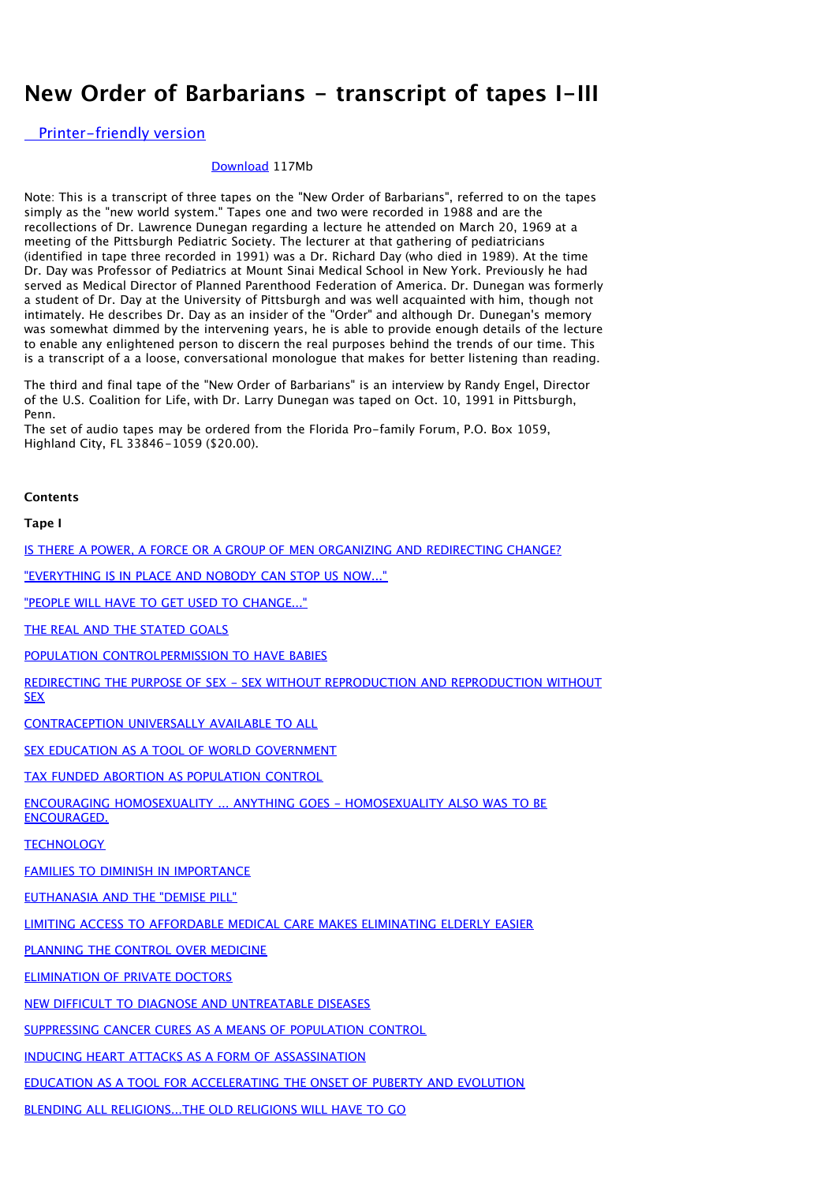# New Order of Barbarians - transcript of tapes I-III

Printer-friendly version

Download 117Mb

Note: This is a transcript of three tapes on the "New Order of Barbarians", referred to on the tapes simply as the "new world system." Tapes one and two were recorded in 1988 and are the recollections of Dr. Lawrence Dunegan regarding a lecture he attended on March 20, 1969 at a meeting of the Pittsburgh Pediatric Society. The lecturer at that gathering of pediatricians (identified in tape three recorded in 1991) was a Dr. Richard Day (who died in 1989). At the time Dr. Day was Professor of Pediatrics at Mount Sinai Medical School in New York. Previously he had served as Medical Director of Planned Parenthood Federation of America. Dr. Dunegan was formerly a student of Dr. Day at the University of Pittsburgh and was well acquainted with him, though not intimately. He describes Dr. Day as an insider of the "Order" and although Dr. Dunegan's memory was somewhat dimmed by the intervening years, he is able to provide enough details of the lecture to enable any enlightened person to discern the real purposes behind the trends of our time. This is a transcript of a a loose, conversational monologue that makes for better listening than reading.

The third and final tape of the "New Order of Barbarians" is an interview by Randy Engel, Director of the U.S. Coalition for Life, with Dr. Larry Dunegan was taped on Oct. 10, 1991 in Pittsburgh, Penn.
The set of audio tapes may be ordered from the Florida Pro-family Forum, P.O. Box 1059, Highland City, FL 33846-1059 ($20.00).

**Contents**

**Tape I**

IS THERE A POWER, A FORCE OR A GROUP OF MEN ORGANIZING AND REDIRECTING CHANGE?

"EVERYTHING IS IN PLACE AND NOBODY CAN STOP US NOW..."

"PEOPLE WILL HAVE TO GET USED TO CHANGE..."

THE REAL AND THE STATED GOALS

POPULATION CONTROLPERMISSION TO HAVE BABIES

REDIRECTING THE PURPOSE OF SEX - SEX WITHOUT REPRODUCTION AND REPRODUCTION WITHOUT SEX

CONTRACEPTION UNIVERSALLY AVAILABLE TO ALL

SEX EDUCATION AS A TOOL OF WORLD GOVERNMENT

TAX FUNDED ABORTION AS POPULATION CONTROL

ENCOURAGING HOMOSEXUALITY ... ANYTHING GOES - HOMOSEXUALITY ALSO WAS TO BE ENCOURAGED.

TECHNOLOGY

FAMILIES TO DIMINISH IN IMPORTANCE

EUTHANASIA AND THE "DEMISE PILL"

LIMITING ACCESS TO AFFORDABLE MEDICAL CARE MAKES ELIMINATING ELDERLY EASIER

PLANNING THE CONTROL OVER MEDICINE

ELIMINATION OF PRIVATE DOCTORS

NEW DIFFICULT TO DIAGNOSE AND UNTREATABLE DISEASES

SUPPRESSING CANCER CURES AS A MEANS OF POPULATION CONTROL

INDUCING HEART ATTACKS AS A FORM OF ASSASSINATION

EDUCATION AS A TOOL FOR ACCELERATING THE ONSET OF PUBERTY AND EVOLUTION

BLENDING ALL RELIGIONS...THE OLD RELIGIONS WILL HAVE TO GO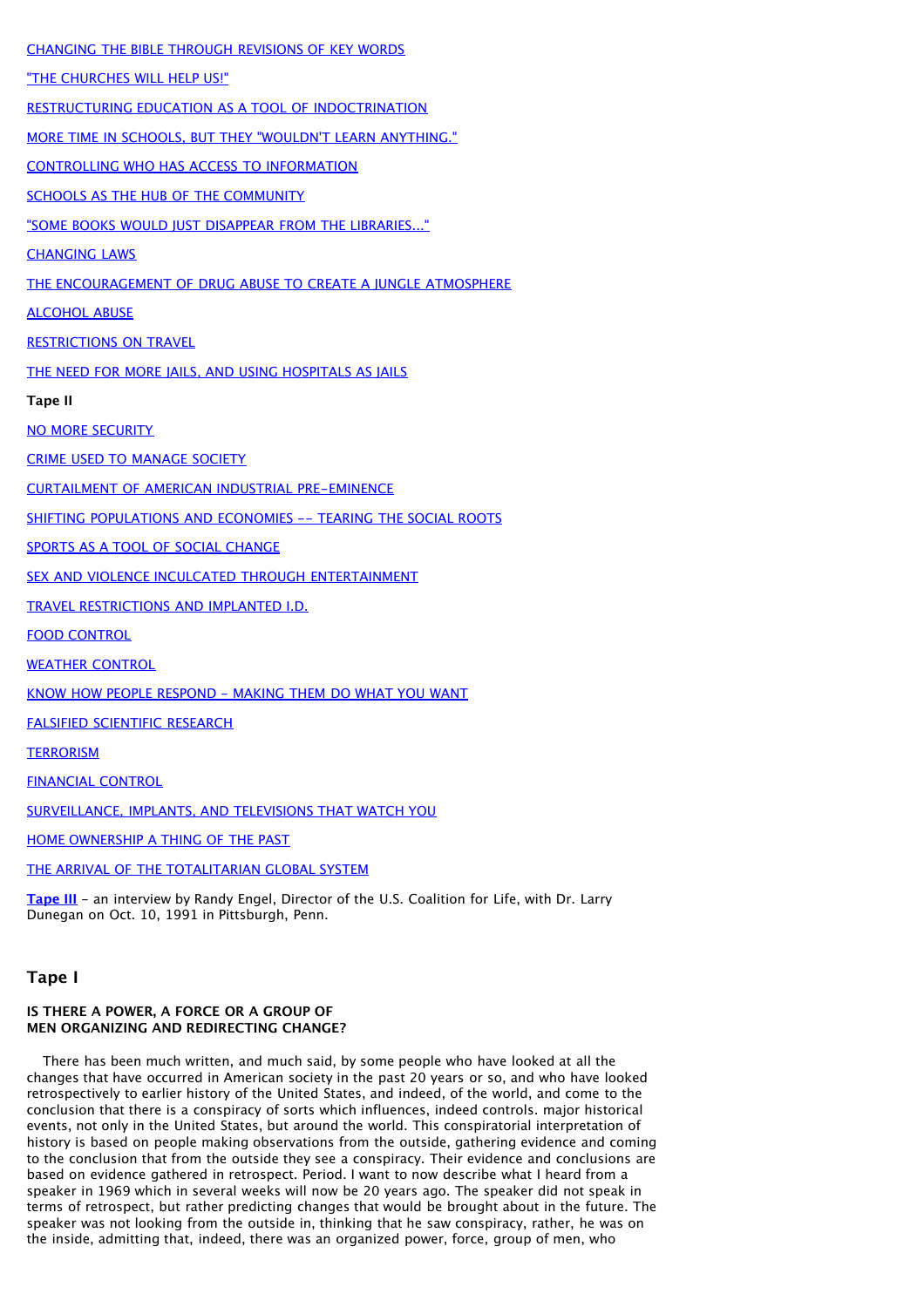CHANGING THE BIBLE THROUGH REVISIONS OF KEY WORDS

"THE CHURCHES WILL HELP US!"

RESTRUCTURING EDUCATION AS A TOOL OF INDOCTRINATION

MORE TIME IN SCHOOLS, BUT THEY "WOULDN'T LEARN ANYTHING."

CONTROLLING WHO HAS ACCESS TO INFORMATION

SCHOOLS AS THE HUB OF THE COMMUNITY

"SOME BOOKS WOULD JUST DISAPPEAR FROM THE LIBRARIES..."

CHANGING LAWS

THE ENCOURAGEMENT OF DRUG ABUSE TO CREATE A JUNGLE ATMOSPHERE

ALCOHOL ABUSE

RESTRICTIONS ON TRAVEL

THE NEED FOR MORE JAILS, AND USING HOSPITALS AS JAILS

**Tape II**

NO MORE SECURITY

CRIME USED TO MANAGE SOCIETY

CURTAILMENT OF AMERICAN INDUSTRIAL PRE-EMINENCE

SHIFTING POPULATIONS AND ECONOMIES -- TEARING THE SOCIAL ROOTS

SPORTS AS A TOOL OF SOCIAL CHANGE

SEX AND VIOLENCE INCULCATED THROUGH ENTERTAINMENT

TRAVEL RESTRICTIONS AND IMPLANTED I.D.

FOOD CONTROL

WEATHER CONTROL

KNOW HOW PEOPLE RESPOND - MAKING THEM DO WHAT YOU WANT

FALSIFIED SCIENTIFIC RESEARCH

TERRORISM

FINANCIAL CONTROL

SURVEILLANCE, IMPLANTS, AND TELEVISIONS THAT WATCH YOU

HOME OWNERSHIP A THING OF THE PAST

THE ARRIVAL OF THE TOTALITARIAN GLOBAL SYSTEM

**Tape III** - an interview by Randy Engel, Director of the U.S. Coalition for Life, with Dr. Larry Dunegan on Oct. 10, 1991 in Pittsburgh, Penn.

## Tape I

### IS THERE A POWER, A FORCE OR A GROUP OF MEN ORGANIZING AND REDIRECTING CHANGE?

There has been much written, and much said, by some people who have looked at all the changes that have occurred in American society in the past 20 years or so, and who have looked retrospectively to earlier history of the United States, and indeed, of the world, and come to the conclusion that there is a conspiracy of sorts which influences, indeed controls. major historical events, not only in the United States, but around the world. This conspiratorial interpretation of history is based on people making observations from the outside, gathering evidence and coming to the conclusion that from the outside they see a conspiracy. Their evidence and conclusions are based on evidence gathered in retrospect. Period. I want to now describe what I heard from a speaker in 1969 which in several weeks will now be 20 years ago. The speaker did not speak in terms of retrospect, but rather predicting changes that would be brought about in the future. The speaker was not looking from the outside in, thinking that he saw conspiracy, rather, he was on the inside, admitting that, indeed, there was an organized power, force, group of men, who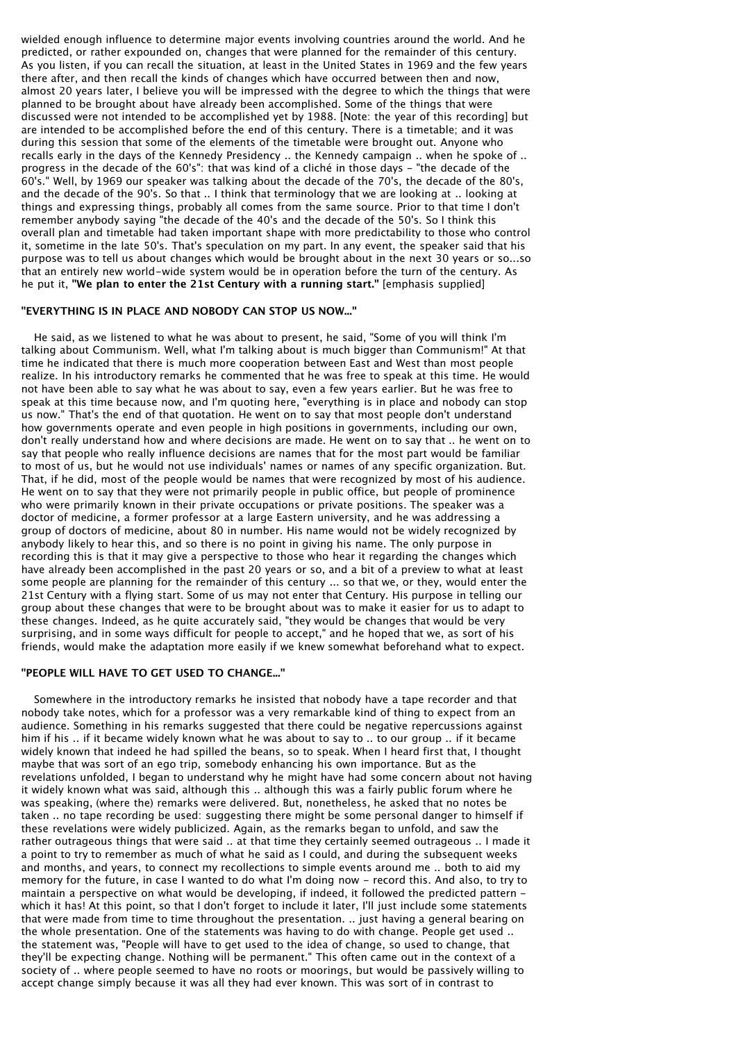wielded enough influence to determine major events involving countries around the world. And he predicted, or rather expounded on, changes that were planned for the remainder of this century. As you listen, if you can recall the situation, at least in the United States in 1969 and the few years there after, and then recall the kinds of changes which have occurred between then and now, almost 20 years later, I believe you will be impressed with the degree to which the things that were planned to be brought about have already been accomplished. Some of the things that were discussed were not intended to be accomplished yet by 1988. [Note: the year of this recording] but are intended to be accomplished before the end of this century. There is a timetable; and it was during this session that some of the elements of the timetable were brought out. Anyone who recalls early in the days of the Kennedy Presidency .. the Kennedy campaign .. when he spoke of .. progress in the decade of the 60's": that was kind of a cliché in those days - "the decade of the 60's." Well, by 1969 our speaker was talking about the decade of the 70's, the decade of the 80's, and the decade of the 90's. So that .. I think that terminology that we are looking at .. looking at things and expressing things, probably all comes from the same source. Prior to that time I don't remember anybody saying "the decade of the 40's and the decade of the 50's. So I think this overall plan and timetable had taken important shape with more predictability to those who control it, sometime in the late 50's. That's speculation on my part. In any event, the speaker said that his purpose was to tell us about changes which would be brought about in the next 30 years or so...so that an entirely new world-wide system would be in operation before the turn of the century. As he put it, **"We plan to enter the 21st Century with a running start."** [emphasis supplied]

### "EVERYTHING IS IN PLACE AND NOBODY CAN STOP US NOW..."

He said, as we listened to what he was about to present, he said, "Some of you will think I'm talking about Communism. Well, what I'm talking about is much bigger than Communism!" At that time he indicated that there is much more cooperation between East and West than most people realize. In his introductory remarks he commented that he was free to speak at this time. He would not have been able to say what he was about to say, even a few years earlier. But he was free to speak at this time because now, and I'm quoting here, "everything is in place and nobody can stop us now." That's the end of that quotation. He went on to say that most people don't understand how governments operate and even people in high positions in governments, including our own, don't really understand how and where decisions are made. He went on to say that .. he went on to say that people who really influence decisions are names that for the most part would be familiar to most of us, but he would not use individuals' names or names of any specific organization. But. That, if he did, most of the people would be names that were recognized by most of his audience. He went on to say that they were not primarily people in public office, but people of prominence who were primarily known in their private occupations or private positions. The speaker was a doctor of medicine, a former professor at a large Eastern university, and he was addressing a group of doctors of medicine, about 80 in number. His name would not be widely recognized by anybody likely to hear this, and so there is no point in giving his name. The only purpose in recording this is that it may give a perspective to those who hear it regarding the changes which have already been accomplished in the past 20 years or so, and a bit of a preview to what at least some people are planning for the remainder of this century ... so that we, or they, would enter the 21st Century with a flying start. Some of us may not enter that Century. His purpose in telling our group about these changes that were to be brought about was to make it easier for us to adapt to these changes. Indeed, as he quite accurately said, "they would be changes that would be very surprising, and in some ways difficult for people to accept," and he hoped that we, as sort of his friends, would make the adaptation more easily if we knew somewhat beforehand what to expect.

### "PEOPLE WILL HAVE TO GET USED TO CHANGE..."

Somewhere in the introductory remarks he insisted that nobody have a tape recorder and that nobody take notes, which for a professor was a very remarkable kind of thing to expect from an audience. Something in his remarks suggested that there could be negative repercussions against him if his .. if it became widely known what he was about to say to .. to our group .. if it became widely known that indeed he had spilled the beans, so to speak. When I heard first that, I thought maybe that was sort of an ego trip, somebody enhancing his own importance. But as the revelations unfolded, I began to understand why he might have had some concern about not having it widely known what was said, although this .. although this was a fairly public forum where he was speaking, (where the) remarks were delivered. But, nonetheless, he asked that no notes be taken .. no tape recording be used: suggesting there might be some personal danger to himself if these revelations were widely publicized. Again, as the remarks began to unfold, and saw the rather outrageous things that were said .. at that time they certainly seemed outrageous .. I made it a point to try to remember as much of what he said as I could, and during the subsequent weeks and months, and years, to connect my recollections to simple events around me .. both to aid my memory for the future, in case I wanted to do what I'm doing now - record this. And also, to try to maintain a perspective on what would be developing, if indeed, it followed the predicted pattern - which it has! At this point, so that I don't forget to include it later, I'll just include some statements that were made from time to time throughout the presentation. .. just having a general bearing on the whole presentation. One of the statements was having to do with change. People get used .. the statement was, "People will have to get used to the idea of change, so used to change, that they'll be expecting change. Nothing will be permanent." This often came out in the context of a society of .. where people seemed to have no roots or moorings, but would be passively willing to accept change simply because it was all they had ever known. This was sort of in contrast to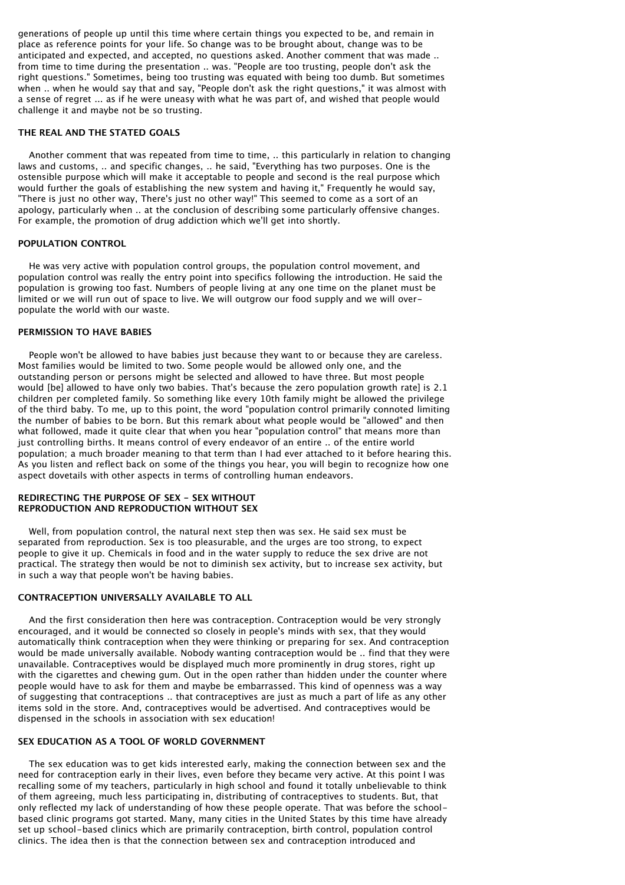generations of people up until this time where certain things you expected to be, and remain in place as reference points for your life. So change was to be brought about, change was to be anticipated and expected, and accepted, no questions asked. Another comment that was made .. from time to time during the presentation .. was. "People are too trusting, people don't ask the right questions." Sometimes, being too trusting was equated with being too dumb. But sometimes when .. when he would say that and say, "People don't ask the right questions," it was almost with a sense of regret ... as if he were uneasy with what he was part of, and wished that people would challenge it and maybe not be so trusting.

### THE REAL AND THE STATED GOALS

Another comment that was repeated from time to time, .. this particularly in relation to changing laws and customs, .. and specific changes, .. he said, "Everything has two purposes. One is the ostensible purpose which will make it acceptable to people and second is the real purpose which would further the goals of establishing the new system and having it," Frequently he would say, "There is just no other way, There's just no other way!" This seemed to come as a sort of an apology, particularly when .. at the conclusion of describing some particularly offensive changes. For example, the promotion of drug addiction which we'll get into shortly.

### POPULATION CONTROL

He was very active with population control groups, the population control movement, and population control was really the entry point into specifics following the introduction. He said the population is growing too fast. Numbers of people living at any one time on the planet must be limited or we will run out of space to live. We will outgrow our food supply and we will over-populate the world with our waste.

### PERMISSION TO HAVE BABIES

People won't be allowed to have babies just because they want to or because they are careless. Most families would be limited to two. Some people would be allowed only one, and the outstanding person or persons might be selected and allowed to have three. But most people would [be] allowed to have only two babies. That's because the zero population growth rate] is 2.1 children per completed family. So something like every 10th family might be allowed the privilege of the third baby. To me, up to this point, the word "population control primarily connoted limiting the number of babies to be born. But this remark about what people would be "allowed" and then what followed, made it quite clear that when you hear "population control" that means more than just controlling births. It means control of every endeavor of an entire .. of the entire world population; a much broader meaning to that term than I had ever attached to it before hearing this. As you listen and reflect back on some of the things you hear, you will begin to recognize how one aspect dovetails with other aspects in terms of controlling human endeavors.

### REDIRECTING THE PURPOSE OF SEX - SEX WITHOUT REPRODUCTION AND REPRODUCTION WITHOUT SEX

Well, from population control, the natural next step then was sex. He said sex must be separated from reproduction. Sex is too pleasurable, and the urges are too strong, to expect people to give it up. Chemicals in food and in the water supply to reduce the sex drive are not practical. The strategy then would be not to diminish sex activity, but to increase sex activity, but in such a way that people won't be having babies.

### CONTRACEPTION UNIVERSALLY AVAILABLE TO ALL

And the first consideration then here was contraception. Contraception would be very strongly encouraged, and it would be connected so closely in people's minds with sex, that they would automatically think contraception when they were thinking or preparing for sex. And contraception would be made universally available. Nobody wanting contraception would be .. find that they were unavailable. Contraceptives would be displayed much more prominently in drug stores, right up with the cigarettes and chewing gum. Out in the open rather than hidden under the counter where people would have to ask for them and maybe be embarrassed. This kind of openness was a way of suggesting that contraceptions .. that contraceptives are just as much a part of life as any other items sold in the store. And, contraceptives would be advertised. And contraceptives would be dispensed in the schools in association with sex education!

### SEX EDUCATION AS A TOOL OF WORLD GOVERNMENT

The sex education was to get kids interested early, making the connection between sex and the need for contraception early in their lives, even before they became very active. At this point I was recalling some of my teachers, particularly in high school and found it totally unbelievable to think of them agreeing, much less participating in, distributing of contraceptives to students. But, that only reflected my lack of understanding of how these people operate. That was before the school-based clinic programs got started. Many, many cities in the United States by this time have already set up school-based clinics which are primarily contraception, birth control, population control clinics. The idea then is that the connection between sex and contraception introduced and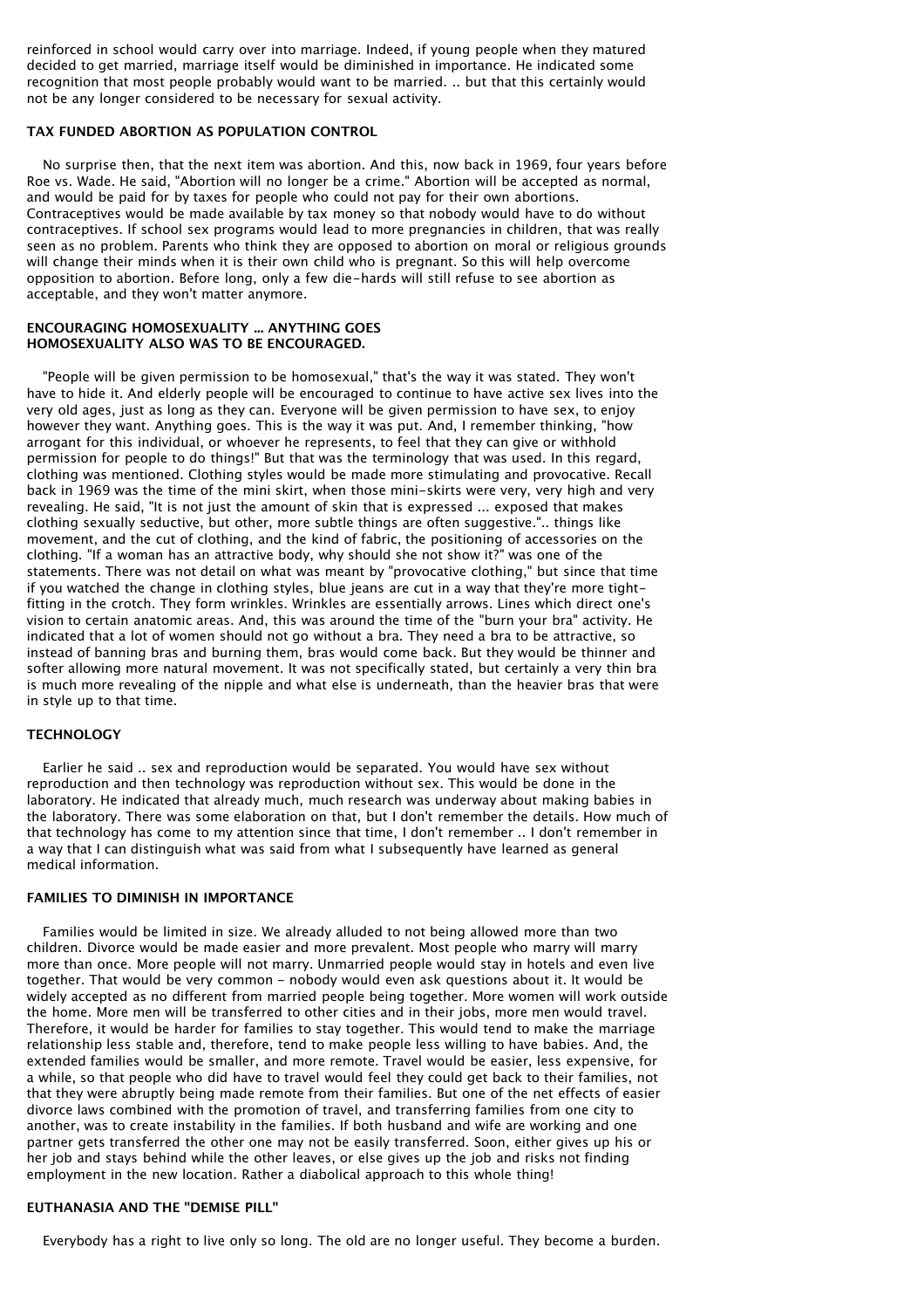reinforced in school would carry over into marriage. Indeed, if young people when they matured decided to get married, marriage itself would be diminished in importance. He indicated some recognition that most people probably would want to be married. .. but that this certainly would not be any longer considered to be necessary for sexual activity.

### TAX FUNDED ABORTION AS POPULATION CONTROL

No surprise then, that the next item was abortion. And this, now back in 1969, four years before Roe vs. Wade. He said, "Abortion will no longer be a crime." Abortion will be accepted as normal, and would be paid for by taxes for people who could not pay for their own abortions. Contraceptives would be made available by tax money so that nobody would have to do without contraceptives. If school sex programs would lead to more pregnancies in children, that was really seen as no problem. Parents who think they are opposed to abortion on moral or religious grounds will change their minds when it is their own child who is pregnant. So this will help overcome opposition to abortion. Before long, only a few die-hards will still refuse to see abortion as acceptable, and they won't matter anymore.

### ENCOURAGING HOMOSEXUALITY ... ANYTHING GOES
### HOMOSEXUALITY ALSO WAS TO BE ENCOURAGED.

"People will be given permission to be homosexual," that's the way it was stated. They won't have to hide it. And elderly people will be encouraged to continue to have active sex lives into the very old ages, just as long as they can. Everyone will be given permission to have sex, to enjoy however they want. Anything goes. This is the way it was put. And, I remember thinking, "how arrogant for this individual, or whoever he represents, to feel that they can give or withhold permission for people to do things!" But that was the terminology that was used. In this regard, clothing was mentioned. Clothing styles would be made more stimulating and provocative. Recall back in 1969 was the time of the mini skirt, when those mini-skirts were very, very high and very revealing. He said, "It is not just the amount of skin that is expressed ... exposed that makes clothing sexually seductive, but other, more subtle things are often suggestive.".. things like movement, and the cut of clothing, and the kind of fabric, the positioning of accessories on the clothing. "If a woman has an attractive body, why should she not show it?" was one of the statements. There was not detail on what was meant by "provocative clothing," but since that time if you watched the change in clothing styles, blue jeans are cut in a way that they're more tight-fitting in the crotch. They form wrinkles. Wrinkles are essentially arrows. Lines which direct one's vision to certain anatomic areas. And, this was around the time of the "burn your bra" activity. He indicated that a lot of women should not go without a bra. They need a bra to be attractive, so instead of banning bras and burning them, bras would come back. But they would be thinner and softer allowing more natural movement. It was not specifically stated, but certainly a very thin bra is much more revealing of the nipple and what else is underneath, than the heavier bras that were in style up to that time.

### TECHNOLOGY

Earlier he said .. sex and reproduction would be separated. You would have sex without reproduction and then technology was reproduction without sex. This would be done in the laboratory. He indicated that already much, much research was underway about making babies in the laboratory. There was some elaboration on that, but I don't remember the details. How much of that technology has come to my attention since that time, I don't remember .. I don't remember in a way that I can distinguish what was said from what I subsequently have learned as general medical information.

### FAMILIES TO DIMINISH IN IMPORTANCE

Families would be limited in size. We already alluded to not being allowed more than two children. Divorce would be made easier and more prevalent. Most people who marry will marry more than once. More people will not marry. Unmarried people would stay in hotels and even live together. That would be very common - nobody would even ask questions about it. It would be widely accepted as no different from married people being together. More women will work outside the home. More men will be transferred to other cities and in their jobs, more men would travel. Therefore, it would be harder for families to stay together. This would tend to make the marriage relationship less stable and, therefore, tend to make people less willing to have babies. And, the extended families would be smaller, and more remote. Travel would be easier, less expensive, for a while, so that people who did have to travel would feel they could get back to their families, not that they were abruptly being made remote from their families. But one of the net effects of easier divorce laws combined with the promotion of travel, and transferring families from one city to another, was to create instability in the families. If both husband and wife are working and one partner gets transferred the other one may not be easily transferred. Soon, either gives up his or her job and stays behind while the other leaves, or else gives up the job and risks not finding employment in the new location. Rather a diabolical approach to this whole thing!

### EUTHANASIA AND THE "DEMISE PILL"

Everybody has a right to live only so long. The old are no longer useful. They become a burden.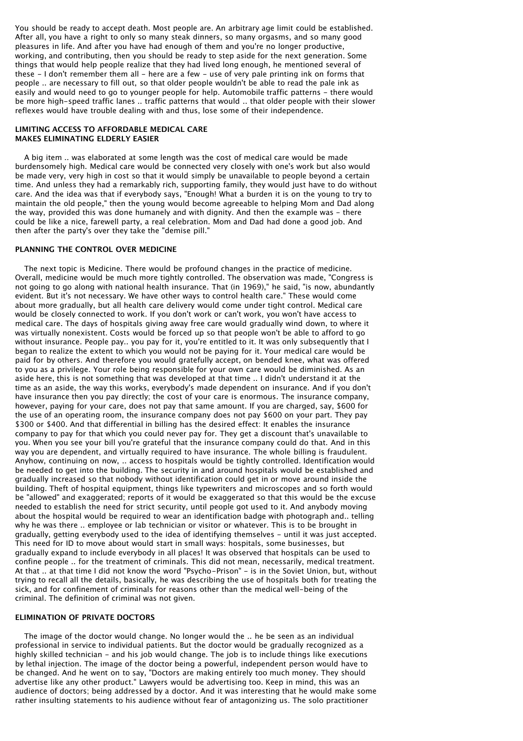You should be ready to accept death. Most people are. An arbitrary age limit could be established. After all, you have a right to only so many steak dinners, so many orgasms, and so many good pleasures in life. And after you have had enough of them and you're no longer productive, working, and contributing, then you should be ready to step aside for the next generation. Some things that would help people realize that they had lived long enough, he mentioned several of these - I don't remember them all - here are a few - use of very pale printing ink on forms that people .. are necessary to fill out, so that older people wouldn't be able to read the pale ink as easily and would need to go to younger people for help. Automobile traffic patterns - there would be more high-speed traffic lanes .. traffic patterns that would .. that older people with their slower reflexes would have trouble dealing with and thus, lose some of their independence.

## LIMITING ACCESS TO AFFORDABLE MEDICAL CARE MAKES ELIMINATING ELDERLY EASIER

A big item .. was elaborated at some length was the cost of medical care would be made burdensomely high. Medical care would be connected very closely with one's work but also would be made very, very high in cost so that it would simply be unavailable to people beyond a certain time. And unless they had a remarkably rich, supporting family, they would just have to do without care. And the idea was that if everybody says, "Enough! What a burden it is on the young to try to maintain the old people," then the young would become agreeable to helping Mom and Dad along the way, provided this was done humanely and with dignity. And then the example was - there could be like a nice, farewell party, a real celebration. Mom and Dad had done a good job. And then after the party's over they take the "demise pill."

## PLANNING THE CONTROL OVER MEDICINE

The next topic is Medicine. There would be profound changes in the practice of medicine. Overall, medicine would be much more tightly controlled. The observation was made, "Congress is not going to go along with national health insurance. That (in 1969)," he said, "is now, abundantly evident. But it's not necessary. We have other ways to control health care." These would come about more gradually, but all health care delivery would come under tight control. Medical care would be closely connected to work. If you don't work or can't work, you won't have access to medical care. The days of hospitals giving away free care would gradually wind down, to where it was virtually nonexistent. Costs would be forced up so that people won't be able to afford to go without insurance. People pay.. you pay for it, you're entitled to it. It was only subsequently that I began to realize the extent to which you would not be paying for it. Your medical care would be paid for by others. And therefore you would gratefully accept, on bended knee, what was offered to you as a privilege. Your role being responsible for your own care would be diminished. As an aside here, this is not something that was developed at that time .. I didn't understand it at the time as an aside, the way this works, everybody's made dependent on insurance. And if you don't have insurance then you pay directly; the cost of your care is enormous. The insurance company, however, paying for your care, does not pay that same amount. If you are charged, say, $600 for the use of an operating room, the insurance company does not pay $600 on your part. They pay $300 or $400. And that differential in billing has the desired effect: It enables the insurance company to pay for that which you could never pay for. They get a discount that's unavailable to you. When you see your bill you're grateful that the insurance company could do that. And in this way you are dependent, and virtually required to have insurance. The whole billing is fraudulent. Anyhow, continuing on now, .. access to hospitals would be tightly controlled. Identification would be needed to get into the building. The security in and around hospitals would be established and gradually increased so that nobody without identification could get in or move around inside the building. Theft of hospital equipment, things like typewriters and microscopes and so forth would be "allowed" and exaggerated; reports of it would be exaggerated so that this would be the excuse needed to establish the need for strict security, until people got used to it. And anybody moving about the hospital would be required to wear an identification badge with photograph and.. telling why he was there .. employee or lab technician or visitor or whatever. This is to be brought in gradually, getting everybody used to the idea of identifying themselves - until it was just accepted. This need for ID to move about would start in small ways: hospitals, some businesses, but gradually expand to include everybody in all places! It was observed that hospitals can be used to confine people .. for the treatment of criminals. This did not mean, necessarily, medical treatment. At that .. at that time I did not know the word "Psycho-Prison" - is in the Soviet Union, but, without trying to recall all the details, basically, he was describing the use of hospitals both for treating the sick, and for confinement of criminals for reasons other than the medical well-being of the criminal. The definition of criminal was not given.

## ELIMINATION OF PRIVATE DOCTORS

The image of the doctor would change. No longer would the .. he be seen as an individual professional in service to individual patients. But the doctor would be gradually recognized as a highly skilled technician - and his job would change. The job is to include things like executions by lethal injection. The image of the doctor being a powerful, independent person would have to be changed. And he went on to say, "Doctors are making entirely too much money. They should advertise like any other product." Lawyers would be advertising too. Keep in mind, this was an audience of doctors; being addressed by a doctor. And it was interesting that he would make some rather insulting statements to his audience without fear of antagonizing us. The solo practitioner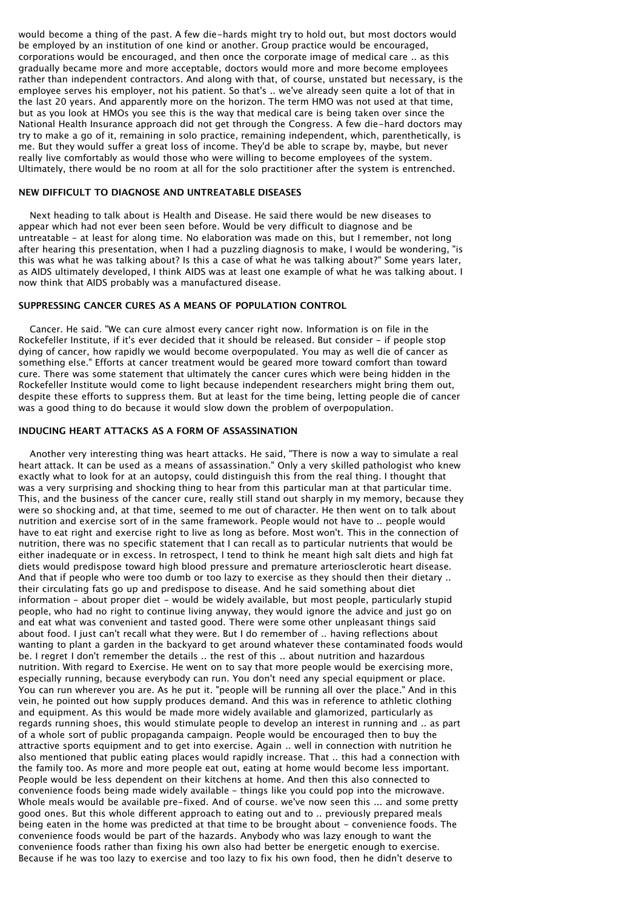would become a thing of the past. A few die-hards might try to hold out, but most doctors would be employed by an institution of one kind or another. Group practice would be encouraged, corporations would be encouraged, and then once the corporate image of medical care .. as this gradually became more and more acceptable, doctors would more and more become employees rather than independent contractors. And along with that, of course, unstated but necessary, is the employee serves his employer, not his patient. So that's .. we've already seen quite a lot of that in the last 20 years. And apparently more on the horizon. The term HMO was not used at that time, but as you look at HMOs you see this is the way that medical care is being taken over since the National Health Insurance approach did not get through the Congress. A few die-hard doctors may try to make a go of it, remaining in solo practice, remaining independent, which, parenthetically, is me. But they would suffer a great loss of income. They'd be able to scrape by, maybe, but never really live comfortably as would those who were willing to become employees of the system. Ultimately, there would be no room at all for the solo practitioner after the system is entrenched.

### NEW DIFFICULT TO DIAGNOSE AND UNTREATABLE DISEASES

Next heading to talk about is Health and Disease. He said there would be new diseases to appear which had not ever been seen before. Would be very difficult to diagnose and be untreatable - at least for along time. No elaboration was made on this, but I remember, not long after hearing this presentation, when I had a puzzling diagnosis to make, I would be wondering, "is this was what he was talking about? Is this a case of what he was talking about?" Some years later, as AIDS ultimately developed, I think AIDS was at least one example of what he was talking about. I now think that AIDS probably was a manufactured disease.

### SUPPRESSING CANCER CURES AS A MEANS OF POPULATION CONTROL

Cancer. He said. "We can cure almost every cancer right now. Information is on file in the Rockefeller Institute, if it's ever decided that it should be released. But consider - if people stop dying of cancer, how rapidly we would become overpopulated. You may as well die of cancer as something else." Efforts at cancer treatment would be geared more toward comfort than toward cure. There was some statement that ultimately the cancer cures which were being hidden in the Rockefeller Institute would come to light because independent researchers might bring them out, despite these efforts to suppress them. But at least for the time being, letting people die of cancer was a good thing to do because it would slow down the problem of overpopulation.

### INDUCING HEART ATTACKS AS A FORM OF ASSASSINATION

Another very interesting thing was heart attacks. He said, "There is now a way to simulate a real heart attack. It can be used as a means of assassination." Only a very skilled pathologist who knew exactly what to look for at an autopsy, could distinguish this from the real thing. I thought that was a very surprising and shocking thing to hear from this particular man at that particular time. This, and the business of the cancer cure, really still stand out sharply in my memory, because they were so shocking and, at that time, seemed to me out of character. He then went on to talk about nutrition and exercise sort of in the same framework. People would not have to .. people would have to eat right and exercise right to live as long as before. Most won't. This in the connection of nutrition, there was no specific statement that I can recall as to particular nutrients that would be either inadequate or in excess. In retrospect, I tend to think he meant high salt diets and high fat diets would predispose toward high blood pressure and premature arteriosclerotic heart disease. And that if people who were too dumb or too lazy to exercise as they should then their dietary .. their circulating fats go up and predispose to disease. And he said something about diet information - about proper diet - would be widely available, but most people, particularly stupid people, who had no right to continue living anyway, they would ignore the advice and just go on and eat what was convenient and tasted good. There were some other unpleasant things said about food. I just can't recall what they were. But I do remember of .. having reflections about wanting to plant a garden in the backyard to get around whatever these contaminated foods would be. I regret I don't remember the details .. the rest of this .. about nutrition and hazardous nutrition. With regard to Exercise. He went on to say that more people would be exercising more, especially running, because everybody can run. You don't need any special equipment or place. You can run wherever you are. As he put it. "people will be running all over the place." And in this vein, he pointed out how supply produces demand. And this was in reference to athletic clothing and equipment. As this would be made more widely available and glamorized, particularly as regards running shoes, this would stimulate people to develop an interest in running and .. as part of a whole sort of public propaganda campaign. People would be encouraged then to buy the attractive sports equipment and to get into exercise. Again .. well in connection with nutrition he also mentioned that public eating places would rapidly increase. That .. this had a connection with the family too. As more and more people eat out, eating at home would become less important. People would be less dependent on their kitchens at home. And then this also connected to convenience foods being made widely available - things like you could pop into the microwave. Whole meals would be available pre-fixed. And of course. we've now seen this ... and some pretty good ones. But this whole different approach to eating out and to .. previously prepared meals being eaten in the home was predicted at that time to be brought about - convenience foods. The convenience foods would be part of the hazards. Anybody who was lazy enough to want the convenience foods rather than fixing his own also had better be energetic enough to exercise. Because if he was too lazy to exercise and too lazy to fix his own food, then he didn't deserve to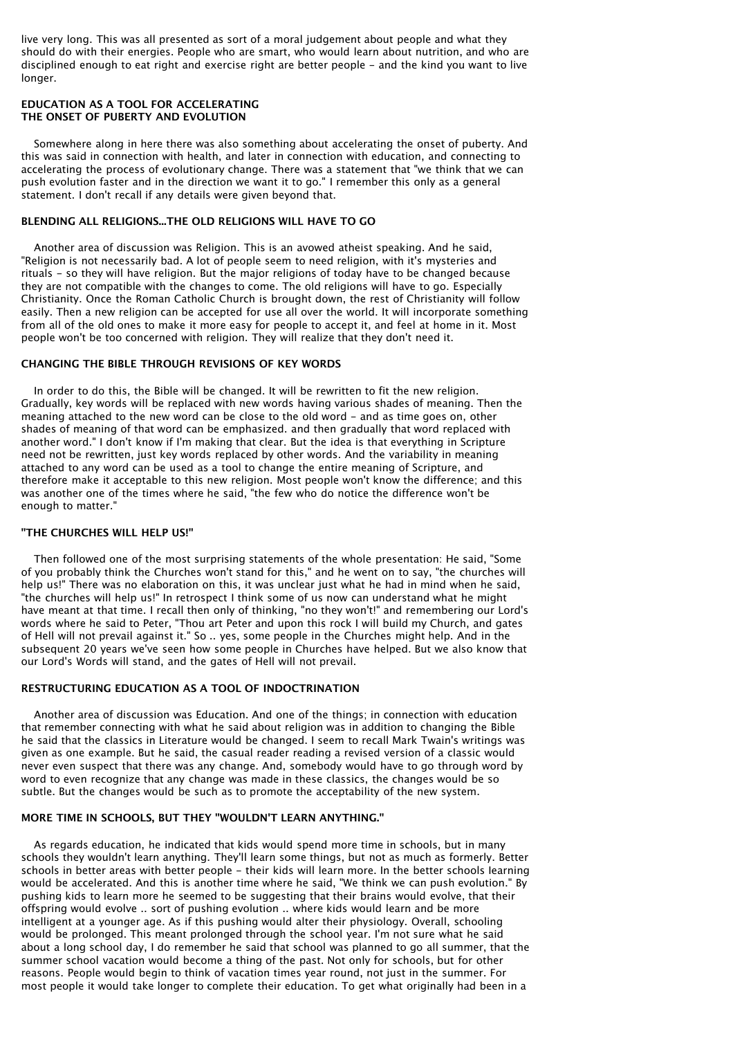live very long. This was all presented as sort of a moral judgement about people and what they should do with their energies. People who are smart, who would learn about nutrition, and who are disciplined enough to eat right and exercise right are better people - and the kind you want to live longer.

### EDUCATION AS A TOOL FOR ACCELERATING THE ONSET OF PUBERTY AND EVOLUTION

Somewhere along in here there was also something about accelerating the onset of puberty. And this was said in connection with health, and later in connection with education, and connecting to accelerating the process of evolutionary change. There was a statement that "we think that we can push evolution faster and in the direction we want it to go." I remember this only as a general statement. I don't recall if any details were given beyond that.

### BLENDING ALL RELIGIONS...THE OLD RELIGIONS WILL HAVE TO GO

Another area of discussion was Religion. This is an avowed atheist speaking. And he said, "Religion is not necessarily bad. A lot of people seem to need religion, with it's mysteries and rituals - so they will have religion. But the major religions of today have to be changed because they are not compatible with the changes to come. The old religions will have to go. Especially Christianity. Once the Roman Catholic Church is brought down, the rest of Christianity will follow easily. Then a new religion can be accepted for use all over the world. It will incorporate something from all of the old ones to make it more easy for people to accept it, and feel at home in it. Most people won't be too concerned with religion. They will realize that they don't need it.

### CHANGING THE BIBLE THROUGH REVISIONS OF KEY WORDS

In order to do this, the Bible will be changed. It will be rewritten to fit the new religion. Gradually, key words will be replaced with new words having various shades of meaning. Then the meaning attached to the new word can be close to the old word - and as time goes on, other shades of meaning of that word can be emphasized. and then gradually that word replaced with another word." I don't know if I'm making that clear. But the idea is that everything in Scripture need not be rewritten, just key words replaced by other words. And the variability in meaning attached to any word can be used as a tool to change the entire meaning of Scripture, and therefore make it acceptable to this new religion. Most people won't know the difference; and this was another one of the times where he said, "the few who do notice the difference won't be enough to matter."

### "THE CHURCHES WILL HELP US!"

Then followed one of the most surprising statements of the whole presentation: He said, "Some of you probably think the Churches won't stand for this," and he went on to say, "the churches will help us!" There was no elaboration on this, it was unclear just what he had in mind when he said, "the churches will help us!" In retrospect I think some of us now can understand what he might have meant at that time. I recall then only of thinking, "no they won't!" and remembering our Lord's words where he said to Peter, "Thou art Peter and upon this rock I will build my Church, and gates of Hell will not prevail against it." So .. yes, some people in the Churches might help. And in the subsequent 20 years we've seen how some people in Churches have helped. But we also know that our Lord's Words will stand, and the gates of Hell will not prevail.

### RESTRUCTURING EDUCATION AS A TOOL OF INDOCTRINATION

Another area of discussion was Education. And one of the things; in connection with education that remember connecting with what he said about religion was in addition to changing the Bible he said that the classics in Literature would be changed. I seem to recall Mark Twain's writings was given as one example. But he said, the casual reader reading a revised version of a classic would never even suspect that there was any change. And, somebody would have to go through word by word to even recognize that any change was made in these classics, the changes would be so subtle. But the changes would be such as to promote the acceptability of the new system.

### MORE TIME IN SCHOOLS, BUT THEY "WOULDN'T LEARN ANYTHING."

As regards education, he indicated that kids would spend more time in schools, but in many schools they wouldn't learn anything. They'll learn some things, but not as much as formerly. Better schools in better areas with better people - their kids will learn more. In the better schools learning would be accelerated. And this is another time where he said, "We think we can push evolution." By pushing kids to learn more he seemed to be suggesting that their brains would evolve, that their offspring would evolve .. sort of pushing evolution .. where kids would learn and be more intelligent at a younger age. As if this pushing would alter their physiology. Overall, schooling would be prolonged. This meant prolonged through the school year. I'm not sure what he said about a long school day, I do remember he said that school was planned to go all summer, that the summer school vacation would become a thing of the past. Not only for schools, but for other reasons. People would begin to think of vacation times year round, not just in the summer. For most people it would take longer to complete their education. To get what originally had been in a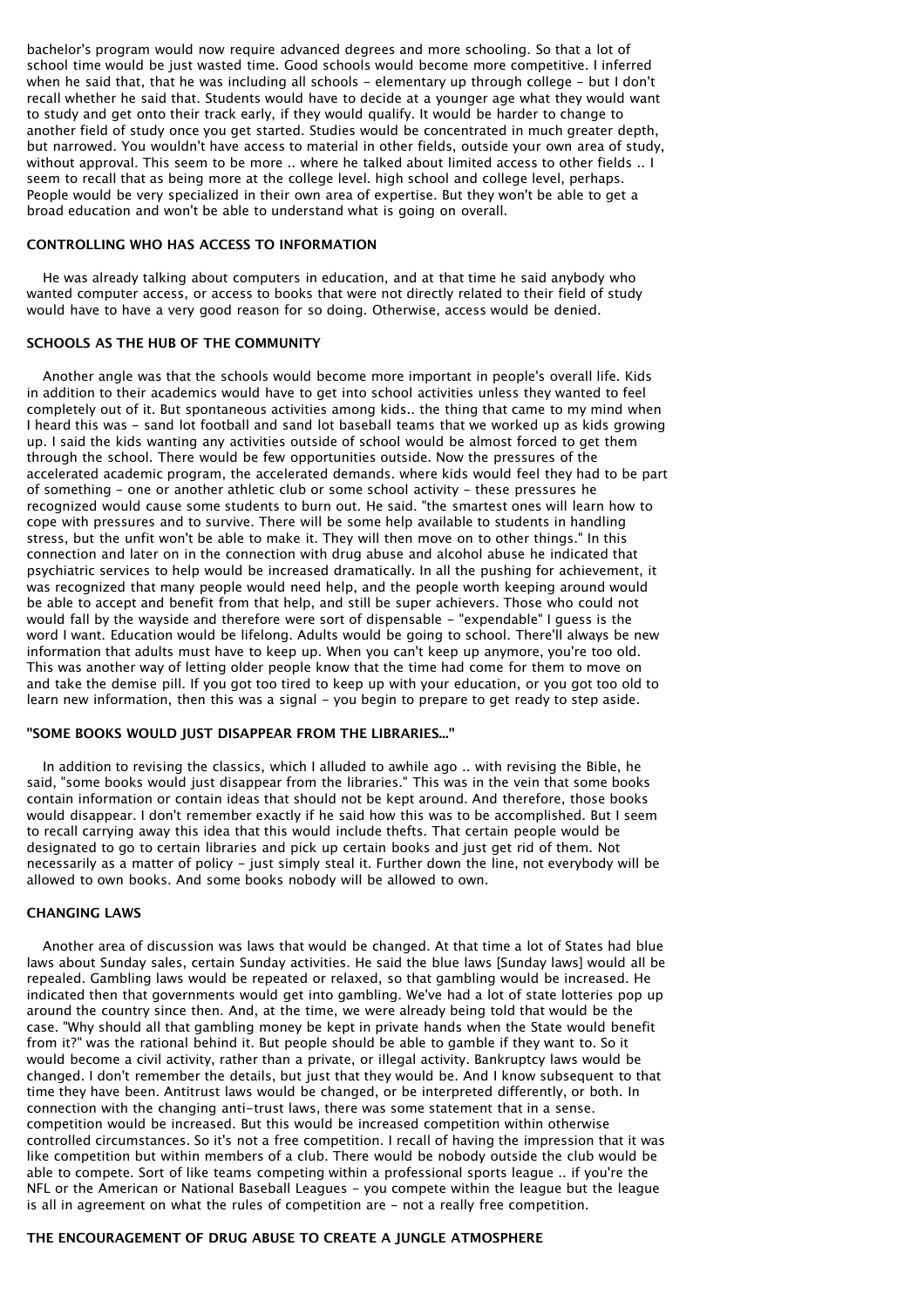bachelor's program would now require advanced degrees and more schooling. So that a lot of school time would be just wasted time. Good schools would become more competitive. I inferred when he said that, that he was including all schools - elementary up through college - but I don't recall whether he said that. Students would have to decide at a younger age what they would want to study and get onto their track early, if they would qualify. It would be harder to change to another field of study once you get started. Studies would be concentrated in much greater depth, but narrowed. You wouldn't have access to material in other fields, outside your own area of study, without approval. This seem to be more .. where he talked about limited access to other fields .. I seem to recall that as being more at the college level. high school and college level, perhaps. People would be very specialized in their own area of expertise. But they won't be able to get a broad education and won't be able to understand what is going on overall.

### CONTROLLING WHO HAS ACCESS TO INFORMATION

He was already talking about computers in education, and at that time he said anybody who wanted computer access, or access to books that were not directly related to their field of study would have to have a very good reason for so doing. Otherwise, access would be denied.

### SCHOOLS AS THE HUB OF THE COMMUNITY

Another angle was that the schools would become more important in people's overall life. Kids in addition to their academics would have to get into school activities unless they wanted to feel completely out of it. But spontaneous activities among kids.. the thing that came to my mind when I heard this was - sand lot football and sand lot baseball teams that we worked up as kids growing up. I said the kids wanting any activities outside of school would be almost forced to get them through the school. There would be few opportunities outside. Now the pressures of the accelerated academic program, the accelerated demands. where kids would feel they had to be part of something - one or another athletic club or some school activity - these pressures he recognized would cause some students to burn out. He said. "the smartest ones will learn how to cope with pressures and to survive. There will be some help available to students in handling stress, but the unfit won't be able to make it. They will then move on to other things." In this connection and later on in the connection with drug abuse and alcohol abuse he indicated that psychiatric services to help would be increased dramatically. In all the pushing for achievement, it was recognized that many people would need help, and the people worth keeping around would be able to accept and benefit from that help, and still be super achievers. Those who could not would fall by the wayside and therefore were sort of dispensable - "expendable" I guess is the word I want. Education would be lifelong. Adults would be going to school. There'll always be new information that adults must have to keep up. When you can't keep up anymore, you're too old. This was another way of letting older people know that the time had come for them to move on and take the demise pill. If you got too tired to keep up with your education, or you got too old to learn new information, then this was a signal - you begin to prepare to get ready to step aside.

### "SOME BOOKS WOULD JUST DISAPPEAR FROM THE LIBRARIES..."

In addition to revising the classics, which I alluded to awhile ago .. with revising the Bible, he said, "some books would just disappear from the libraries." This was in the vein that some books contain information or contain ideas that should not be kept around. And therefore, those books would disappear. I don't remember exactly if he said how this was to be accomplished. But I seem to recall carrying away this idea that this would include thefts. That certain people would be designated to go to certain libraries and pick up certain books and just get rid of them. Not necessarily as a matter of policy - just simply steal it. Further down the line, not everybody will be allowed to own books. And some books nobody will be allowed to own.

### CHANGING LAWS

Another area of discussion was laws that would be changed. At that time a lot of States had blue laws about Sunday sales, certain Sunday activities. He said the blue laws [Sunday laws] would all be repealed. Gambling laws would be repeated or relaxed, so that gambling would be increased. He indicated then that governments would get into gambling. We've had a lot of state lotteries pop up around the country since then. And, at the time, we were already being told that would be the case. "Why should all that gambling money be kept in private hands when the State would benefit from it?" was the rational behind it. But people should be able to gamble if they want to. So it would become a civil activity, rather than a private, or illegal activity. Bankruptcy laws would be changed. I don't remember the details, but just that they would be. And I know subsequent to that time they have been. Antitrust laws would be changed, or be interpreted differently, or both. In connection with the changing anti-trust laws, there was some statement that in a sense. competition would be increased. But this would be increased competition within otherwise controlled circumstances. So it's not a free competition. I recall of having the impression that it was like competition but within members of a club. There would be nobody outside the club would be able to compete. Sort of like teams competing within a professional sports league .. if you're the NFL or the American or National Baseball Leagues - you compete within the league but the league is all in agreement on what the rules of competition are - not a really free competition.

### THE ENCOURAGEMENT OF DRUG ABUSE TO CREATE A JUNGLE ATMOSPHERE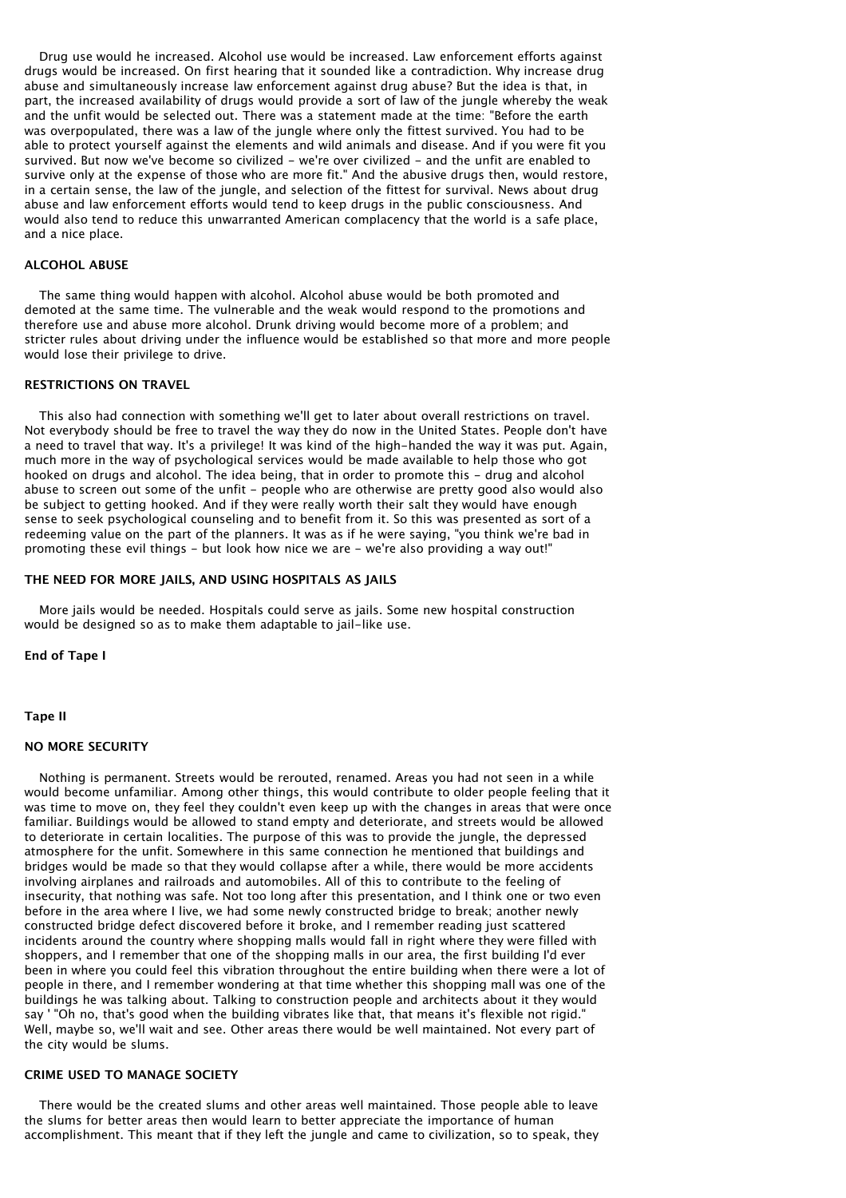Drug use would he increased. Alcohol use would be increased. Law enforcement efforts against drugs would be increased. On first hearing that it sounded like a contradiction. Why increase drug abuse and simultaneously increase law enforcement against drug abuse? But the idea is that, in part, the increased availability of drugs would provide a sort of law of the jungle whereby the weak and the unfit would be selected out. There was a statement made at the time: "Before the earth was overpopulated, there was a law of the jungle where only the fittest survived. You had to be able to protect yourself against the elements and wild animals and disease. And if you were fit you survived. But now we've become so civilized - we're over civilized - and the unfit are enabled to survive only at the expense of those who are more fit." And the abusive drugs then, would restore, in a certain sense, the law of the jungle, and selection of the fittest for survival. News about drug abuse and law enforcement efforts would tend to keep drugs in the public consciousness. And would also tend to reduce this unwarranted American complacency that the world is a safe place, and a nice place.

### ALCOHOL ABUSE

The same thing would happen with alcohol. Alcohol abuse would be both promoted and demoted at the same time. The vulnerable and the weak would respond to the promotions and therefore use and abuse more alcohol. Drunk driving would become more of a problem; and stricter rules about driving under the influence would be established so that more and more people would lose their privilege to drive.

### RESTRICTIONS ON TRAVEL

This also had connection with something we'll get to later about overall restrictions on travel. Not everybody should be free to travel the way they do now in the United States. People don't have a need to travel that way. It's a privilege! It was kind of the high-handed the way it was put. Again, much more in the way of psychological services would be made available to help those who got hooked on drugs and alcohol. The idea being, that in order to promote this - drug and alcohol abuse to screen out some of the unfit - people who are otherwise are pretty good also would also be subject to getting hooked. And if they were really worth their salt they would have enough sense to seek psychological counseling and to benefit from it. So this was presented as sort of a redeeming value on the part of the planners. It was as if he were saying, "you think we're bad in promoting these evil things - but look how nice we are - we're also providing a way out!"

### THE NEED FOR MORE JAILS, AND USING HOSPITALS AS JAILS

More jails would be needed. Hospitals could serve as jails. Some new hospital construction would be designed so as to make them adaptable to jail-like use.

**End of Tape I**

**Tape II**

### NO MORE SECURITY

Nothing is permanent. Streets would be rerouted, renamed. Areas you had not seen in a while would become unfamiliar. Among other things, this would contribute to older people feeling that it was time to move on, they feel they couldn't even keep up with the changes in areas that were once familiar. Buildings would be allowed to stand empty and deteriorate, and streets would be allowed to deteriorate in certain localities. The purpose of this was to provide the jungle, the depressed atmosphere for the unfit. Somewhere in this same connection he mentioned that buildings and bridges would be made so that they would collapse after a while, there would be more accidents involving airplanes and railroads and automobiles. All of this to contribute to the feeling of insecurity, that nothing was safe. Not too long after this presentation, and I think one or two even before in the area where I live, we had some newly constructed bridge to break; another newly constructed bridge defect discovered before it broke, and I remember reading just scattered incidents around the country where shopping malls would fall in right where they were filled with shoppers, and I remember that one of the shopping malls in our area, the first building I'd ever been in where you could feel this vibration throughout the entire building when there were a lot of people in there, and I remember wondering at that time whether this shopping mall was one of the buildings he was talking about. Talking to construction people and architects about it they would say ' "Oh no, that's good when the building vibrates like that, that means it's flexible not rigid." Well, maybe so, we'll wait and see. Other areas there would be well maintained. Not every part of the city would be slums.

### CRIME USED TO MANAGE SOCIETY

There would be the created slums and other areas well maintained. Those people able to leave the slums for better areas then would learn to better appreciate the importance of human accomplishment. This meant that if they left the jungle and came to civilization, so to speak, they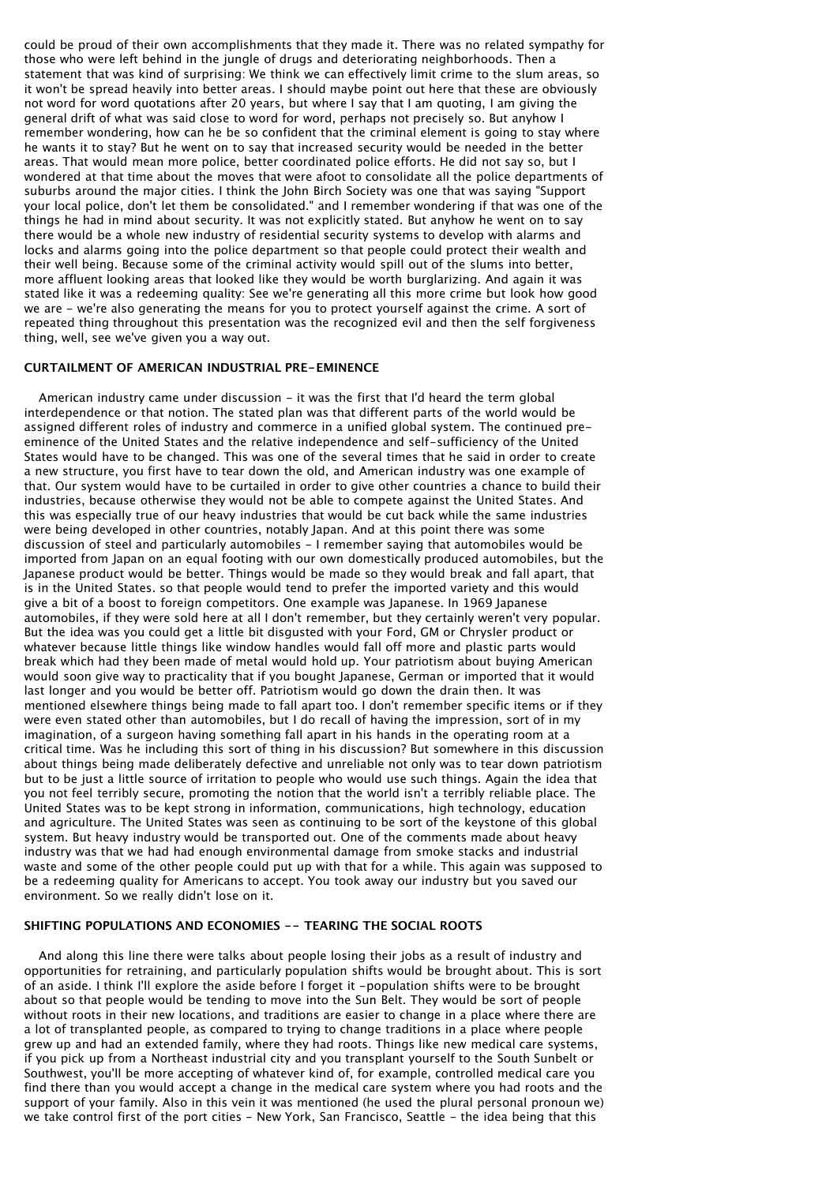could be proud of their own accomplishments that they made it. There was no related sympathy for those who were left behind in the jungle of drugs and deteriorating neighborhoods. Then a statement that was kind of surprising: We think we can effectively limit crime to the slum areas, so it won't be spread heavily into better areas. I should maybe point out here that these are obviously not word for word quotations after 20 years, but where I say that I am quoting, I am giving the general drift of what was said close to word for word, perhaps not precisely so. But anyhow I remember wondering, how can he be so confident that the criminal element is going to stay where he wants it to stay? But he went on to say that increased security would be needed in the better areas. That would mean more police, better coordinated police efforts. He did not say so, but I wondered at that time about the moves that were afoot to consolidate all the police departments of suburbs around the major cities. I think the John Birch Society was one that was saying "Support your local police, don't let them be consolidated." and I remember wondering if that was one of the things he had in mind about security. It was not explicitly stated. But anyhow he went on to say there would be a whole new industry of residential security systems to develop with alarms and locks and alarms going into the police department so that people could protect their wealth and their well being. Because some of the criminal activity would spill out of the slums into better, more affluent looking areas that looked like they would be worth burglarizing. And again it was stated like it was a redeeming quality: See we're generating all this more crime but look how good we are - we're also generating the means for you to protect yourself against the crime. A sort of repeated thing throughout this presentation was the recognized evil and then the self forgiveness thing, well, see we've given you a way out.

### CURTAILMENT OF AMERICAN INDUSTRIAL PRE-EMINENCE

American industry came under discussion - it was the first that I'd heard the term global interdependence or that notion. The stated plan was that different parts of the world would be assigned different roles of industry and commerce in a unified global system. The continued pre-eminence of the United States and the relative independence and self-sufficiency of the United States would have to be changed. This was one of the several times that he said in order to create a new structure, you first have to tear down the old, and American industry was one example of that. Our system would have to be curtailed in order to give other countries a chance to build their industries, because otherwise they would not be able to compete against the United States. And this was especially true of our heavy industries that would be cut back while the same industries were being developed in other countries, notably Japan. And at this point there was some discussion of steel and particularly automobiles - I remember saying that automobiles would be imported from Japan on an equal footing with our own domestically produced automobiles, but the Japanese product would be better. Things would be made so they would break and fall apart, that is in the United States. so that people would tend to prefer the imported variety and this would give a bit of a boost to foreign competitors. One example was Japanese. In 1969 Japanese automobiles, if they were sold here at all I don't remember, but they certainly weren't very popular. But the idea was you could get a little bit disgusted with your Ford, GM or Chrysler product or whatever because little things like window handles would fall off more and plastic parts would break which had they been made of metal would hold up. Your patriotism about buying American would soon give way to practicality that if you bought Japanese, German or imported that it would last longer and you would be better off. Patriotism would go down the drain then. It was mentioned elsewhere things being made to fall apart too. I don't remember specific items or if they were even stated other than automobiles, but I do recall of having the impression, sort of in my imagination, of a surgeon having something fall apart in his hands in the operating room at a critical time. Was he including this sort of thing in his discussion? But somewhere in this discussion about things being made deliberately defective and unreliable not only was to tear down patriotism but to be just a little source of irritation to people who would use such things. Again the idea that you not feel terribly secure, promoting the notion that the world isn't a terribly reliable place. The United States was to be kept strong in information, communications, high technology, education and agriculture. The United States was seen as continuing to be sort of the keystone of this global system. But heavy industry would be transported out. One of the comments made about heavy industry was that we had had enough environmental damage from smoke stacks and industrial waste and some of the other people could put up with that for a while. This again was supposed to be a redeeming quality for Americans to accept. You took away our industry but you saved our environment. So we really didn't lose on it.

### SHIFTING POPULATIONS AND ECONOMIES -- TEARING THE SOCIAL ROOTS

And along this line there were talks about people losing their jobs as a result of industry and opportunities for retraining, and particularly population shifts would be brought about. This is sort of an aside. I think I'll explore the aside before I forget it -population shifts were to be brought about so that people would be tending to move into the Sun Belt. They would be sort of people without roots in their new locations, and traditions are easier to change in a place where there are a lot of transplanted people, as compared to trying to change traditions in a place where people grew up and had an extended family, where they had roots. Things like new medical care systems, if you pick up from a Northeast industrial city and you transplant yourself to the South Sunbelt or Southwest, you'll be more accepting of whatever kind of, for example, controlled medical care you find there than you would accept a change in the medical care system where you had roots and the support of your family. Also in this vein it was mentioned (he used the plural personal pronoun we) we take control first of the port cities - New York, San Francisco, Seattle - the idea being that this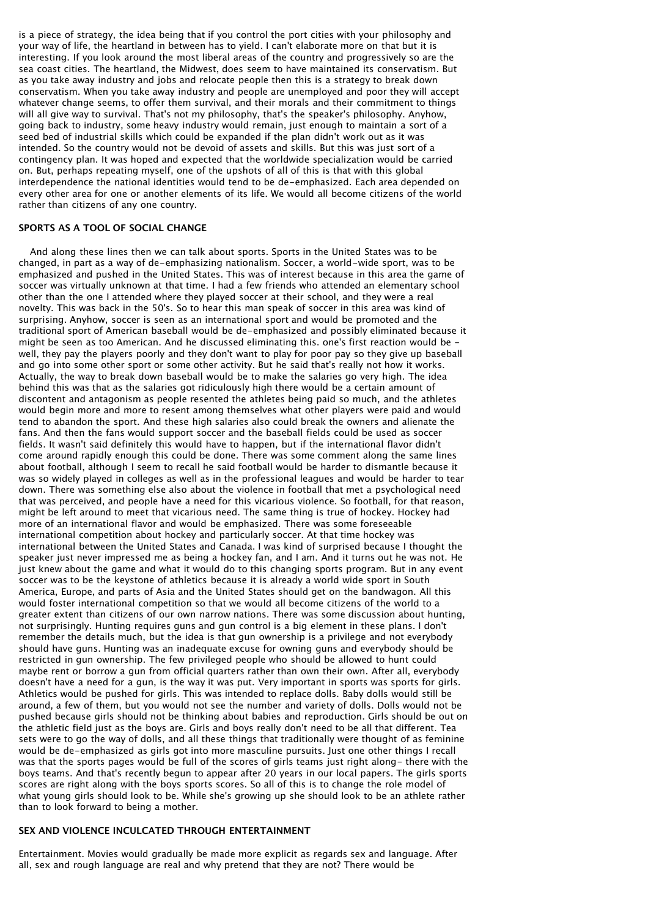is a piece of strategy, the idea being that if you control the port cities with your philosophy and your way of life, the heartland in between has to yield. I can't elaborate more on that but it is interesting. If you look around the most liberal areas of the country and progressively so are the sea coast cities. The heartland, the Midwest, does seem to have maintained its conservatism. But as you take away industry and jobs and relocate people then this is a strategy to break down conservatism. When you take away industry and people are unemployed and poor they will accept whatever change seems, to offer them survival, and their morals and their commitment to things will all give way to survival. That's not my philosophy, that's the speaker's philosophy. Anyhow, going back to industry, some heavy industry would remain, just enough to maintain a sort of a seed bed of industrial skills which could be expanded if the plan didn't work out as it was intended. So the country would not be devoid of assets and skills. But this was just sort of a contingency plan. It was hoped and expected that the worldwide specialization would be carried on. But, perhaps repeating myself, one of the upshots of all of this is that with this global interdependence the national identities would tend to be de-emphasized. Each area depended on every other area for one or another elements of its life. We would all become citizens of the world rather than citizens of any one country.

## SPORTS AS A TOOL OF SOCIAL CHANGE

And along these lines then we can talk about sports. Sports in the United States was to be changed, in part as a way of de-emphasizing nationalism. Soccer, a world-wide sport, was to be emphasized and pushed in the United States. This was of interest because in this area the game of soccer was virtually unknown at that time. I had a few friends who attended an elementary school other than the one I attended where they played soccer at their school, and they were a real novelty. This was back in the 50's. So to hear this man speak of soccer in this area was kind of surprising. Anyhow, soccer is seen as an international sport and would be promoted and the traditional sport of American baseball would be de-emphasized and possibly eliminated because it might be seen as too American. And he discussed eliminating this. one's first reaction would be - well, they pay the players poorly and they don't want to play for poor pay so they give up baseball and go into some other sport or some other activity. But he said that's really not how it works. Actually, the way to break down baseball would be to make the salaries go very high. The idea behind this was that as the salaries got ridiculously high there would be a certain amount of discontent and antagonism as people resented the athletes being paid so much, and the athletes would begin more and more to resent among themselves what other players were paid and would tend to abandon the sport. And these high salaries also could break the owners and alienate the fans. And then the fans would support soccer and the baseball fields could be used as soccer fields. It wasn't said definitely this would have to happen, but if the international flavor didn't come around rapidly enough this could be done. There was some comment along the same lines about football, although I seem to recall he said football would be harder to dismantle because it was so widely played in colleges as well as in the professional leagues and would be harder to tear down. There was something else also about the violence in football that met a psychological need that was perceived, and people have a need for this vicarious violence. So football, for that reason, might be left around to meet that vicarious need. The same thing is true of hockey. Hockey had more of an international flavor and would be emphasized. There was some foreseeable international competition about hockey and particularly soccer. At that time hockey was international between the United States and Canada. I was kind of surprised because I thought the speaker just never impressed me as being a hockey fan, and I am. And it turns out he was not. He just knew about the game and what it would do to this changing sports program. But in any event soccer was to be the keystone of athletics because it is already a world wide sport in South America, Europe, and parts of Asia and the United States should get on the bandwagon. All this would foster international competition so that we would all become citizens of the world to a greater extent than citizens of our own narrow nations. There was some discussion about hunting, not surprisingly. Hunting requires guns and gun control is a big element in these plans. I don't remember the details much, but the idea is that gun ownership is a privilege and not everybody should have guns. Hunting was an inadequate excuse for owning guns and everybody should be restricted in gun ownership. The few privileged people who should be allowed to hunt could maybe rent or borrow a gun from official quarters rather than own their own. After all, everybody doesn't have a need for a gun, is the way it was put. Very important in sports was sports for girls. Athletics would be pushed for girls. This was intended to replace dolls. Baby dolls would still be around, a few of them, but you would not see the number and variety of dolls. Dolls would not be pushed because girls should not be thinking about babies and reproduction. Girls should be out on the athletic field just as the boys are. Girls and boys really don't need to be all that different. Tea sets were to go the way of dolls, and all these things that traditionally were thought of as feminine would be de-emphasized as girls got into more masculine pursuits. Just one other things I recall was that the sports pages would be full of the scores of girls teams just right along- there with the boys teams. And that's recently begun to appear after 20 years in our local papers. The girls sports scores are right along with the boys sports scores. So all of this is to change the role model of what young girls should look to be. While she's growing up she should look to be an athlete rather than to look forward to being a mother.

## SEX AND VIOLENCE INCULCATED THROUGH ENTERTAINMENT

Entertainment. Movies would gradually be made more explicit as regards sex and language. After all, sex and rough language are real and why pretend that they are not? There would be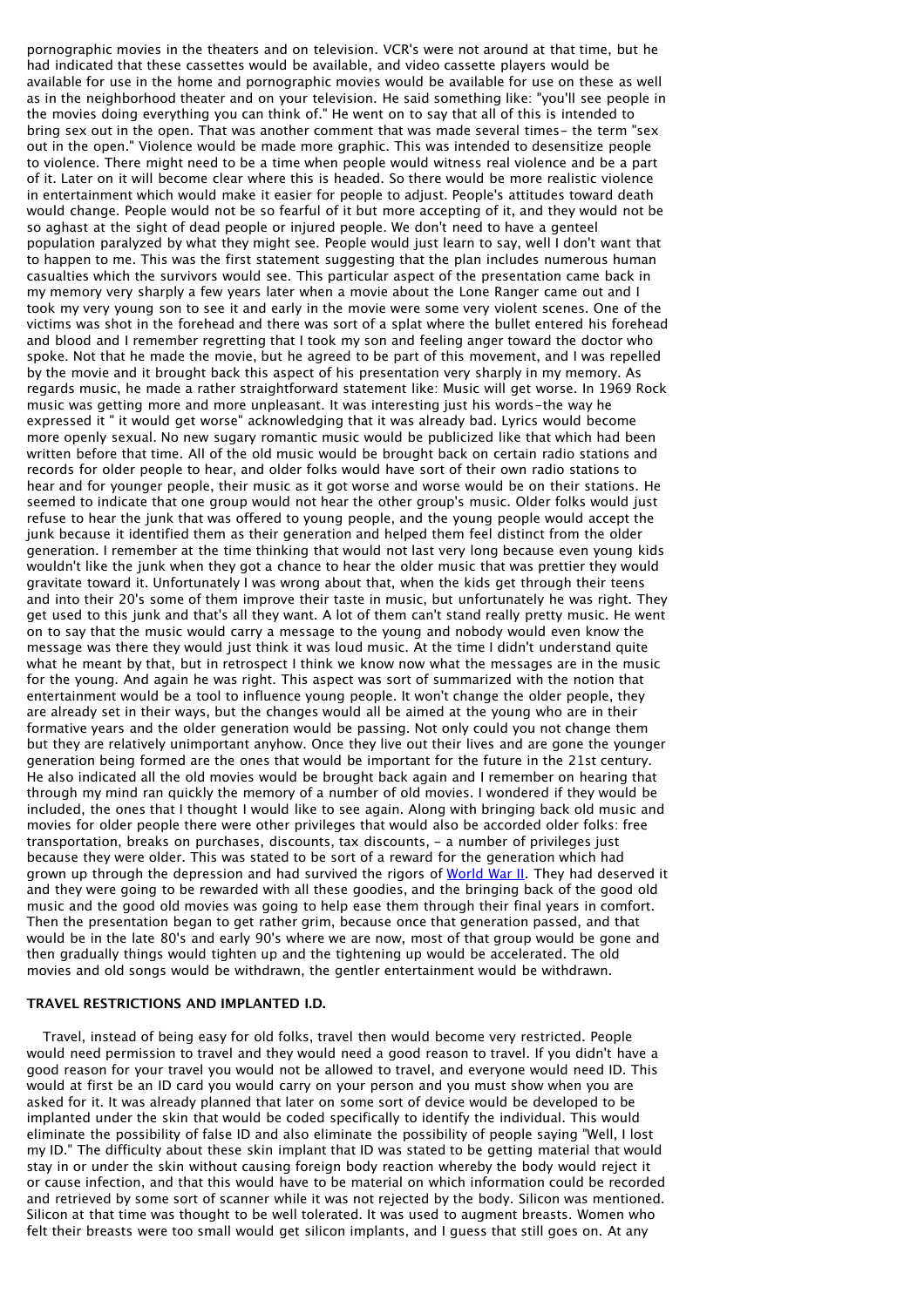pornographic movies in the theaters and on television. VCR's were not around at that time, but he had indicated that these cassettes would be available, and video cassette players would be available for use in the home and pornographic movies would be available for use on these as well as in the neighborhood theater and on your television. He said something like: "you'll see people in the movies doing everything you can think of." He went on to say that all of this is intended to bring sex out in the open. That was another comment that was made several times- the term "sex out in the open." Violence would be made more graphic. This was intended to desensitize people to violence. There might need to be a time when people would witness real violence and be a part of it. Later on it will become clear where this is headed. So there would be more realistic violence in entertainment which would make it easier for people to adjust. People's attitudes toward death would change. People would not be so fearful of it but more accepting of it, and they would not be so aghast at the sight of dead people or injured people. We don't need to have a genteel population paralyzed by what they might see. People would just learn to say, well I don't want that to happen to me. This was the first statement suggesting that the plan includes numerous human casualties which the survivors would see. This particular aspect of the presentation came back in my memory very sharply a few years later when a movie about the Lone Ranger came out and I took my very young son to see it and early in the movie were some very violent scenes. One of the victims was shot in the forehead and there was sort of a splat where the bullet entered his forehead and blood and I remember regretting that I took my son and feeling anger toward the doctor who spoke. Not that he made the movie, but he agreed to be part of this movement, and I was repelled by the movie and it brought back this aspect of his presentation very sharply in my memory. As regards music, he made a rather straightforward statement like: Music will get worse. In 1969 Rock music was getting more and more unpleasant. It was interesting just his words-the way he expressed it " it would get worse" acknowledging that it was already bad. Lyrics would become more openly sexual. No new sugary romantic music would be publicized like that which had been written before that time. All of the old music would be brought back on certain radio stations and records for older people to hear, and older folks would have sort of their own radio stations to hear and for younger people, their music as it got worse and worse would be on their stations. He seemed to indicate that one group would not hear the other group's music. Older folks would just refuse to hear the junk that was offered to young people, and the young people would accept the junk because it identified them as their generation and helped them feel distinct from the older generation. I remember at the time thinking that would not last very long because even young kids wouldn't like the junk when they got a chance to hear the older music that was prettier they would gravitate toward it. Unfortunately I was wrong about that, when the kids get through their teens and into their 20's some of them improve their taste in music, but unfortunately he was right. They get used to this junk and that's all they want. A lot of them can't stand really pretty music. He went on to say that the music would carry a message to the young and nobody would even know the message was there they would just think it was loud music. At the time I didn't understand quite what he meant by that, but in retrospect I think we know now what the messages are in the music for the young. And again he was right. This aspect was sort of summarized with the notion that entertainment would be a tool to influence young people. It won't change the older people, they are already set in their ways, but the changes would all be aimed at the young who are in their formative years and the older generation would be passing. Not only could you not change them but they are relatively unimportant anyhow. Once they live out their lives and are gone the younger generation being formed are the ones that would be important for the future in the 21st century. He also indicated all the old movies would be brought back again and I remember on hearing that through my mind ran quickly the memory of a number of old movies. I wondered if they would be included, the ones that I thought I would like to see again. Along with bringing back old music and movies for older people there were other privileges that would also be accorded older folks: free transportation, breaks on purchases, discounts, tax discounts, - a number of privileges just because they were older. This was stated to be sort of a reward for the generation which had grown up through the depression and had survived the rigors of World War II. They had deserved it and they were going to be rewarded with all these goodies, and the bringing back of the good old music and the good old movies was going to help ease them through their final years in comfort. Then the presentation began to get rather grim, because once that generation passed, and that would be in the late 80's and early 90's where we are now, most of that group would be gone and then gradually things would tighten up and the tightening up would be accelerated. The old movies and old songs would be withdrawn, the gentler entertainment would be withdrawn.

### TRAVEL RESTRICTIONS AND IMPLANTED I.D.

Travel, instead of being easy for old folks, travel then would become very restricted. People would need permission to travel and they would need a good reason to travel. If you didn't have a good reason for your travel you would not be allowed to travel, and everyone would need ID. This would at first be an ID card you would carry on your person and you must show when you are asked for it. It was already planned that later on some sort of device would be developed to be implanted under the skin that would be coded specifically to identify the individual. This would eliminate the possibility of false ID and also eliminate the possibility of people saying "Well, I lost my ID." The difficulty about these skin implant that ID was stated to be getting material that would stay in or under the skin without causing foreign body reaction whereby the body would reject it or cause infection, and that this would have to be material on which information could be recorded and retrieved by some sort of scanner while it was not rejected by the body. Silicon was mentioned. Silicon at that time was thought to be well tolerated. It was used to augment breasts. Women who felt their breasts were too small would get silicon implants, and I guess that still goes on. At any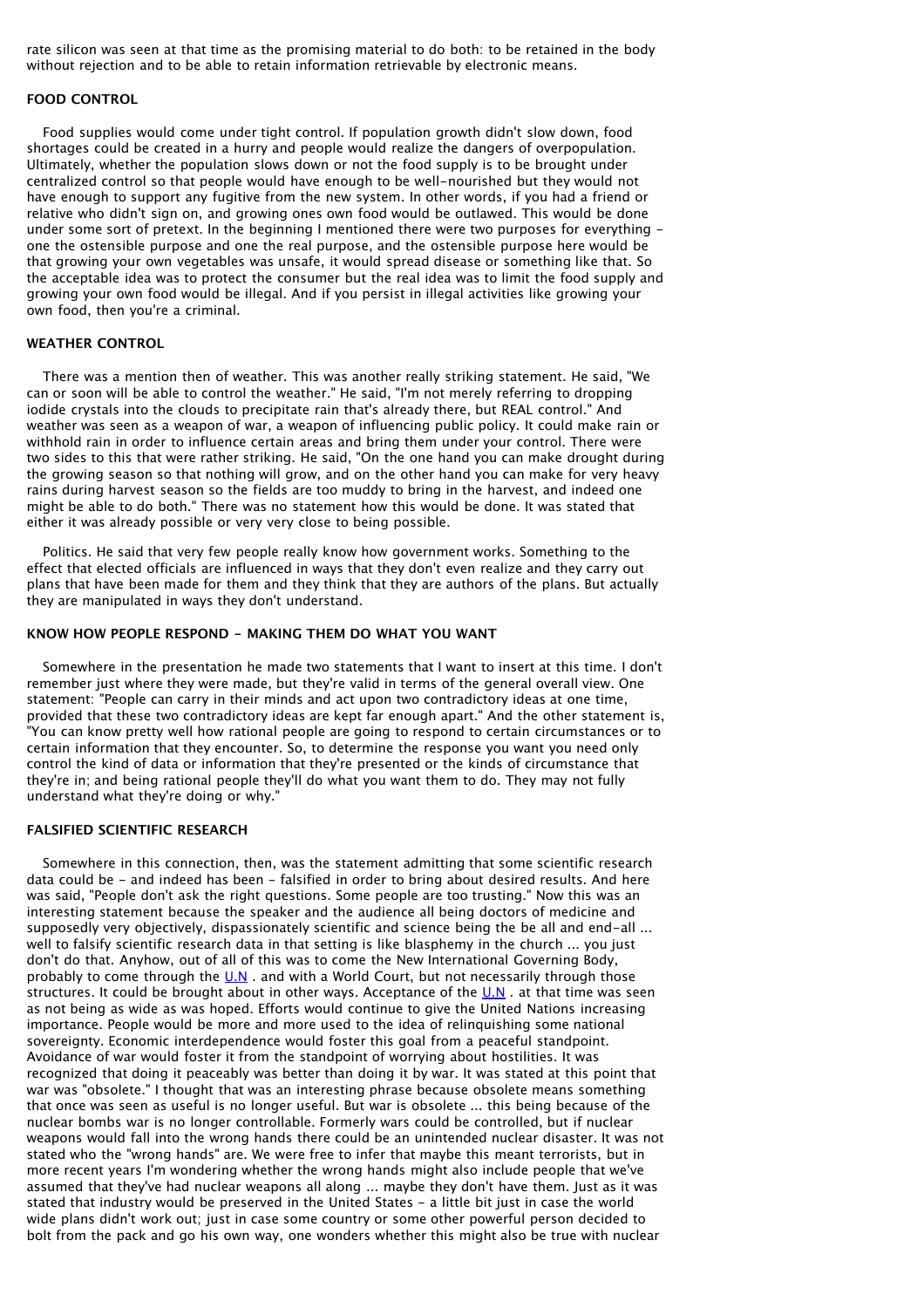rate silicon was seen at that time as the promising material to do both: to be retained in the body without rejection and to be able to retain information retrievable by electronic means.

### FOOD CONTROL

Food supplies would come under tight control. If population growth didn't slow down, food shortages could be created in a hurry and people would realize the dangers of overpopulation. Ultimately, whether the population slows down or not the food supply is to be brought under centralized control so that people would have enough to be well-nourished but they would not have enough to support any fugitive from the new system. In other words, if you had a friend or relative who didn't sign on, and growing ones own food would be outlawed. This would be done under some sort of pretext. In the beginning I mentioned there were two purposes for everything - one the ostensible purpose and one the real purpose, and the ostensible purpose here would be that growing your own vegetables was unsafe, it would spread disease or something like that. So the acceptable idea was to protect the consumer but the real idea was to limit the food supply and growing your own food would be illegal. And if you persist in illegal activities like growing your own food, then you're a criminal.

### WEATHER CONTROL

There was a mention then of weather. This was another really striking statement. He said, "We can or soon will be able to control the weather." He said, "I'm not merely referring to dropping iodide crystals into the clouds to precipitate rain that's already there, but REAL control." And weather was seen as a weapon of war, a weapon of influencing public policy. It could make rain or withhold rain in order to influence certain areas and bring them under your control. There were two sides to this that were rather striking. He said, "On the one hand you can make drought during the growing season so that nothing will grow, and on the other hand you can make for very heavy rains during harvest season so the fields are too muddy to bring in the harvest, and indeed one might be able to do both." There was no statement how this would be done. It was stated that either it was already possible or very very close to being possible.

Politics. He said that very few people really know how government works. Something to the effect that elected officials are influenced in ways that they don't even realize and they carry out plans that have been made for them and they think that they are authors of the plans. But actually they are manipulated in ways they don't understand.

### KNOW HOW PEOPLE RESPOND - MAKING THEM DO WHAT YOU WANT

Somewhere in the presentation he made two statements that I want to insert at this time. I don't remember just where they were made, but they're valid in terms of the general overall view. One statement: "People can carry in their minds and act upon two contradictory ideas at one time, provided that these two contradictory ideas are kept far enough apart." And the other statement is, "You can know pretty well how rational people are going to respond to certain circumstances or to certain information that they encounter. So, to determine the response you want you need only control the kind of data or information that they're presented or the kinds of circumstance that they're in; and being rational people they'll do what you want them to do. They may not fully understand what they're doing or why."

### FALSIFIED SCIENTIFIC RESEARCH

Somewhere in this connection, then, was the statement admitting that some scientific research data could be - and indeed has been - falsified in order to bring about desired results. And here was said, "People don't ask the right questions. Some people are too trusting." Now this was an interesting statement because the speaker and the audience all being doctors of medicine and supposedly very objectively, dispassionately scientific and science being the be all and end-all ... well to falsify scientific research data in that setting is like blasphemy in the church ... you just don't do that. Anyhow, out of all of this was to come the New International Governing Body, probably to come through the U.N . and with a World Court, but not necessarily through those structures. It could be brought about in other ways. Acceptance of the U.N . at that time was seen as not being as wide as was hoped. Efforts would continue to give the United Nations increasing importance. People would be more and more used to the idea of relinquishing some national sovereignty. Economic interdependence would foster this goal from a peaceful standpoint. Avoidance of war would foster it from the standpoint of worrying about hostilities. It was recognized that doing it peaceably was better than doing it by war. It was stated at this point that war was "obsolete." I thought that was an interesting phrase because obsolete means something that once was seen as useful is no longer useful. But war is obsolete ... this being because of the nuclear bombs war is no longer controllable. Formerly wars could be controlled, but if nuclear weapons would fall into the wrong hands there could be an unintended nuclear disaster. It was not stated who the "wrong hands" are. We were free to infer that maybe this meant terrorists, but in more recent years I'm wondering whether the wrong hands might also include people that we've assumed that they've had nuclear weapons all along ... maybe they don't have them. Just as it was stated that industry would be preserved in the United States - a little bit just in case the world wide plans didn't work out; just in case some country or some other powerful person decided to bolt from the pack and go his own way, one wonders whether this might also be true with nuclear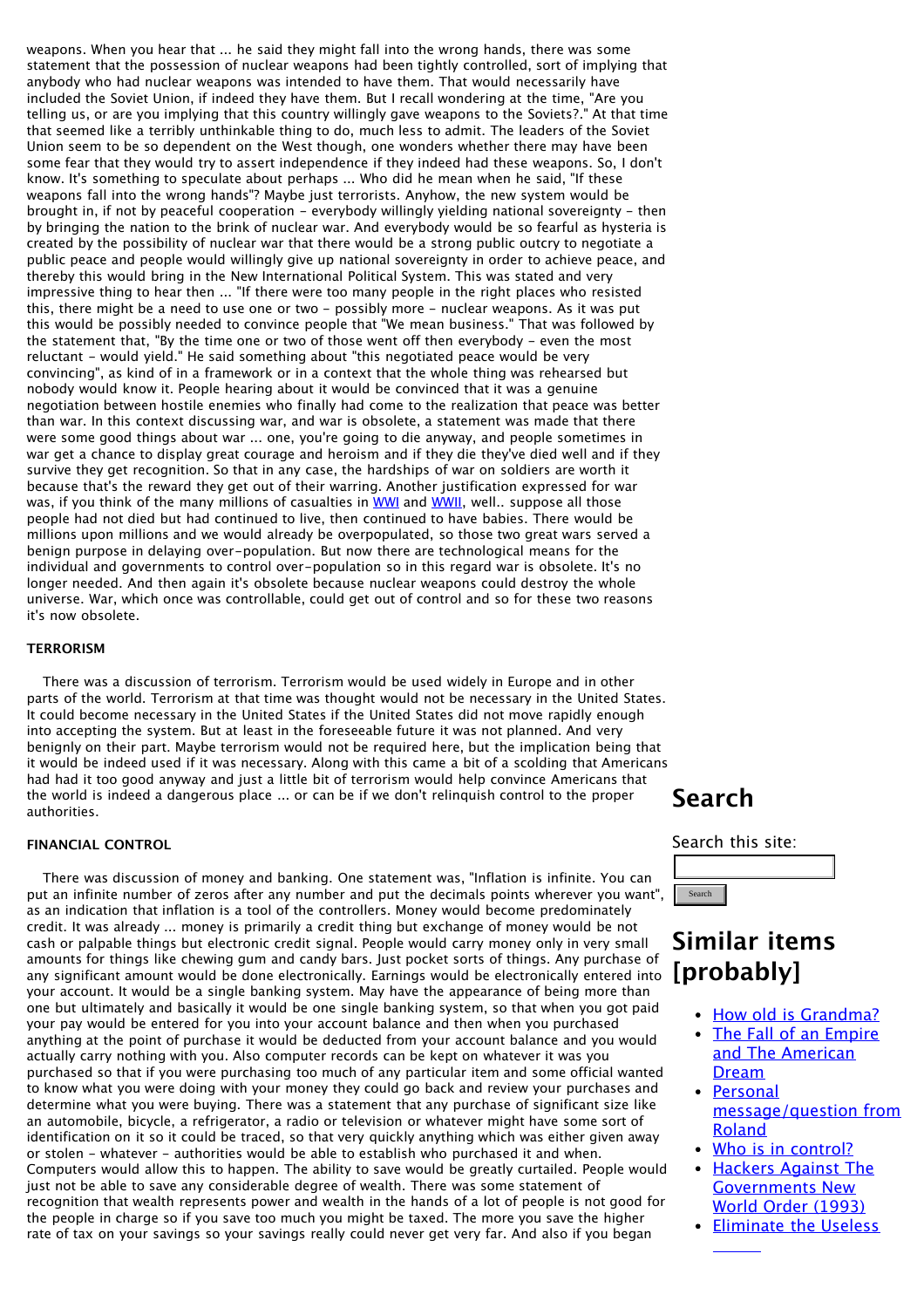weapons. When you hear that ... he said they might fall into the wrong hands, there was some statement that the possession of nuclear weapons had been tightly controlled, sort of implying that anybody who had nuclear weapons was intended to have them. That would necessarily have included the Soviet Union, if indeed they have them. But I recall wondering at the time, "Are you telling us, or are you implying that this country willingly gave weapons to the Soviets?." At that time that seemed like a terribly unthinkable thing to do, much less to admit. The leaders of the Soviet Union seem to be so dependent on the West though, one wonders whether there may have been some fear that they would try to assert independence if they indeed had these weapons. So, I don't know. It's something to speculate about perhaps ... Who did he mean when he said, "If these weapons fall into the wrong hands"? Maybe just terrorists. Anyhow, the new system would be brought in, if not by peaceful cooperation - everybody willingly yielding national sovereignty - then by bringing the nation to the brink of nuclear war. And everybody would be so fearful as hysteria is created by the possibility of nuclear war that there would be a strong public outcry to negotiate a public peace and people would willingly give up national sovereignty in order to achieve peace, and thereby this would bring in the New International Political System. This was stated and very impressive thing to hear then ... "If there were too many people in the right places who resisted this, there might be a need to use one or two - possibly more - nuclear weapons. As it was put this would be possibly needed to convince people that "We mean business." That was followed by the statement that, "By the time one or two of those went off then everybody - even the most reluctant - would yield." He said something about "this negotiated peace would be very convincing", as kind of in a framework or in a context that the whole thing was rehearsed but nobody would know it. People hearing about it would be convinced that it was a genuine negotiation between hostile enemies who finally had come to the realization that peace was better than war. In this context discussing war, and war is obsolete, a statement was made that there were some good things about war ... one, you're going to die anyway, and people sometimes in war get a chance to display great courage and heroism and if they die they've died well and if they survive they get recognition. So that in any case, the hardships of war on soldiers are worth it because that's the reward they get out of their warring. Another justification expressed for war was, if you think of the many millions of casualties in WWI and WWII, well.. suppose all those people had not died but had continued to live, then continued to have babies. There would be millions upon millions and we would already be overpopulated, so those two great wars served a benign purpose in delaying over-population. But now there are technological means for the individual and governments to control over-population so in this regard war is obsolete. It's no longer needed. And then again it's obsolete because nuclear weapons could destroy the whole universe. War, which once was controllable, could get out of control and so for these two reasons it's now obsolete.

**TERRORISM**

There was a discussion of terrorism. Terrorism would be used widely in Europe and in other parts of the world. Terrorism at that time was thought would not be necessary in the United States. It could become necessary in the United States if the United States did not move rapidly enough into accepting the system. But at least in the foreseeable future it was not planned. And very benignly on their part. Maybe terrorism would not be required here, but the implication being that it would be indeed used if it was necessary. Along with this came a bit of a scolding that Americans had had it too good anyway and just a little bit of terrorism would help convince Americans that the world is indeed a dangerous place ... or can be if we don't relinquish control to the proper authorities.

**FINANCIAL CONTROL**

There was discussion of money and banking. One statement was, "Inflation is infinite. You can put an infinite number of zeros after any number and put the decimals points wherever you want", as an indication that inflation is a tool of the controllers. Money would become predominately credit. It was already ... money is primarily a credit thing but exchange of money would be not cash or palpable things but electronic credit signal. People would carry money only in very small amounts for things like chewing gum and candy bars. Just pocket sorts of things. Any purchase of any significant amount would be done electronically. Earnings would be electronically entered into your account. It would be a single banking system. May have the appearance of being more than one but ultimately and basically it would be one single banking system, so that when you got paid your pay would be entered for you into your account balance and then when you purchased anything at the point of purchase it would be deducted from your account balance and you would actually carry nothing with you. Also computer records can be kept on whatever it was you purchased so that if you were purchasing too much of any particular item and some official wanted to know what you were doing with your money they could go back and review your purchases and determine what you were buying. There was a statement that any purchase of significant size like an automobile, bicycle, a refrigerator, a radio or television or whatever might have some sort of identification on it so it could be traced, so that very quickly anything which was either given away or stolen - whatever - authorities would be able to establish who purchased it and when. Computers would allow this to happen. The ability to save would be greatly curtailed. People would just not be able to save any considerable degree of wealth. There was some statement of recognition that wealth represents power and wealth in the hands of a lot of people is not good for the people in charge so if you save too much you might be taxed. The more you save the higher rate of tax on your savings so your savings really could never get very far. And also if you began

## Search

Search this site:

Search

## Similar items [probably]

- How old is Grandma?
- The Fall of an Empire and The American Dream
- Personal message/question from Roland
- Who is in control?
- Hackers Against The Governments New World Order (1993)
- Eliminate the Useless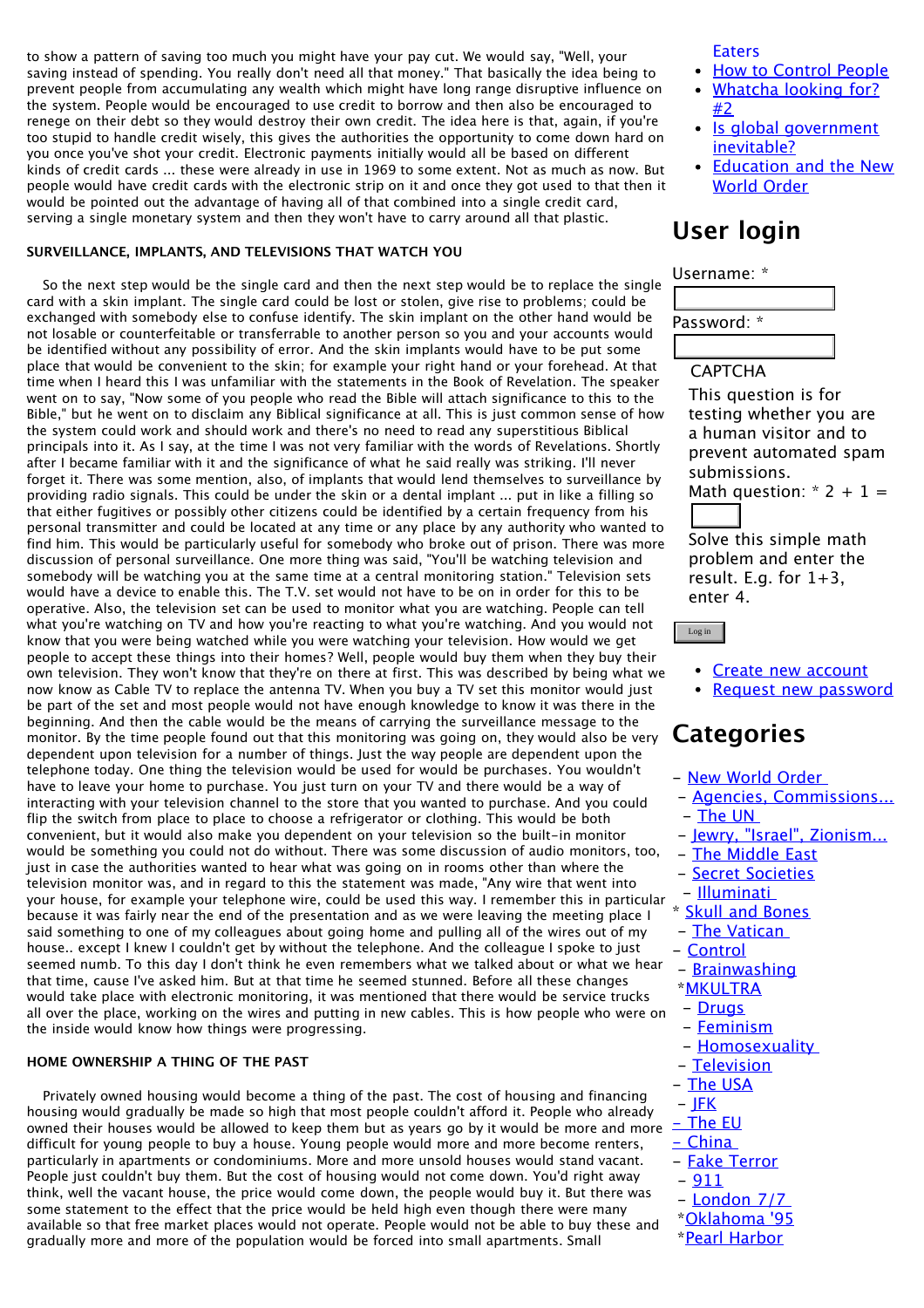to show a pattern of saving too much you might have your pay cut. We would say, "Well, your saving instead of spending. You really don't need all that money." That basically the idea being to prevent people from accumulating any wealth which might have long range disruptive influence on the system. People would be encouraged to use credit to borrow and then also be encouraged to renege on their debt so they would destroy their own credit. The idea here is that, again, if you're too stupid to handle credit wisely, this gives the authorities the opportunity to come down hard on you once you've shot your credit. Electronic payments initially would all be based on different kinds of credit cards ... these were already in use in 1969 to some extent. Not as much as now. But people would have credit cards with the electronic strip on it and once they got used to that then it would be pointed out the advantage of having all of that combined into a single credit card, serving a single monetary system and then they won't have to carry around all that plastic.

**SURVEILLANCE, IMPLANTS, AND TELEVISIONS THAT WATCH YOU**

So the next step would be the single card and then the next step would be to replace the single card with a skin implant. The single card could be lost or stolen, give rise to problems; could be exchanged with somebody else to confuse identify. The skin implant on the other hand would be not losable or counterfeitable or transferrable to another person so you and your accounts would be identified without any possibility of error. And the skin implants would have to be put some place that would be convenient to the skin; for example your right hand or your forehead. At that time when I heard this I was unfamiliar with the statements in the Book of Revelation. The speaker went on to say, "Now some of you people who read the Bible will attach significance to this to the Bible," but he went on to disclaim any Biblical significance at all. This is just common sense of how the system could work and should work and there's no need to read any superstitious Biblical principals into it. As I say, at the time I was not very familiar with the words of Revelations. Shortly after I became familiar with it and the significance of what he said really was striking. I'll never forget it. There was some mention, also, of implants that would lend themselves to surveillance by providing radio signals. This could be under the skin or a dental implant ... put in like a filling so that either fugitives or possibly other citizens could be identified by a certain frequency from his personal transmitter and could be located at any time or any place by any authority who wanted to find him. This would be particularly useful for somebody who broke out of prison. There was more discussion of personal surveillance. One more thing was said, "You'll be watching television and somebody will be watching you at the same time at a central monitoring station." Television sets would have a device to enable this. The T.V. set would not have to be on in order for this to be operative. Also, the television set can be used to monitor what you are watching. People can tell what you're watching on TV and how you're reacting to what you're watching. And you would not know that you were being watched while you were watching your television. How would we get people to accept these things into their homes? Well, people would buy them when they buy their own television. They won't know that they're on there at first. This was described by being what we now know as Cable TV to replace the antenna TV. When you buy a TV set this monitor would just be part of the set and most people would not have enough knowledge to know it was there in the beginning. And then the cable would be the means of carrying the surveillance message to the monitor. By the time people found out that this monitoring was going on, they would also be very dependent upon television for a number of things. Just the way people are dependent upon the telephone today. One thing the television would be used for would be purchases. You wouldn't have to leave your home to purchase. You just turn on your TV and there would be a way of interacting with your television channel to the store that you wanted to purchase. And you could flip the switch from place to place to choose a refrigerator or clothing. This would be both convenient, but it would also make you dependent on your television so the built-in monitor would be something you could not do without. There was some discussion of audio monitors, too, just in case the authorities wanted to hear what was going on in rooms other than where the television monitor was, and in regard to this the statement was made, "Any wire that went into your house, for example your telephone wire, could be used this way. I remember this in particular because it was fairly near the end of the presentation and as we were leaving the meeting place I said something to one of my colleagues about going home and pulling all of the wires out of my house.. except I knew I couldn't get by without the telephone. And the colleague I spoke to just seemed numb. To this day I don't think he even remembers what we talked about or what we hear that time, cause I've asked him. But at that time he seemed stunned. Before all these changes would take place with electronic monitoring, it was mentioned that there would be service trucks all over the place, working on the wires and putting in new cables. This is how people who were on the inside would know how things were progressing.

**HOME OWNERSHIP A THING OF THE PAST**

Privately owned housing would become a thing of the past. The cost of housing and financing housing would gradually be made so high that most people couldn't afford it. People who already owned their houses would be allowed to keep them but as years go by it would be more and more difficult for young people to buy a house. Young people would more and more become renters, particularly in apartments or condominiums. More and more unsold houses would stand vacant. People just couldn't buy them. But the cost of housing would not come down. You'd right away think, well the vacant house, the price would come down, the people would buy it. But there was some statement to the effect that the price would be held high even though there were many available so that free market places would not operate. People would not be able to buy these and gradually more and more of the population would be forced into small apartments. Small

- Eaters
- How to Control People
- Whatcha looking for? #2
- Is global government inevitable?
- Education and the New World Order

## User login

Username: *

Password: *

CAPTCHA

This question is for testing whether you are a human visitor and to prevent automated spam submissions.

Math question: * 2 + 1 =

Solve this simple math problem and enter the result. E.g. for 1+3, enter 4.

Log in

- Create new account
- Request new password

## Categories

- New World Order
- Agencies, Commissions...
- The UN
- Jewry, "Israel", Zionism...
- The Middle East
- Secret Societies
- Illuminati
* Skull and Bones
- The Vatican
- Control
- Brainwashing
*MKULTRA
- Drugs
- Feminism
- Homosexuality
- Television
- The USA
- JFK
- The EU
- China
- Fake Terror
- 911
- London 7/7
*Oklahoma '95
*Pearl Harbor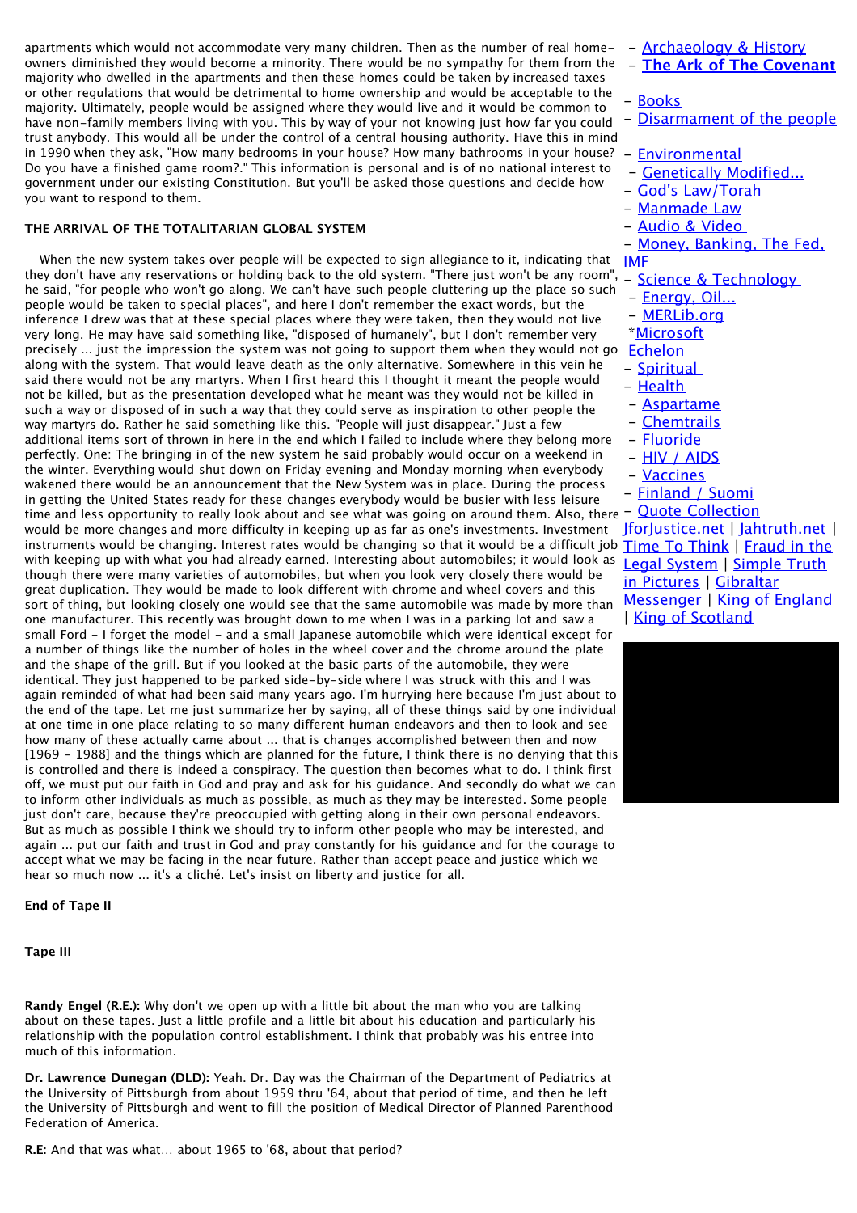apartments which would not accommodate very many children. Then as the number of real home-owners diminished they would become a minority. There would be no sympathy for them from the majority who dwelled in the apartments and then these homes could be taken by increased taxes or other regulations that would be detrimental to home ownership and would be acceptable to the majority. Ultimately, people would be assigned where they would live and it would be common to have non-family members living with you. This by way of your not knowing just how far you could trust anybody. This would all be under the control of a central housing authority. Have this in mind in 1990 when they ask, "How many bedrooms in your house? How many bathrooms in your house? Do you have a finished game room?." This information is personal and is of no national interest to government under our existing Constitution. But you'll be asked those questions and decide how you want to respond to them.

**THE ARRIVAL OF THE TOTALITARIAN GLOBAL SYSTEM**

When the new system takes over people will be expected to sign allegiance to it, indicating that they don't have any reservations or holding back to the old system. "There just won't be any room", he said, "for people who won't go along. We can't have such people cluttering up the place so such people would be taken to special places", and here I don't remember the exact words, but the inference I drew was that at these special places where they were taken, then they would not live very long. He may have said something like, "disposed of humanely", but I don't remember very precisely ... just the impression the system was not going to support them when they would not go along with the system. That would leave death as the only alternative. Somewhere in this vein he said there would not be any martyrs. When I first heard this I thought it meant the people would not be killed, but as the presentation developed what he meant was they would not be killed in such a way or disposed of in such a way that they could serve as inspiration to other people the way martyrs do. Rather he said something like this. "People will just disappear." Just a few additional items sort of thrown in here in the end which I failed to include where they belong more perfectly. One: The bringing in of the new system he said probably would occur on a weekend in the winter. Everything would shut down on Friday evening and Monday morning when everybody wakened there would be an announcement that the New System was in place. During the process in getting the United States ready for these changes everybody would be busier with less leisure time and less opportunity to really look about and see what was going on around them. Also, there would be more changes and more difficulty in keeping up as far as one's investments. Investment instruments would be changing. Interest rates would be changing so that it would be a difficult job with keeping up with what you had already earned. Interesting about automobiles; it would look as though there were many varieties of automobiles, but when you look very closely there would be great duplication. They would be made to look different with chrome and wheel covers and this sort of thing, but looking closely one would see that the same automobile was made by more than one manufacturer. This recently was brought down to me when I was in a parking lot and saw a small Ford - I forget the model - and a small Japanese automobile which were identical except for a number of things like the number of holes in the wheel cover and the chrome around the plate and the shape of the grill. But if you looked at the basic parts of the automobile, they were identical. They just happened to be parked side-by-side where I was struck with this and I was again reminded of what had been said many years ago. I'm hurrying here because I'm just about to the end of the tape. Let me just summarize her by saying, all of these things said by one individual at one time in one place relating to so many different human endeavors and then to look and see how many of these actually came about ... that is changes accomplished between then and now [1969 - 1988] and the things which are planned for the future, I think there is no denying that this is controlled and there is indeed a conspiracy. The question then becomes what to do. I think first off, we must put our faith in God and pray and ask for his guidance. And secondly do what we can to inform other individuals as much as possible, as much as they may be interested. Some people just don't care, because they're preoccupied with getting along in their own personal endeavors. But as much as possible I think we should try to inform other people who may be interested, and again ... put our faith and trust in God and pray constantly for his guidance and for the courage to accept what we may be facing in the near future. Rather than accept peace and justice which we hear so much now ... it's a cliché. Let's insist on liberty and justice for all.

**End of Tape II**

**Tape III**

**Randy Engel (R.E.):** Why don't we open up with a little bit about the man who you are talking about on these tapes. Just a little profile and a little bit about his education and particularly his relationship with the population control establishment. I think that probably was his entree into much of this information.

**Dr. Lawrence Dunegan (DLD):** Yeah. Dr. Day was the Chairman of the Department of Pediatrics at the University of Pittsburgh from about 1959 thru '64, about that period of time, and then he left the University of Pittsburgh and went to fill the position of Medical Director of Planned Parenthood Federation of America.

**R.E:** And that was what... about 1965 to '68, about that period?

- Archaeology & History
- **The Ark of The Covenant**
- Books
- Disarmament of the people
- Environmental
  - Genetically Modified...
- God's Law/Torah
- Manmade Law
- Audio & Video
- Money, Banking, The Fed, IMF
- Science & Technology
  - Energy, Oil...
  - MERLib.org
- *Microsoft Echelon
- Spiritual
- Health
  - Aspartame
  - Chemtrails
  - Fluoride
  - HIV / AIDS
  - Vaccines
- Finland / Suomi
- Quote Collection

JforJustice.net | Jahtruth.net | Time To Think | Fraud in the Legal System | Simple Truth in Pictures | Gibraltar Messenger | King of England | King of Scotland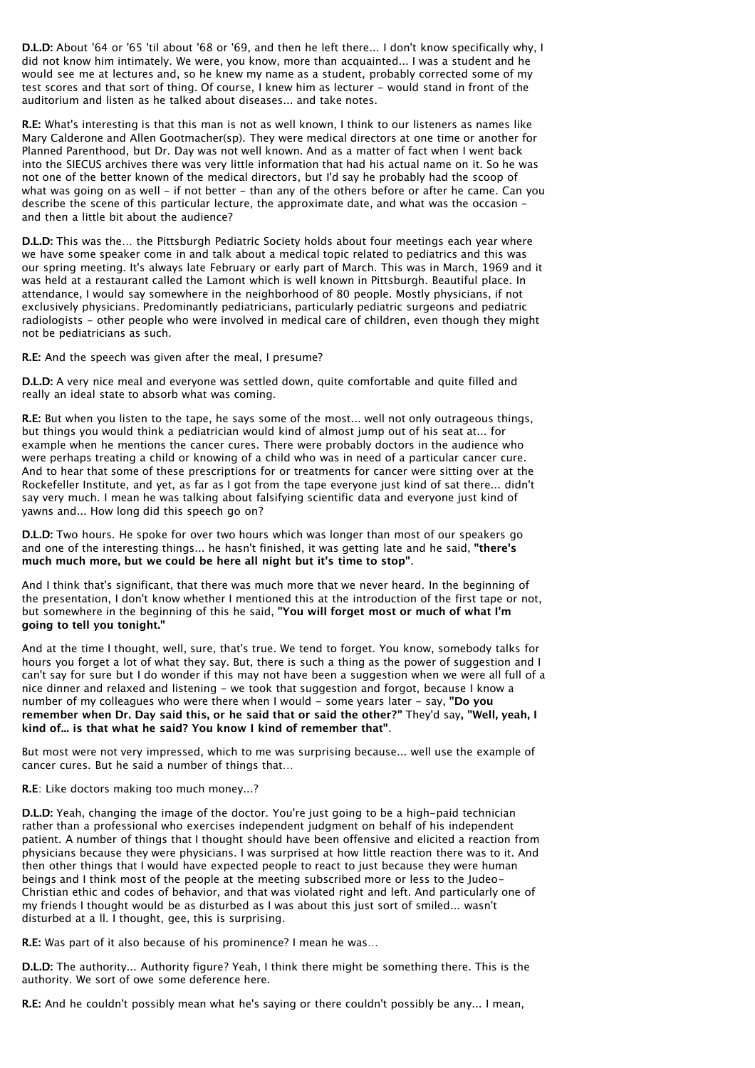**D.L.D:** About '64 or '65 'til about '68 or '69, and then he left there... I don't know specifically why, I did not know him intimately. We were, you know, more than acquainted... I was a student and he would see me at lectures and, so he knew my name as a student, probably corrected some of my test scores and that sort of thing. Of course, I knew him as lecturer - would stand in front of the auditorium and listen as he talked about diseases... and take notes.

**R.E:** What's interesting is that this man is not as well known, I think to our listeners as names like Mary Calderone and Allen Gootmacher(sp). They were medical directors at one time or another for Planned Parenthood, but Dr. Day was not well known. And as a matter of fact when I went back into the SIECUS archives there was very little information that had his actual name on it. So he was not one of the better known of the medical directors, but I'd say he probably had the scoop of what was going on as well - if not better - than any of the others before or after he came. Can you describe the scene of this particular lecture, the approximate date, and what was the occasion - and then a little bit about the audience?

**D.L.D:** This was the… the Pittsburgh Pediatric Society holds about four meetings each year where we have some speaker come in and talk about a medical topic related to pediatrics and this was our spring meeting. It's always late February or early part of March. This was in March, 1969 and it was held at a restaurant called the Lamont which is well known in Pittsburgh. Beautiful place. In attendance, I would say somewhere in the neighborhood of 80 people. Mostly physicians, if not exclusively physicians. Predominantly pediatricians, particularly pediatric surgeons and pediatric radiologists - other people who were involved in medical care of children, even though they might not be pediatricians as such.

**R.E:** And the speech was given after the meal, I presume?

**D.L.D:** A very nice meal and everyone was settled down, quite comfortable and quite filled and really an ideal state to absorb what was coming.

**R.E:** But when you listen to the tape, he says some of the most... well not only outrageous things, but things you would think a pediatrician would kind of almost jump out of his seat at... for example when he mentions the cancer cures. There were probably doctors in the audience who were perhaps treating a child or knowing of a child who was in need of a particular cancer cure. And to hear that some of these prescriptions for or treatments for cancer were sitting over at the Rockefeller Institute, and yet, as far as I got from the tape everyone just kind of sat there... didn't say very much. I mean he was talking about falsifying scientific data and everyone just kind of yawns and... How long did this speech go on?

**D.L.D:** Two hours. He spoke for over two hours which was longer than most of our speakers go and one of the interesting things... he hasn't finished, it was getting late and he said, **"there's much much more, but we could be here all night but it's time to stop"**.

And I think that's significant, that there was much more that we never heard. In the beginning of the presentation, I don't know whether I mentioned this at the introduction of the first tape or not, but somewhere in the beginning of this he said, **"You will forget most or much of what I'm going to tell you tonight."**

And at the time I thought, well, sure, that's true. We tend to forget. You know, somebody talks for hours you forget a lot of what they say. But, there is such a thing as the power of suggestion and I can't say for sure but I do wonder if this may not have been a suggestion when we were all full of a nice dinner and relaxed and listening - we took that suggestion and forgot, because I know a number of my colleagues who were there when I would - some years later - say, **"Do you remember when Dr. Day said this, or he said that or said the other?"** They'd say**, "Well, yeah, I kind of... is that what he said? You know I kind of remember that"**.

But most were not very impressed, which to me was surprising because... well use the example of cancer cures. But he said a number of things that…

**R.E**: Like doctors making too much money...?

**D.L.D:** Yeah, changing the image of the doctor. You're just going to be a high-paid technician rather than a professional who exercises independent judgment on behalf of his independent patient. A number of things that I thought should have been offensive and elicited a reaction from physicians because they were physicians. I was surprised at how little reaction there was to it. And then other things that I would have expected people to react to just because they were human beings and I think most of the people at the meeting subscribed more or less to the Judeo-Christian ethic and codes of behavior, and that was violated right and left. And particularly one of my friends I thought would be as disturbed as I was about this just sort of smiled... wasn't disturbed at a ll. I thought, gee, this is surprising.

**R.E:** Was part of it also because of his prominence? I mean he was…

**D.L.D:** The authority... Authority figure? Yeah, I think there might be something there. This is the authority. We sort of owe some deference here.

**R.E:** And he couldn't possibly mean what he's saying or there couldn't possibly be any... I mean,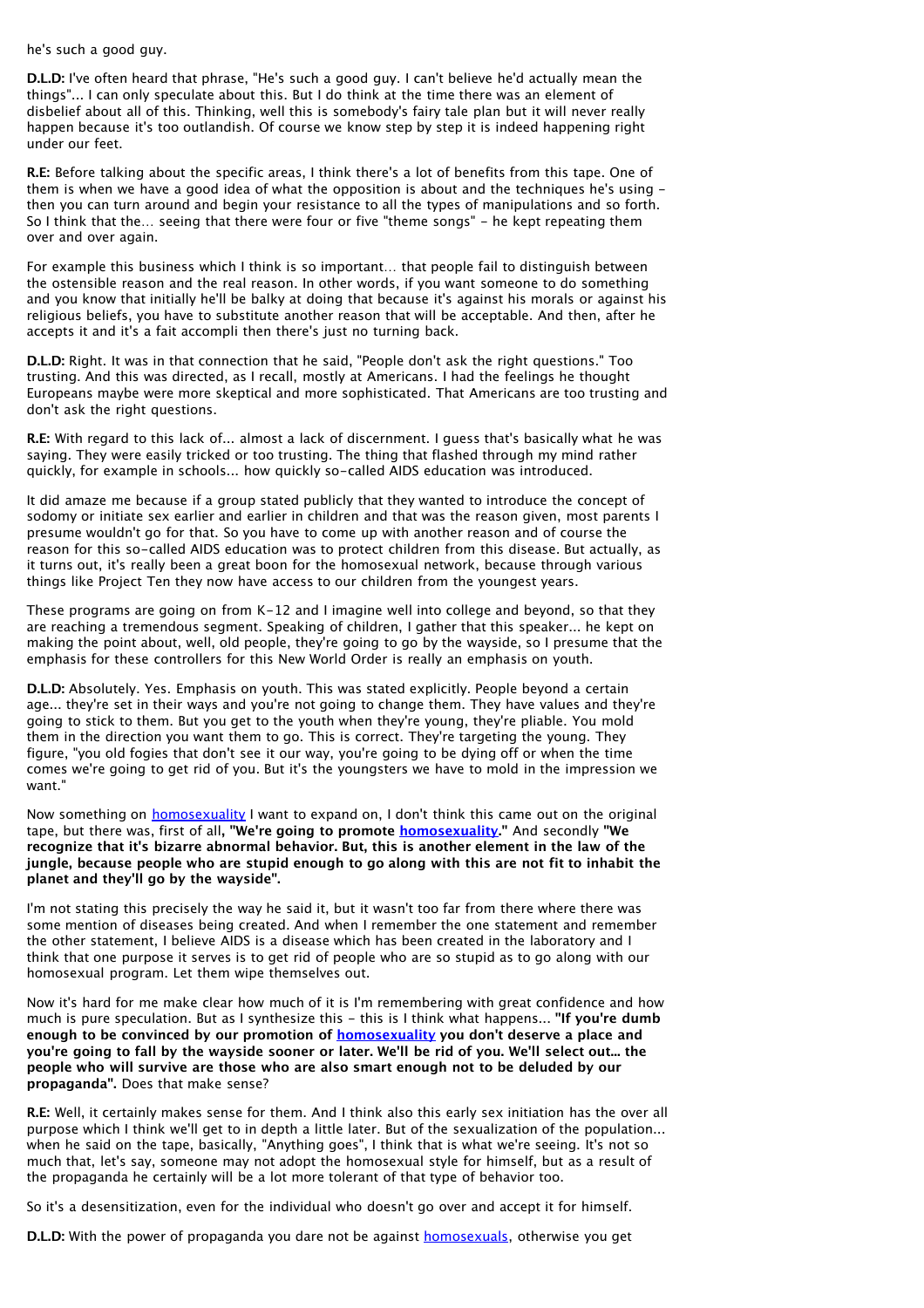he's such a good guy.

**D.L.D:** I've often heard that phrase, "He's such a good guy. I can't believe he'd actually mean the things"... I can only speculate about this. But I do think at the time there was an element of disbelief about all of this. Thinking, well this is somebody's fairy tale plan but it will never really happen because it's too outlandish. Of course we know step by step it is indeed happening right under our feet.

**R.E:** Before talking about the specific areas, I think there's a lot of benefits from this tape. One of them is when we have a good idea of what the opposition is about and the techniques he's using - then you can turn around and begin your resistance to all the types of manipulations and so forth. So I think that the… seeing that there were four or five "theme songs" - he kept repeating them over and over again.

For example this business which I think is so important… that people fail to distinguish between the ostensible reason and the real reason. In other words, if you want someone to do something and you know that initially he'll be balky at doing that because it's against his morals or against his religious beliefs, you have to substitute another reason that will be acceptable. And then, after he accepts it and it's a fait accompli then there's just no turning back.

**D.L.D:** Right. It was in that connection that he said, "People don't ask the right questions." Too trusting. And this was directed, as I recall, mostly at Americans. I had the feelings he thought Europeans maybe were more skeptical and more sophisticated. That Americans are too trusting and don't ask the right questions.

**R.E:** With regard to this lack of... almost a lack of discernment. I guess that's basically what he was saying. They were easily tricked or too trusting. The thing that flashed through my mind rather quickly, for example in schools... how quickly so-called AIDS education was introduced.

It did amaze me because if a group stated publicly that they wanted to introduce the concept of sodomy or initiate sex earlier and earlier in children and that was the reason given, most parents I presume wouldn't go for that. So you have to come up with another reason and of course the reason for this so-called AIDS education was to protect children from this disease. But actually, as it turns out, it's really been a great boon for the homosexual network, because through various things like Project Ten they now have access to our children from the youngest years.

These programs are going on from K-12 and I imagine well into college and beyond, so that they are reaching a tremendous segment. Speaking of children, I gather that this speaker... he kept on making the point about, well, old people, they're going to go by the wayside, so I presume that the emphasis for these controllers for this New World Order is really an emphasis on youth.

**D.L.D:** Absolutely. Yes. Emphasis on youth. This was stated explicitly. People beyond a certain age... they're set in their ways and you're not going to change them. They have values and they're going to stick to them. But you get to the youth when they're young, they're pliable. You mold them in the direction you want them to go. This is correct. They're targeting the young. They figure, "you old fogies that don't see it our way, you're going to be dying off or when the time comes we're going to get rid of you. But it's the youngsters we have to mold in the impression we want."

Now something on homosexuality I want to expand on, I don't think this came out on the original tape, but there was, first of all**, "We're going to promote homosexuality."** And secondly **"We recognize that it's bizarre abnormal behavior. But, this is another element in the law of the jungle, because people who are stupid enough to go along with this are not fit to inhabit the planet and they'll go by the wayside".**

I'm not stating this precisely the way he said it, but it wasn't too far from there where there was some mention of diseases being created. And when I remember the one statement and remember the other statement, I believe AIDS is a disease which has been created in the laboratory and I think that one purpose it serves is to get rid of people who are so stupid as to go along with our homosexual program. Let them wipe themselves out.

Now it's hard for me make clear how much of it is I'm remembering with great confidence and how much is pure speculation. But as I synthesize this - this is I think what happens... **"If you're dumb enough to be convinced by our promotion of homosexuality you don't deserve a place and you're going to fall by the wayside sooner or later. We'll be rid of you. We'll select out... the people who will survive are those who are also smart enough not to be deluded by our propaganda".** Does that make sense?

**R.E:** Well, it certainly makes sense for them. And I think also this early sex initiation has the over all purpose which I think we'll get to in depth a little later. But of the sexualization of the population... when he said on the tape, basically, "Anything goes", I think that is what we're seeing. It's not so much that, let's say, someone may not adopt the homosexual style for himself, but as a result of the propaganda he certainly will be a lot more tolerant of that type of behavior too.

So it's a desensitization, even for the individual who doesn't go over and accept it for himself.

**D.L.D:** With the power of propaganda you dare not be against homosexuals, otherwise you get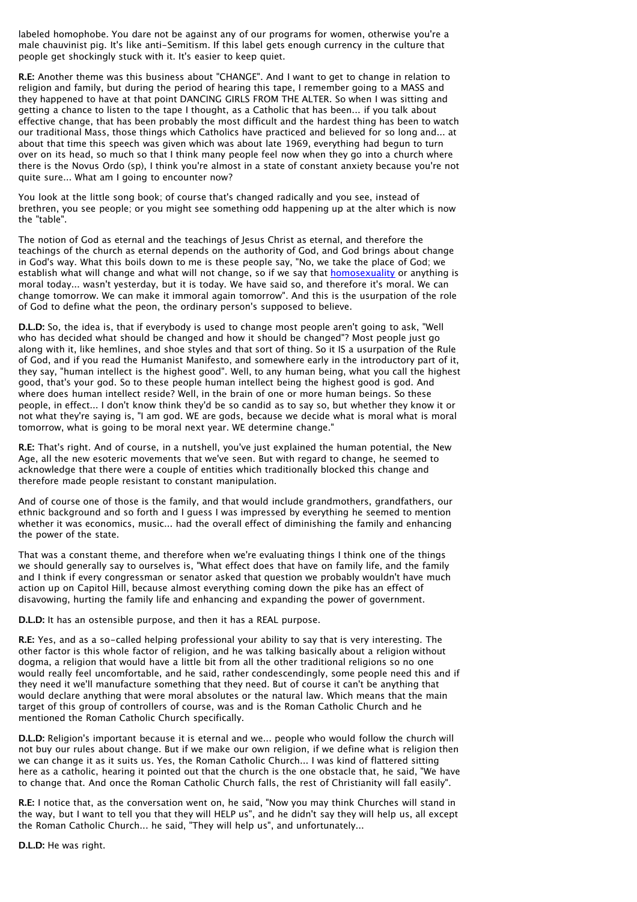labeled homophobe. You dare not be against any of our programs for women, otherwise you're a male chauvinist pig. It's like anti-Semitism. If this label gets enough currency in the culture that people get shockingly stuck with it. It's easier to keep quiet.

**R.E:** Another theme was this business about "CHANGE". And I want to get to change in relation to religion and family, but during the period of hearing this tape, I remember going to a MASS and they happened to have at that point DANCING GIRLS FROM THE ALTER. So when I was sitting and getting a chance to listen to the tape I thought, as a Catholic that has been... if you talk about effective change, that has been probably the most difficult and the hardest thing has been to watch our traditional Mass, those things which Catholics have practiced and believed for so long and... at about that time this speech was given which was about late 1969, everything had begun to turn over on its head, so much so that I think many people feel now when they go into a church where there is the Novus Ordo (sp), I think you're almost in a state of constant anxiety because you're not quite sure... What am I going to encounter now?

You look at the little song book; of course that's changed radically and you see, instead of brethren, you see people; or you might see something odd happening up at the alter which is now the "table".

The notion of God as eternal and the teachings of Jesus Christ as eternal, and therefore the teachings of the church as eternal depends on the authority of God, and God brings about change in God's way. What this boils down to me is these people say, "No, we take the place of God; we establish what will change and what will not change, so if we say that homosexuality or anything is moral today... wasn't yesterday, but it is today. We have said so, and therefore it's moral. We can change tomorrow. We can make it immoral again tomorrow". And this is the usurpation of the role of God to define what the peon, the ordinary person's supposed to believe.

**D.L.D:** So, the idea is, that if everybody is used to change most people aren't going to ask, "Well who has decided what should be changed and how it should be changed"? Most people just go along with it, like hemlines, and shoe styles and that sort of thing. So it IS a usurpation of the Rule of God, and if you read the Humanist Manifesto, and somewhere early in the introductory part of it, they say, "human intellect is the highest good". Well, to any human being, what you call the highest good, that's your god. So to these people human intellect being the highest good is god. And where does human intellect reside? Well, in the brain of one or more human beings. So these people, in effect... I don't know think they'd be so candid as to say so, but whether they know it or not what they're saying is, "I am god. WE are gods, because we decide what is moral what is moral tomorrow, what is going to be moral next year. WE determine change."

**R.E:** That's right. And of course, in a nutshell, you've just explained the human potential, the New Age, all the new esoteric movements that we've seen. But with regard to change, he seemed to acknowledge that there were a couple of entities which traditionally blocked this change and therefore made people resistant to constant manipulation.

And of course one of those is the family, and that would include grandmothers, grandfathers, our ethnic background and so forth and I guess I was impressed by everything he seemed to mention whether it was economics, music... had the overall effect of diminishing the family and enhancing the power of the state.

That was a constant theme, and therefore when we're evaluating things I think one of the things we should generally say to ourselves is, "What effect does that have on family life, and the family and I think if every congressman or senator asked that question we probably wouldn't have much action up on Capitol Hill, because almost everything coming down the pike has an effect of disavowing, hurting the family life and enhancing and expanding the power of government.

**D.L.D:** It has an ostensible purpose, and then it has a REAL purpose.

**R.E:** Yes, and as a so-called helping professional your ability to say that is very interesting. The other factor is this whole factor of religion, and he was talking basically about a religion without dogma, a religion that would have a little bit from all the other traditional religions so no one would really feel uncomfortable, and he said, rather condescendingly, some people need this and if they need it we'll manufacture something that they need. But of course it can't be anything that would declare anything that were moral absolutes or the natural law. Which means that the main target of this group of controllers of course, was and is the Roman Catholic Church and he mentioned the Roman Catholic Church specifically.

**D.L.D:** Religion's important because it is eternal and we... people who would follow the church will not buy our rules about change. But if we make our own religion, if we define what is religion then we can change it as it suits us. Yes, the Roman Catholic Church... I was kind of flattered sitting here as a catholic, hearing it pointed out that the church is the one obstacle that, he said, "We have to change that. And once the Roman Catholic Church falls, the rest of Christianity will fall easily".

**R.E:** I notice that, as the conversation went on, he said, "Now you may think Churches will stand in the way, but I want to tell you that they will HELP us", and he didn't say they will help us, all except the Roman Catholic Church... he said, "They will help us", and unfortunately...

**D.L.D:** He was right.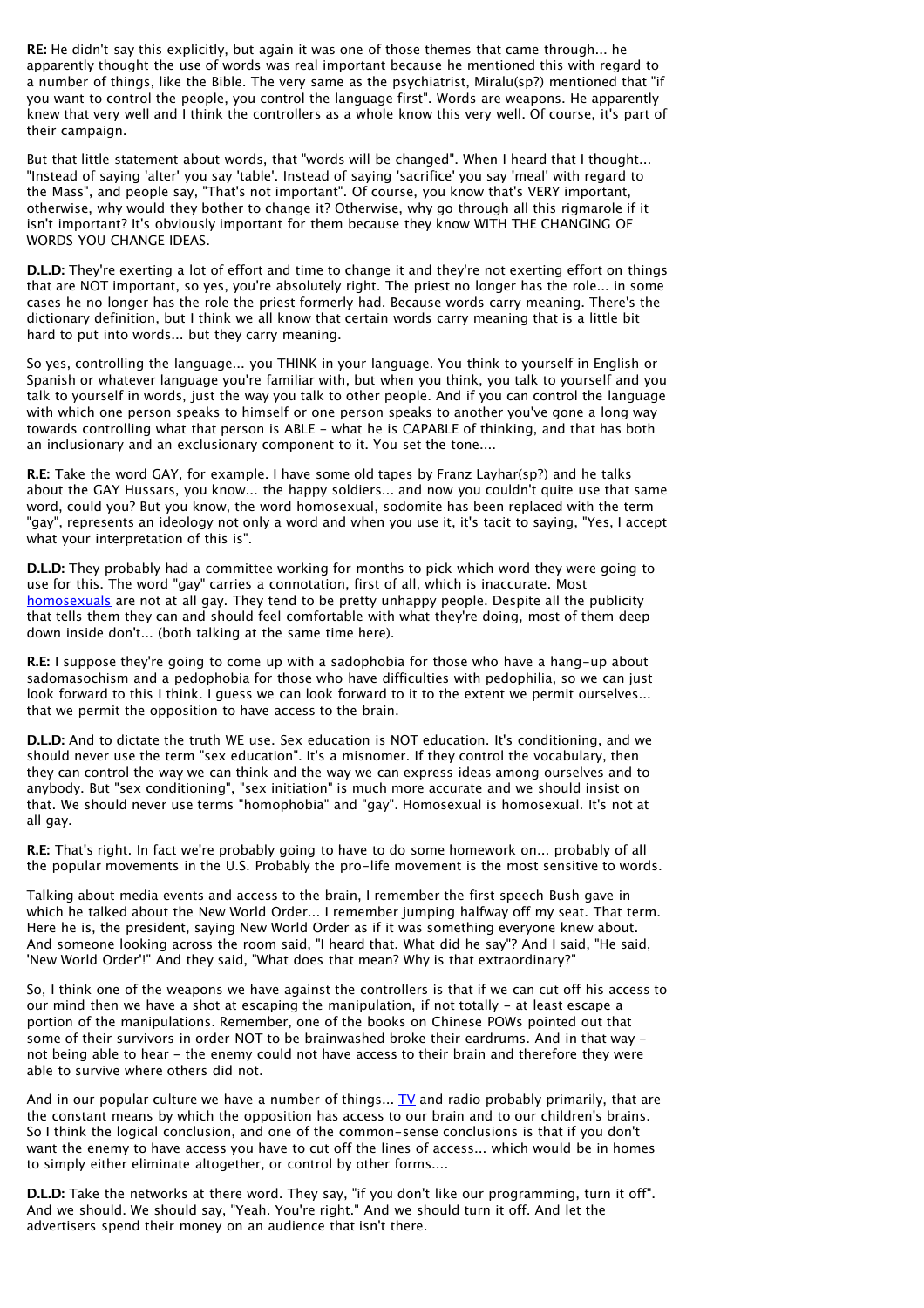**RE:** He didn't say this explicitly, but again it was one of those themes that came through... he apparently thought the use of words was real important because he mentioned this with regard to a number of things, like the Bible. The very same as the psychiatrist, Miralu(sp?) mentioned that "if you want to control the people, you control the language first". Words are weapons. He apparently knew that very well and I think the controllers as a whole know this very well. Of course, it's part of their campaign.

But that little statement about words, that "words will be changed". When I heard that I thought... "Instead of saying 'alter' you say 'table'. Instead of saying 'sacrifice' you say 'meal' with regard to the Mass", and people say, "That's not important". Of course, you know that's VERY important, otherwise, why would they bother to change it? Otherwise, why go through all this rigmarole if it isn't important? It's obviously important for them because they know WITH THE CHANGING OF WORDS YOU CHANGE IDEAS.

**D.L.D:** They're exerting a lot of effort and time to change it and they're not exerting effort on things that are NOT important, so yes, you're absolutely right. The priest no longer has the role... in some cases he no longer has the role the priest formerly had. Because words carry meaning. There's the dictionary definition, but I think we all know that certain words carry meaning that is a little bit hard to put into words... but they carry meaning.

So yes, controlling the language... you THINK in your language. You think to yourself in English or Spanish or whatever language you're familiar with, but when you think, you talk to yourself and you talk to yourself in words, just the way you talk to other people. And if you can control the language with which one person speaks to himself or one person speaks to another you've gone a long way towards controlling what that person is ABLE - what he is CAPABLE of thinking, and that has both an inclusionary and an exclusionary component to it. You set the tone....

**R.E:** Take the word GAY, for example. I have some old tapes by Franz Layhar(sp?) and he talks about the GAY Hussars, you know... the happy soldiers... and now you couldn't quite use that same word, could you? But you know, the word homosexual, sodomite has been replaced with the term "gay", represents an ideology not only a word and when you use it, it's tacit to saying, "Yes, I accept what your interpretation of this is".

**D.L.D:** They probably had a committee working for months to pick which word they were going to use for this. The word "gay" carries a connotation, first of all, which is inaccurate. Most homosexuals are not at all gay. They tend to be pretty unhappy people. Despite all the publicity that tells them they can and should feel comfortable with what they're doing, most of them deep down inside don't... (both talking at the same time here).

**R.E:** I suppose they're going to come up with a sadophobia for those who have a hang-up about sadomasochism and a pedophobia for those who have difficulties with pedophilia, so we can just look forward to this I think. I guess we can look forward to it to the extent we permit ourselves... that we permit the opposition to have access to the brain.

**D.L.D:** And to dictate the truth WE use. Sex education is NOT education. It's conditioning, and we should never use the term "sex education". It's a misnomer. If they control the vocabulary, then they can control the way we can think and the way we can express ideas among ourselves and to anybody. But "sex conditioning", "sex initiation" is much more accurate and we should insist on that. We should never use terms "homophobia" and "gay". Homosexual is homosexual. It's not at all gay.

**R.E:** That's right. In fact we're probably going to have to do some homework on... probably of all the popular movements in the U.S. Probably the pro-life movement is the most sensitive to words.

Talking about media events and access to the brain, I remember the first speech Bush gave in which he talked about the New World Order... I remember jumping halfway off my seat. That term. Here he is, the president, saying New World Order as if it was something everyone knew about. And someone looking across the room said, "I heard that. What did he say"? And I said, "He said, 'New World Order'!" And they said, "What does that mean? Why is that extraordinary?"

So, I think one of the weapons we have against the controllers is that if we can cut off his access to our mind then we have a shot at escaping the manipulation, if not totally - at least escape a portion of the manipulations. Remember, one of the books on Chinese POWs pointed out that some of their survivors in order NOT to be brainwashed broke their eardrums. And in that way - not being able to hear - the enemy could not have access to their brain and therefore they were able to survive where others did not.

And in our popular culture we have a number of things... TV and radio probably primarily, that are the constant means by which the opposition has access to our brain and to our children's brains. So I think the logical conclusion, and one of the common-sense conclusions is that if you don't want the enemy to have access you have to cut off the lines of access... which would be in homes to simply either eliminate altogether, or control by other forms....

**D.L.D:** Take the networks at there word. They say, "if you don't like our programming, turn it off". And we should. We should say, "Yeah. You're right." And we should turn it off. And let the advertisers spend their money on an audience that isn't there.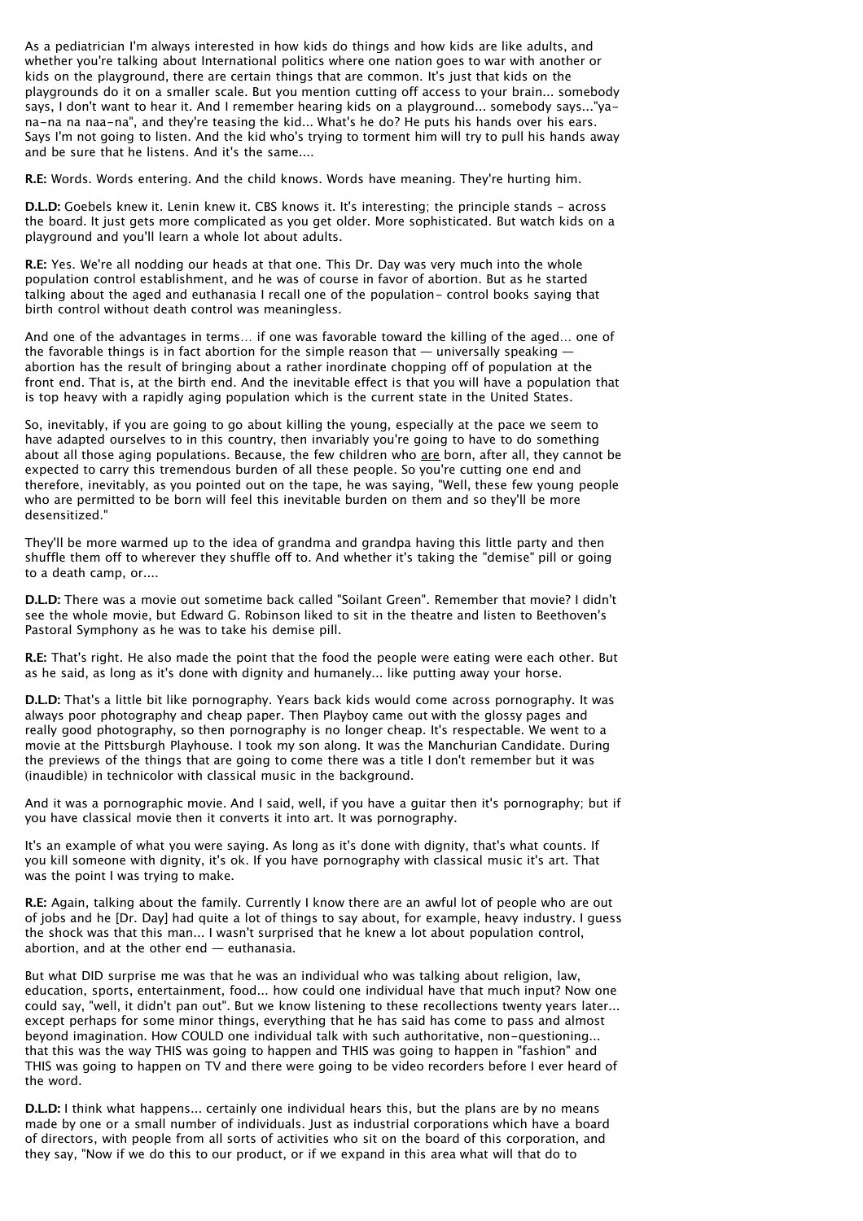As a pediatrician I'm always interested in how kids do things and how kids are like adults, and whether you're talking about International politics where one nation goes to war with another or kids on the playground, there are certain things that are common. It's just that kids on the playgrounds do it on a smaller scale. But you mention cutting off access to your brain... somebody says, I don't want to hear it. And I remember hearing kids on a playground... somebody says..."ya-na-na na naa-na", and they're teasing the kid... What's he do? He puts his hands over his ears. Says I'm not going to listen. And the kid who's trying to torment him will try to pull his hands away and be sure that he listens. And it's the same....

**R.E:** Words. Words entering. And the child knows. Words have meaning. They're hurting him.

**D.L.D:** Goebels knew it. Lenin knew it. CBS knows it. It's interesting; the principle stands - across the board. It just gets more complicated as you get older. More sophisticated. But watch kids on a playground and you'll learn a whole lot about adults.

**R.E:** Yes. We're all nodding our heads at that one. This Dr. Day was very much into the whole population control establishment, and he was of course in favor of abortion. But as he started talking about the aged and euthanasia I recall one of the population- control books saying that birth control without death control was meaningless.

And one of the advantages in terms… if one was favorable toward the killing of the aged… one of the favorable things is in fact abortion for the simple reason that — universally speaking — abortion has the result of bringing about a rather inordinate chopping off of population at the front end. That is, at the birth end. And the inevitable effect is that you will have a population that is top heavy with a rapidly aging population which is the current state in the United States.

So, inevitably, if you are going to go about killing the young, especially at the pace we seem to have adapted ourselves to in this country, then invariably you're going to have to do something about all those aging populations. Because, the few children who <u>are</u> born, after all, they cannot be expected to carry this tremendous burden of all these people. So you're cutting one end and therefore, inevitably, as you pointed out on the tape, he was saying, "Well, these few young people who are permitted to be born will feel this inevitable burden on them and so they'll be more desensitized."

They'll be more warmed up to the idea of grandma and grandpa having this little party and then shuffle them off to wherever they shuffle off to. And whether it's taking the "demise" pill or going to a death camp, or....

**D.L.D:** There was a movie out sometime back called "Soilant Green". Remember that movie? I didn't see the whole movie, but Edward G. Robinson liked to sit in the theatre and listen to Beethoven's Pastoral Symphony as he was to take his demise pill.

**R.E:** That's right. He also made the point that the food the people were eating were each other. But as he said, as long as it's done with dignity and humanely... like putting away your horse.

**D.L.D:** That's a little bit like pornography. Years back kids would come across pornography. It was always poor photography and cheap paper. Then Playboy came out with the glossy pages and really good photography, so then pornography is no longer cheap. It's respectable. We went to a movie at the Pittsburgh Playhouse. I took my son along. It was the Manchurian Candidate. During the previews of the things that are going to come there was a title I don't remember but it was (inaudible) in technicolor with classical music in the background.

And it was a pornographic movie. And I said, well, if you have a guitar then it's pornography; but if you have classical movie then it converts it into art. It was pornography.

It's an example of what you were saying. As long as it's done with dignity, that's what counts. If you kill someone with dignity, it's ok. If you have pornography with classical music it's art. That was the point I was trying to make.

**R.E:** Again, talking about the family. Currently I know there are an awful lot of people who are out of jobs and he [Dr. Day] had quite a lot of things to say about, for example, heavy industry. I guess the shock was that this man... I wasn't surprised that he knew a lot about population control, abortion, and at the other end — euthanasia.

But what DID surprise me was that he was an individual who was talking about religion, law, education, sports, entertainment, food... how could one individual have that much input? Now one could say, "well, it didn't pan out". But we know listening to these recollections twenty years later... except perhaps for some minor things, everything that he has said has come to pass and almost beyond imagination. How COULD one individual talk with such authoritative, non-questioning... that this was the way THIS was going to happen and THIS was going to happen in "fashion" and THIS was going to happen on TV and there were going to be video recorders before I ever heard of the word.

**D.L.D:** I think what happens... certainly one individual hears this, but the plans are by no means made by one or a small number of individuals. Just as industrial corporations which have a board of directors, with people from all sorts of activities who sit on the board of this corporation, and they say, "Now if we do this to our product, or if we expand in this area what will that do to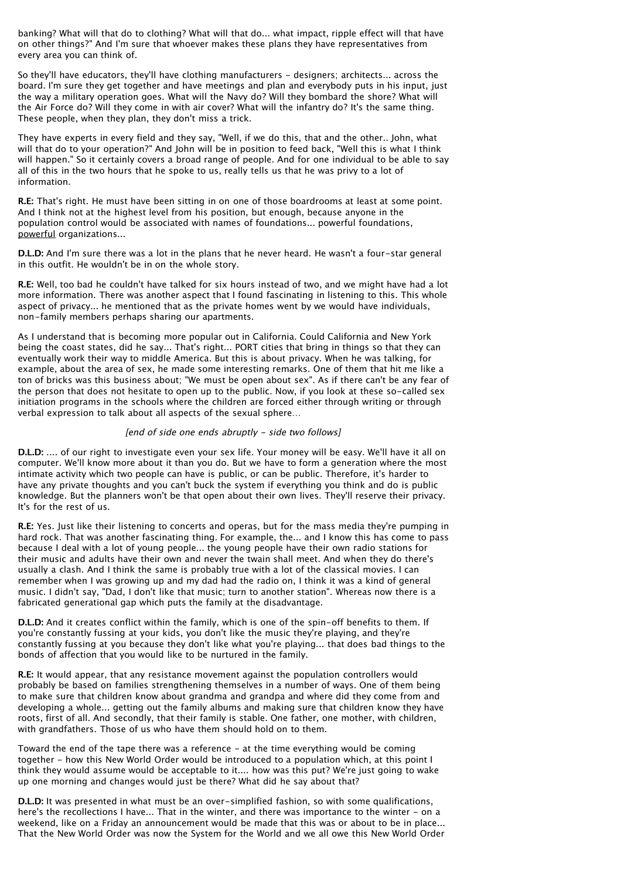banking? What will that do to clothing? What will that do... what impact, ripple effect will that have on other things?" And I'm sure that whoever makes these plans they have representatives from every area you can think of.

So they'll have educators, they'll have clothing manufacturers - designers; architects... across the board. I'm sure they get together and have meetings and plan and everybody puts in his input, just the way a military operation goes. What will the Navy do? Will they bombard the shore? What will the Air Force do? Will they come in with air cover? What will the infantry do? It's the same thing. These people, when they plan, they don't miss a trick.

They have experts in every field and they say, "Well, if we do this, that and the other.. John, what will that do to your operation?" And John will be in position to feed back, "Well this is what I think will happen." So it certainly covers a broad range of people. And for one individual to be able to say all of this in the two hours that he spoke to us, really tells us that he was privy to a lot of information.

**R.E:** That's right. He must have been sitting in on one of those boardrooms at least at some point. And I think not at the highest level from his position, but enough, because anyone in the population control would be associated with names of foundations... powerful foundations, <u>powerful</u> organizations...

**D.L.D:** And I'm sure there was a lot in the plans that he never heard. He wasn't a four-star general in this outfit. He wouldn't be in on the whole story.

**R.E:** Well, too bad he couldn't have talked for six hours instead of two, and we might have had a lot more information. There was another aspect that I found fascinating in listening to this. This whole aspect of privacy... he mentioned that as the private homes went by we would have individuals, non-family members perhaps sharing our apartments.

As I understand that is becoming more popular out in California. Could California and New York being the coast states, did he say... That's right... PORT cities that bring in things so that they can eventually work their way to middle America. But this is about privacy. When he was talking, for example, about the area of sex, he made some interesting remarks. One of them that hit me like a ton of bricks was this business about; "We must be open about sex". As if there can't be any fear of the person that does not hesitate to open up to the public. Now, if you look at these so-called sex initiation programs in the schools where the children are forced either through writing or through verbal expression to talk about all aspects of the sexual sphere...

*[end of side one ends abruptly - side two follows]*

**D.L.D:** .... of our right to investigate even your sex life. Your money will be easy. We'll have it all on computer. We'll know more about it than you do. But we have to form a generation where the most intimate activity which two people can have is public, or can be public. Therefore, it's harder to have any private thoughts and you can't buck the system if everything you think and do is public knowledge. But the planners won't be that open about their own lives. They'll reserve their privacy. It's for the rest of us.

**R.E:** Yes. Just like their listening to concerts and operas, but for the mass media they're pumping in hard rock. That was another fascinating thing. For example, the... and I know this has come to pass because I deal with a lot of young people... the young people have their own radio stations for their music and adults have their own and never the twain shall meet. And when they do there's usually a clash. And I think the same is probably true with a lot of the classical movies. I can remember when I was growing up and my dad had the radio on, I think it was a kind of general music. I didn't say, "Dad, I don't like that music; turn to another station". Whereas now there is a fabricated generational gap which puts the family at the disadvantage.

**D.L.D:** And it creates conflict within the family, which is one of the spin-off benefits to them. If you're constantly fussing at your kids, you don't like the music they're playing, and they're constantly fussing at you because they don't like what you're playing... that does bad things to the bonds of affection that you would like to be nurtured in the family.

**R.E:** It would appear, that any resistance movement against the population controllers would probably be based on families strengthening themselves in a number of ways. One of them being to make sure that children know about grandma and grandpa and where did they come from and developing a whole... getting out the family albums and making sure that children know they have roots, first of all. And secondly, that their family is stable. One father, one mother, with children, with grandfathers. Those of us who have them should hold on to them.

Toward the end of the tape there was a reference - at the time everything would be coming together - how this New World Order would be introduced to a population which, at this point I think they would assume would be acceptable to it.... how was this put? We're just going to wake up one morning and changes would just be there? What did he say about that?

**D.L.D:** It was presented in what must be an over-simplified fashion, so with some qualifications, here's the recollections I have... That in the winter, and there was importance to the winter - on a weekend, like on a Friday an announcement would be made that this was or about to be in place... That the New World Order was now the System for the World and we all owe this New World Order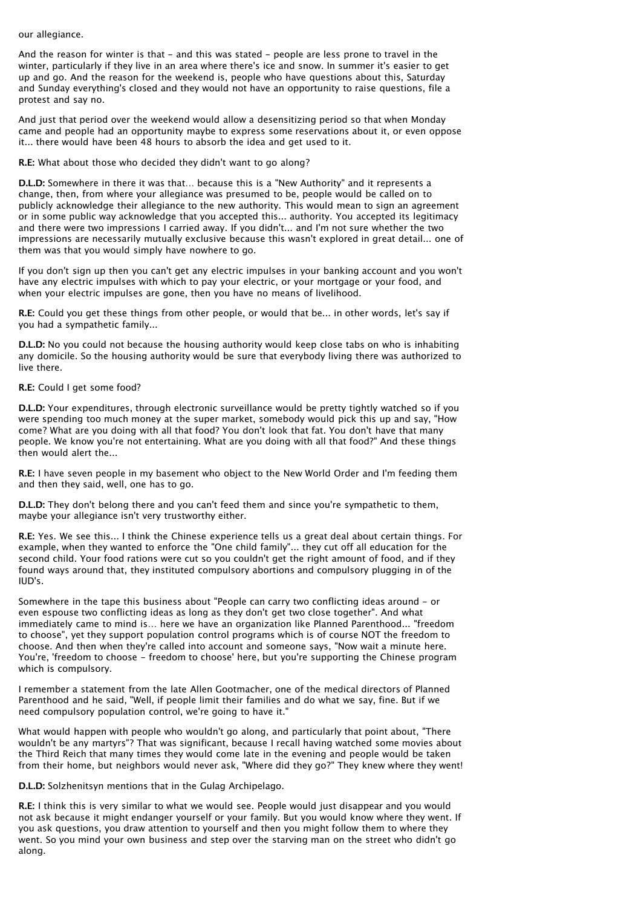our allegiance.

And the reason for winter is that - and this was stated - people are less prone to travel in the winter, particularly if they live in an area where there's ice and snow. In summer it's easier to get up and go. And the reason for the weekend is, people who have questions about this, Saturday and Sunday everything's closed and they would not have an opportunity to raise questions, file a protest and say no.

And just that period over the weekend would allow a desensitizing period so that when Monday came and people had an opportunity maybe to express some reservations about it, or even oppose it... there would have been 48 hours to absorb the idea and get used to it.

**R.E:** What about those who decided they didn't want to go along?

**D.L.D:** Somewhere in there it was that… because this is a "New Authority" and it represents a change, then, from where your allegiance was presumed to be, people would be called on to publicly acknowledge their allegiance to the new authority. This would mean to sign an agreement or in some public way acknowledge that you accepted this... authority. You accepted its legitimacy and there were two impressions I carried away. If you didn't... and I'm not sure whether the two impressions are necessarily mutually exclusive because this wasn't explored in great detail... one of them was that you would simply have nowhere to go.

If you don't sign up then you can't get any electric impulses in your banking account and you won't have any electric impulses with which to pay your electric, or your mortgage or your food, and when your electric impulses are gone, then you have no means of livelihood.

**R.E:** Could you get these things from other people, or would that be... in other words, let's say if you had a sympathetic family...

**D.L.D:** No you could not because the housing authority would keep close tabs on who is inhabiting any domicile. So the housing authority would be sure that everybody living there was authorized to live there.

**R.E:** Could I get some food?

**D.L.D:** Your expenditures, through electronic surveillance would be pretty tightly watched so if you were spending too much money at the super market, somebody would pick this up and say, "How come? What are you doing with all that food? You don't look that fat. You don't have that many people. We know you're not entertaining. What are you doing with all that food?" And these things then would alert the...

**R.E:** I have seven people in my basement who object to the New World Order and I'm feeding them and then they said, well, one has to go.

**D.L.D:** They don't belong there and you can't feed them and since you're sympathetic to them, maybe your allegiance isn't very trustworthy either.

**R.E:** Yes. We see this... I think the Chinese experience tells us a great deal about certain things. For example, when they wanted to enforce the "One child family"... they cut off all education for the second child. Your food rations were cut so you couldn't get the right amount of food, and if they found ways around that, they instituted compulsory abortions and compulsory plugging in of the IUD's.

Somewhere in the tape this business about "People can carry two conflicting ideas around - or even espouse two conflicting ideas as long as they don't get two close together". And what immediately came to mind is… here we have an organization like Planned Parenthood... "freedom to choose", yet they support population control programs which is of course NOT the freedom to choose. And then when they're called into account and someone says, "Now wait a minute here. You're, 'freedom to choose - freedom to choose' here, but you're supporting the Chinese program which is compulsory.

I remember a statement from the late Allen Gootmacher, one of the medical directors of Planned Parenthood and he said, "Well, if people limit their families and do what we say, fine. But if we need compulsory population control, we're going to have it."

What would happen with people who wouldn't go along, and particularly that point about, "There wouldn't be any martyrs"? That was significant, because I recall having watched some movies about the Third Reich that many times they would come late in the evening and people would be taken from their home, but neighbors would never ask, "Where did they go?" They knew where they went!

**D.L.D:** Solzhenitsyn mentions that in the Gulag Archipelago.

**R.E:** I think this is very similar to what we would see. People would just disappear and you would not ask because it might endanger yourself or your family. But you would know where they went. If you ask questions, you draw attention to yourself and then you might follow them to where they went. So you mind your own business and step over the starving man on the street who didn't go along.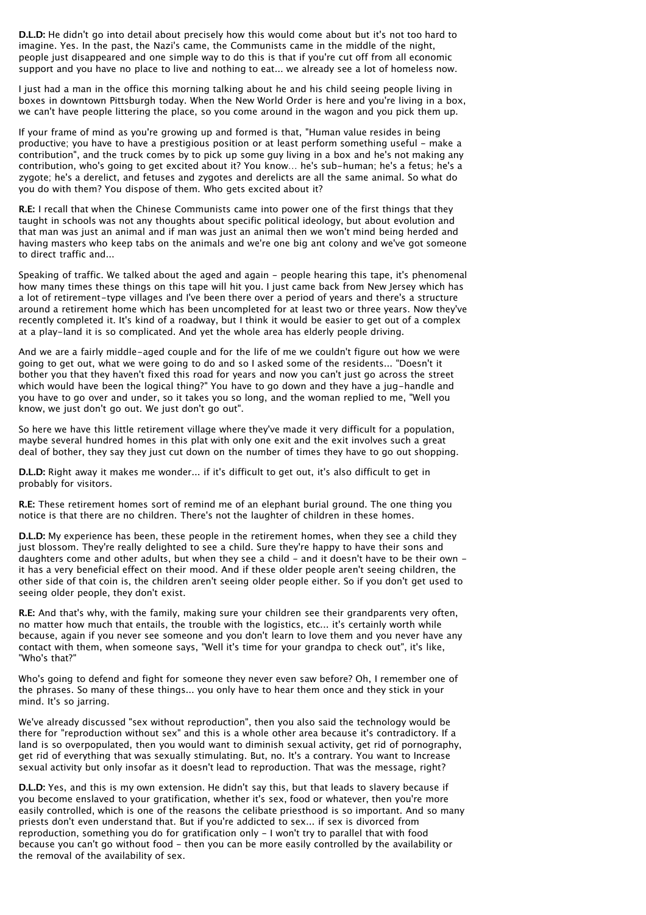**D.L.D:** He didn't go into detail about precisely how this would come about but it's not too hard to imagine. Yes. In the past, the Nazi's came, the Communists came in the middle of the night, people just disappeared and one simple way to do this is that if you're cut off from all economic support and you have no place to live and nothing to eat... we already see a lot of homeless now.

I just had a man in the office this morning talking about he and his child seeing people living in boxes in downtown Pittsburgh today. When the New World Order is here and you're living in a box, we can't have people littering the place, so you come around in the wagon and you pick them up.

If your frame of mind as you're growing up and formed is that, "Human value resides in being productive; you have to have a prestigious position or at least perform something useful - make a contribution", and the truck comes by to pick up some guy living in a box and he's not making any contribution, who's going to get excited about it? You know... he's sub-human; he's a fetus; he's a zygote; he's a derelict, and fetuses and zygotes and derelicts are all the same animal. So what do you do with them? You dispose of them. Who gets excited about it?

**R.E:** I recall that when the Chinese Communists came into power one of the first things that they taught in schools was not any thoughts about specific political ideology, but about evolution and that man was just an animal and if man was just an animal then we won't mind being herded and having masters who keep tabs on the animals and we're one big ant colony and we've got someone to direct traffic and...

Speaking of traffic. We talked about the aged and again - people hearing this tape, it's phenomenal how many times these things on this tape will hit you. I just came back from New Jersey which has a lot of retirement-type villages and I've been there over a period of years and there's a structure around a retirement home which has been uncompleted for at least two or three years. Now they've recently completed it. It's kind of a roadway, but I think it would be easier to get out of a complex at a play-land it is so complicated. And yet the whole area has elderly people driving.

And we are a fairly middle-aged couple and for the life of me we couldn't figure out how we were going to get out, what we were going to do and so I asked some of the residents... "Doesn't it bother you that they haven't fixed this road for years and now you can't just go across the street which would have been the logical thing?" You have to go down and they have a jug-handle and you have to go over and under, so it takes you so long, and the woman replied to me, "Well you know, we just don't go out. We just don't go out".

So here we have this little retirement village where they've made it very difficult for a population, maybe several hundred homes in this plat with only one exit and the exit involves such a great deal of bother, they say they just cut down on the number of times they have to go out shopping.

**D.L.D:** Right away it makes me wonder... if it's difficult to get out, it's also difficult to get in probably for visitors.

**R.E:** These retirement homes sort of remind me of an elephant burial ground. The one thing you notice is that there are no children. There's not the laughter of children in these homes.

**D.L.D:** My experience has been, these people in the retirement homes, when they see a child they just blossom. They're really delighted to see a child. Sure they're happy to have their sons and daughters come and other adults, but when they see a child - and it doesn't have to be their own - it has a very beneficial effect on their mood. And if these older people aren't seeing children, the other side of that coin is, the children aren't seeing older people either. So if you don't get used to seeing older people, they don't exist.

**R.E:** And that's why, with the family, making sure your children see their grandparents very often, no matter how much that entails, the trouble with the logistics, etc... it's certainly worth while because, again if you never see someone and you don't learn to love them and you never have any contact with them, when someone says, "Well it's time for your grandpa to check out", it's like, "Who's that?"

Who's going to defend and fight for someone they never even saw before? Oh, I remember one of the phrases. So many of these things... you only have to hear them once and they stick in your mind. It's so jarring.

We've already discussed "sex without reproduction", then you also said the technology would be there for "reproduction without sex" and this is a whole other area because it's contradictory. If a land is so overpopulated, then you would want to diminish sexual activity, get rid of pornography, get rid of everything that was sexually stimulating. But, no. It's a contrary. You want to Increase sexual activity but only insofar as it doesn't lead to reproduction. That was the message, right?

**D.L.D:** Yes, and this is my own extension. He didn't say this, but that leads to slavery because if you become enslaved to your gratification, whether it's sex, food or whatever, then you're more easily controlled, which is one of the reasons the celibate priesthood is so important. And so many priests don't even understand that. But if you're addicted to sex... if sex is divorced from reproduction, something you do for gratification only - I won't try to parallel that with food because you can't go without food - then you can be more easily controlled by the availability or the removal of the availability of sex.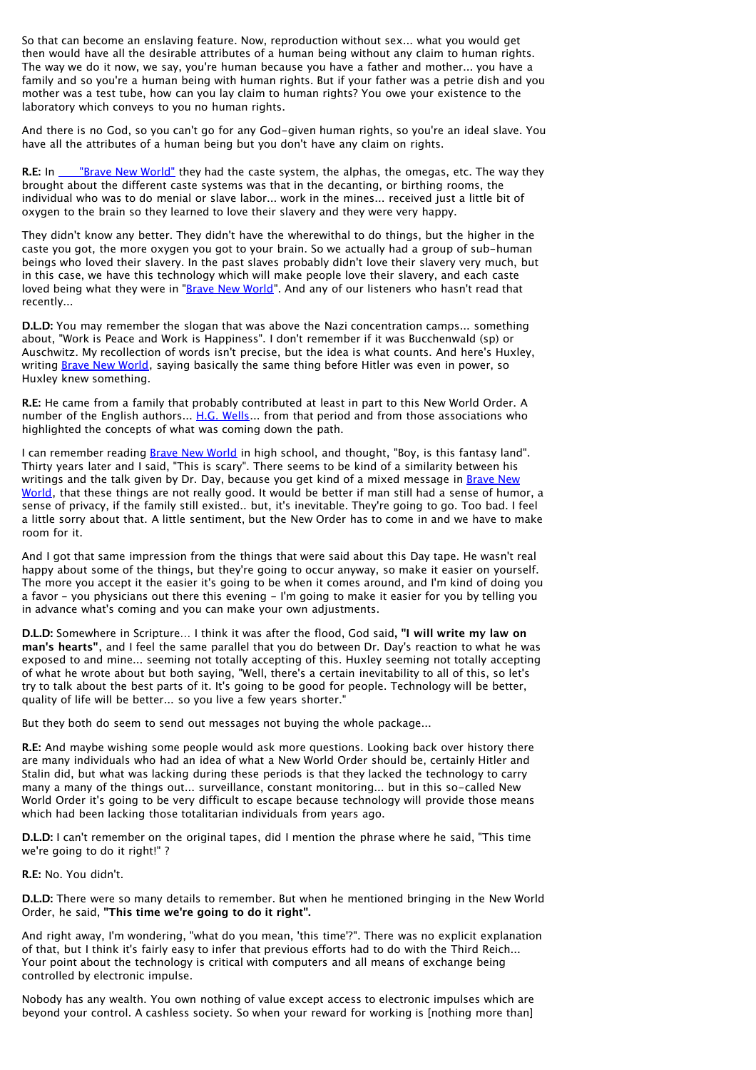So that can become an enslaving feature. Now, reproduction without sex... what you would get then would have all the desirable attributes of a human being without any claim to human rights. The way we do it now, we say, you're human because you have a father and mother... you have a family and so you're a human being with human rights. But if your father was a petrie dish and you mother was a test tube, how can you lay claim to human rights? You owe your existence to the laboratory which conveys to you no human rights.

And there is no God, so you can't go for any God-given human rights, so you're an ideal slave. You have all the attributes of a human being but you don't have any claim on rights.

**R.E:** In "Brave New World" they had the caste system, the alphas, the omegas, etc. The way they brought about the different caste systems was that in the decanting, or birthing rooms, the individual who was to do menial or slave labor... work in the mines... received just a little bit of oxygen to the brain so they learned to love their slavery and they were very happy.

They didn't know any better. They didn't have the wherewithal to do things, but the higher in the caste you got, the more oxygen you got to your brain. So we actually had a group of sub-human beings who loved their slavery. In the past slaves probably didn't love their slavery very much, but in this case, we have this technology which will make people love their slavery, and each caste loved being what they were in "Brave New World". And any of our listeners who hasn't read that recently...

**D.L.D:** You may remember the slogan that was above the Nazi concentration camps... something about, "Work is Peace and Work is Happiness". I don't remember if it was Bucchenwald (sp) or Auschwitz. My recollection of words isn't precise, but the idea is what counts. And here's Huxley, writing Brave New World, saying basically the same thing before Hitler was even in power, so Huxley knew something.

**R.E:** He came from a family that probably contributed at least in part to this New World Order. A number of the English authors... H.G. Wells... from that period and from those associations who highlighted the concepts of what was coming down the path.

I can remember reading Brave New World in high school, and thought, "Boy, is this fantasy land". Thirty years later and I said, "This is scary". There seems to be kind of a similarity between his writings and the talk given by Dr. Day, because you get kind of a mixed message in Brave New World, that these things are not really good. It would be better if man still had a sense of humor, a sense of privacy, if the family still existed.. but, it's inevitable. They're going to go. Too bad. I feel a little sorry about that. A little sentiment, but the New Order has to come in and we have to make room for it.

And I got that same impression from the things that were said about this Day tape. He wasn't real happy about some of the things, but they're going to occur anyway, so make it easier on yourself. The more you accept it the easier it's going to be when it comes around, and I'm kind of doing you a favor - you physicians out there this evening - I'm going to make it easier for you by telling you in advance what's coming and you can make your own adjustments.

**D.L.D:** Somewhere in Scripture... I think it was after the flood, God said**, "I will write my law on man's hearts"**, and I feel the same parallel that you do between Dr. Day's reaction to what he was exposed to and mine... seeming not totally accepting of this. Huxley seeming not totally accepting of what he wrote about but both saying, "Well, there's a certain inevitability to all of this, so let's try to talk about the best parts of it. It's going to be good for people. Technology will be better, quality of life will be better... so you live a few years shorter."

But they both do seem to send out messages not buying the whole package...

**R.E:** And maybe wishing some people would ask more questions. Looking back over history there are many individuals who had an idea of what a New World Order should be, certainly Hitler and Stalin did, but what was lacking during these periods is that they lacked the technology to carry many a many of the things out... surveillance, constant monitoring... but in this so-called New World Order it's going to be very difficult to escape because technology will provide those means which had been lacking those totalitarian individuals from years ago.

**D.L.D:** I can't remember on the original tapes, did I mention the phrase where he said, "This time we're going to do it right!" ?

**R.E:** No. You didn't.

**D.L.D:** There were so many details to remember. But when he mentioned bringing in the New World Order, he said, **"This time we're going to do it right".**

And right away, I'm wondering, "what do you mean, 'this time'?". There was no explicit explanation of that, but I think it's fairly easy to infer that previous efforts had to do with the Third Reich... Your point about the technology is critical with computers and all means of exchange being controlled by electronic impulse.

Nobody has any wealth. You own nothing of value except access to electronic impulses which are beyond your control. A cashless society. So when your reward for working is [nothing more than]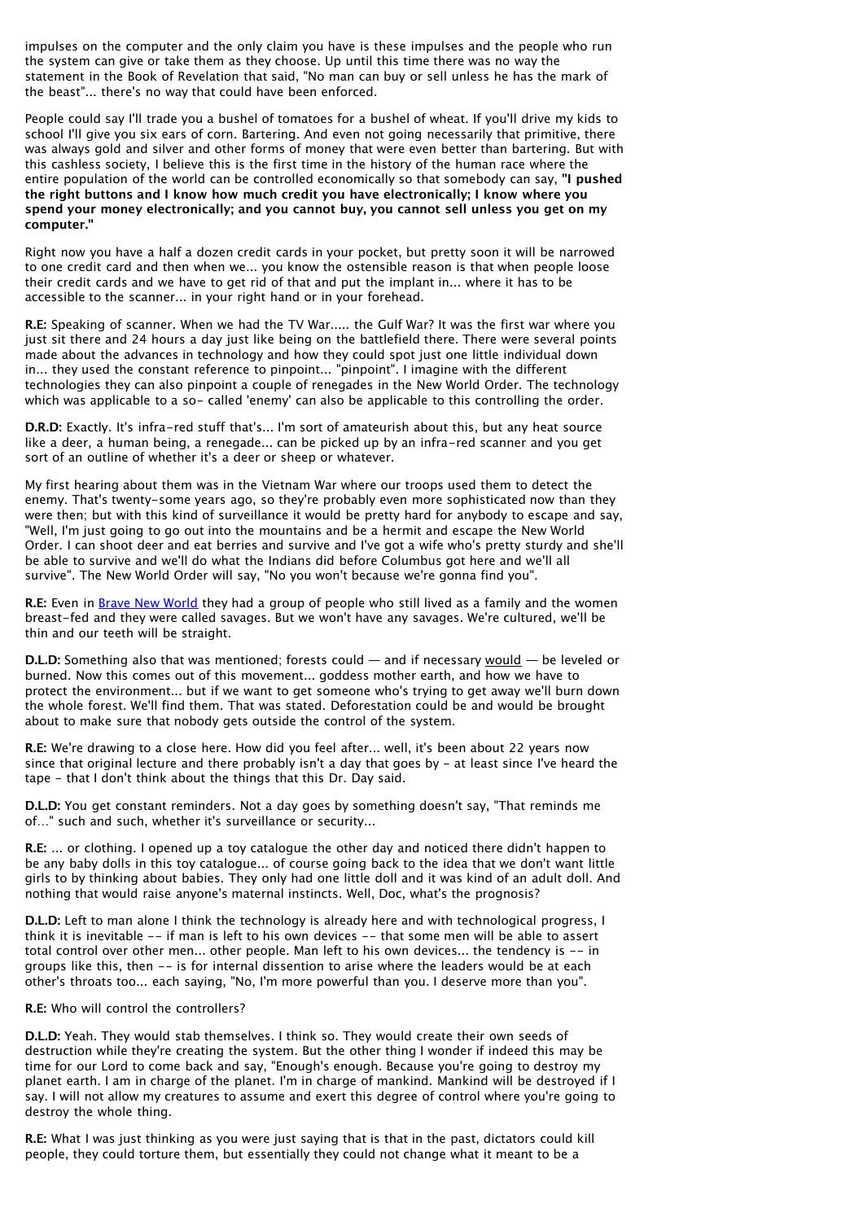impulses on the computer and the only claim you have is these impulses and the people who run the system can give or take them as they choose. Up until this time there was no way the statement in the Book of Revelation that said, "No man can buy or sell unless he has the mark of the beast"... there's no way that could have been enforced.

People could say I'll trade you a bushel of tomatoes for a bushel of wheat. If you'll drive my kids to school I'll give you six ears of corn. Bartering. And even not going necessarily that primitive, there was always gold and silver and other forms of money that were even better than bartering. But with this cashless society, I believe this is the first time in the history of the human race where the entire population of the world can be controlled economically so that somebody can say, **"I pushed the right buttons and I know how much credit you have electronically; I know where you spend your money electronically; and you cannot buy, you cannot sell unless you get on my computer."**

Right now you have a half a dozen credit cards in your pocket, but pretty soon it will be narrowed to one credit card and then when we... you know the ostensible reason is that when people loose their credit cards and we have to get rid of that and put the implant in... where it has to be accessible to the scanner... in your right hand or in your forehead.

**R.E:** Speaking of scanner. When we had the TV War..... the Gulf War? It was the first war where you just sit there and 24 hours a day just like being on the battlefield there. There were several points made about the advances in technology and how they could spot just one little individual down in... they used the constant reference to pinpoint... "pinpoint". I imagine with the different technologies they can also pinpoint a couple of renegades in the New World Order. The technology which was applicable to a so- called 'enemy' can also be applicable to this controlling the order.

**D.R.D:** Exactly. It's infra-red stuff that's... I'm sort of amateurish about this, but any heat source like a deer, a human being, a renegade... can be picked up by an infra-red scanner and you get sort of an outline of whether it's a deer or sheep or whatever.

My first hearing about them was in the Vietnam War where our troops used them to detect the enemy. That's twenty-some years ago, so they're probably even more sophisticated now than they were then; but with this kind of surveillance it would be pretty hard for anybody to escape and say, "Well, I'm just going to go out into the mountains and be a hermit and escape the New World Order. I can shoot deer and eat berries and survive and I've got a wife who's pretty sturdy and she'll be able to survive and we'll do what the Indians did before Columbus got here and we'll all survive". The New World Order will say, "No you won't because we're gonna find you".

**R.E:** Even in Brave New World they had a group of people who still lived as a family and the women breast-fed and they were called savages. But we won't have any savages. We're cultured, we'll be thin and our teeth will be straight.

**D.L.D:** Something also that was mentioned; forests could — and if necessary would — be leveled or burned. Now this comes out of this movement... goddess mother earth, and how we have to protect the environment... but if we want to get someone who's trying to get away we'll burn down the whole forest. We'll find them. That was stated. Deforestation could be and would be brought about to make sure that nobody gets outside the control of the system.

**R.E:** We're drawing to a close here. How did you feel after... well, it's been about 22 years now since that original lecture and there probably isn't a day that goes by - at least since I've heard the tape - that I don't think about the things that this Dr. Day said.

**D.L.D:** You get constant reminders. Not a day goes by something doesn't say, "That reminds me of..." such and such, whether it's surveillance or security...

**R.E:** ... or clothing. I opened up a toy catalogue the other day and noticed there didn't happen to be any baby dolls in this toy catalogue... of course going back to the idea that we don't want little girls to by thinking about babies. They only had one little doll and it was kind of an adult doll. And nothing that would raise anyone's maternal instincts. Well, Doc, what's the prognosis?

**D.L.D:** Left to man alone I think the technology is already here and with technological progress, I think it is inevitable -- if man is left to his own devices -- that some men will be able to assert total control over other men... other people. Man left to his own devices... the tendency is -- in groups like this, then -- is for internal dissention to arise where the leaders would be at each other's throats too... each saying, "No, I'm more powerful than you. I deserve more than you".

**R.E:** Who will control the controllers?

**D.L.D:** Yeah. They would stab themselves. I think so. They would create their own seeds of destruction while they're creating the system. But the other thing I wonder if indeed this may be time for our Lord to come back and say, "Enough's enough. Because you're going to destroy my planet earth. I am in charge of the planet. I'm in charge of mankind. Mankind will be destroyed if I say. I will not allow my creatures to assume and exert this degree of control where you're going to destroy the whole thing.

**R.E:** What I was just thinking as you were just saying that is that in the past, dictators could kill people, they could torture them, but essentially they could not change what it meant to be a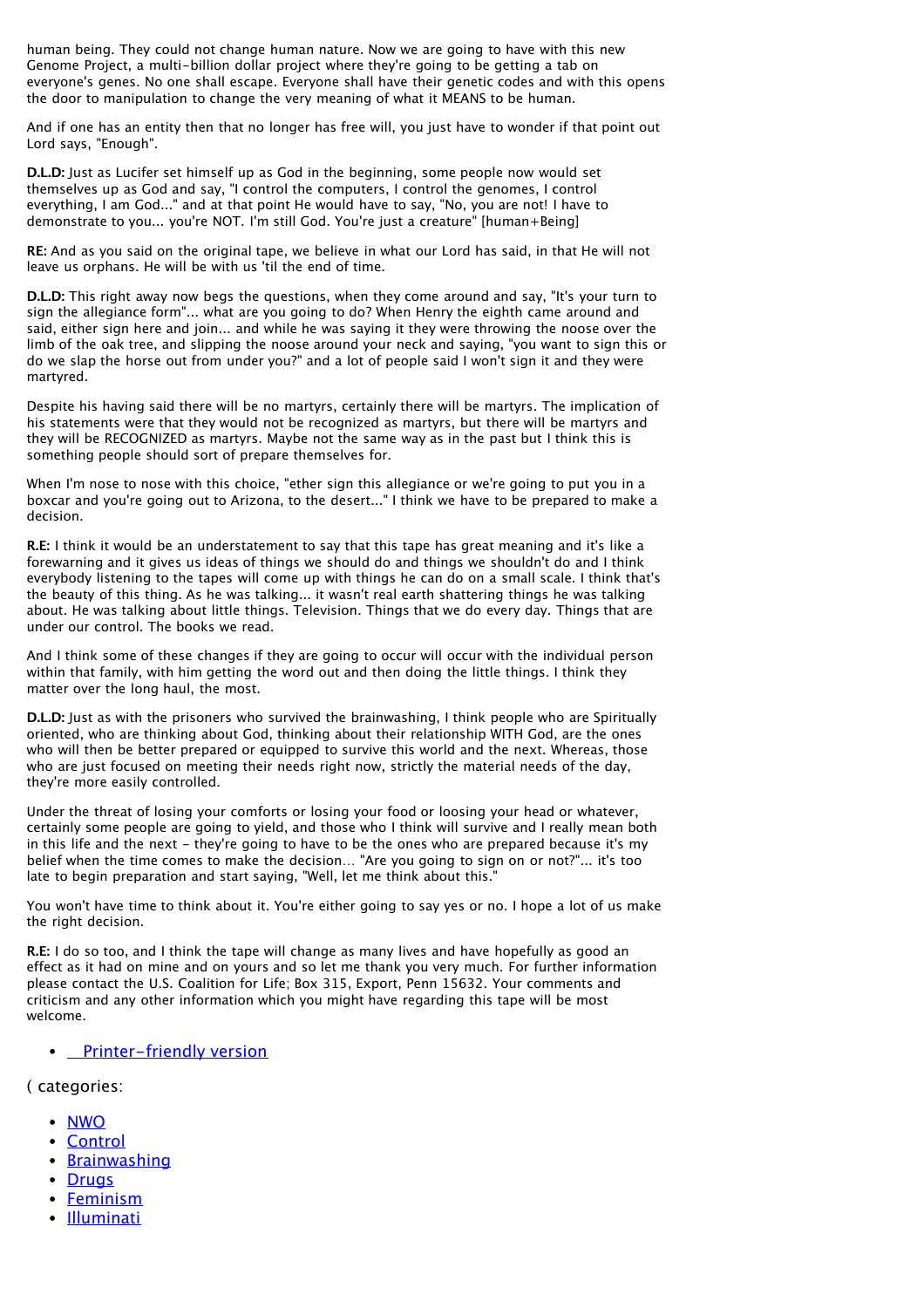human being. They could not change human nature. Now we are going to have with this new Genome Project, a multi-billion dollar project where they're going to be getting a tab on everyone's genes. No one shall escape. Everyone shall have their genetic codes and with this opens the door to manipulation to change the very meaning of what it MEANS to be human.

And if one has an entity then that no longer has free will, you just have to wonder if that point out Lord says, "Enough".

**D.L.D:** Just as Lucifer set himself up as God in the beginning, some people now would set themselves up as God and say, "I control the computers, I control the genomes, I control everything, I am God..." and at that point He would have to say, "No, you are not! I have to demonstrate to you... you're NOT. I'm still God. You're just a creature" [human+Being]

**RE:** And as you said on the original tape, we believe in what our Lord has said, in that He will not leave us orphans. He will be with us 'til the end of time.

**D.L.D:** This right away now begs the questions, when they come around and say, "It's your turn to sign the allegiance form"... what are you going to do? When Henry the eighth came around and said, either sign here and join... and while he was saying it they were throwing the noose over the limb of the oak tree, and slipping the noose around your neck and saying, "you want to sign this or do we slap the horse out from under you?" and a lot of people said I won't sign it and they were martyred.

Despite his having said there will be no martyrs, certainly there will be martyrs. The implication of his statements were that they would not be recognized as martyrs, but there will be martyrs and they will be RECOGNIZED as martyrs. Maybe not the same way as in the past but I think this is something people should sort of prepare themselves for.

When I'm nose to nose with this choice, "ether sign this allegiance or we're going to put you in a boxcar and you're going out to Arizona, to the desert..." I think we have to be prepared to make a decision.

**R.E:** I think it would be an understatement to say that this tape has great meaning and it's like a forewarning and it gives us ideas of things we should do and things we shouldn't do and I think everybody listening to the tapes will come up with things he can do on a small scale. I think that's the beauty of this thing. As he was talking... it wasn't real earth shattering things he was talking about. He was talking about little things. Television. Things that we do every day. Things that are under our control. The books we read.

And I think some of these changes if they are going to occur will occur with the individual person within that family, with him getting the word out and then doing the little things. I think they matter over the long haul, the most.

**D.L.D:** Just as with the prisoners who survived the brainwashing, I think people who are Spiritually oriented, who are thinking about God, thinking about their relationship WITH God, are the ones who will then be better prepared or equipped to survive this world and the next. Whereas, those who are just focused on meeting their needs right now, strictly the material needs of the day, they're more easily controlled.

Under the threat of losing your comforts or losing your food or loosing your head or whatever, certainly some people are going to yield, and those who I think will survive and I really mean both in this life and the next - they're going to have to be the ones who are prepared because it's my belief when the time comes to make the decision… "Are you going to sign on or not?"... it's too late to begin preparation and start saying, "Well, let me think about this."

You won't have time to think about it. You're either going to say yes or no. I hope a lot of us make the right decision.

**R.E:** I do so too, and I think the tape will change as many lives and have hopefully as good an effect as it had on mine and on yours and so let me thank you very much. For further information please contact the U.S. Coalition for Life; Box 315, Export, Penn 15632. Your comments and criticism and any other information which you might have regarding this tape will be most welcome.

- Printer-friendly version

( categories:

- NWO
- Control
- Brainwashing
- Drugs
- Feminism
- Illuminati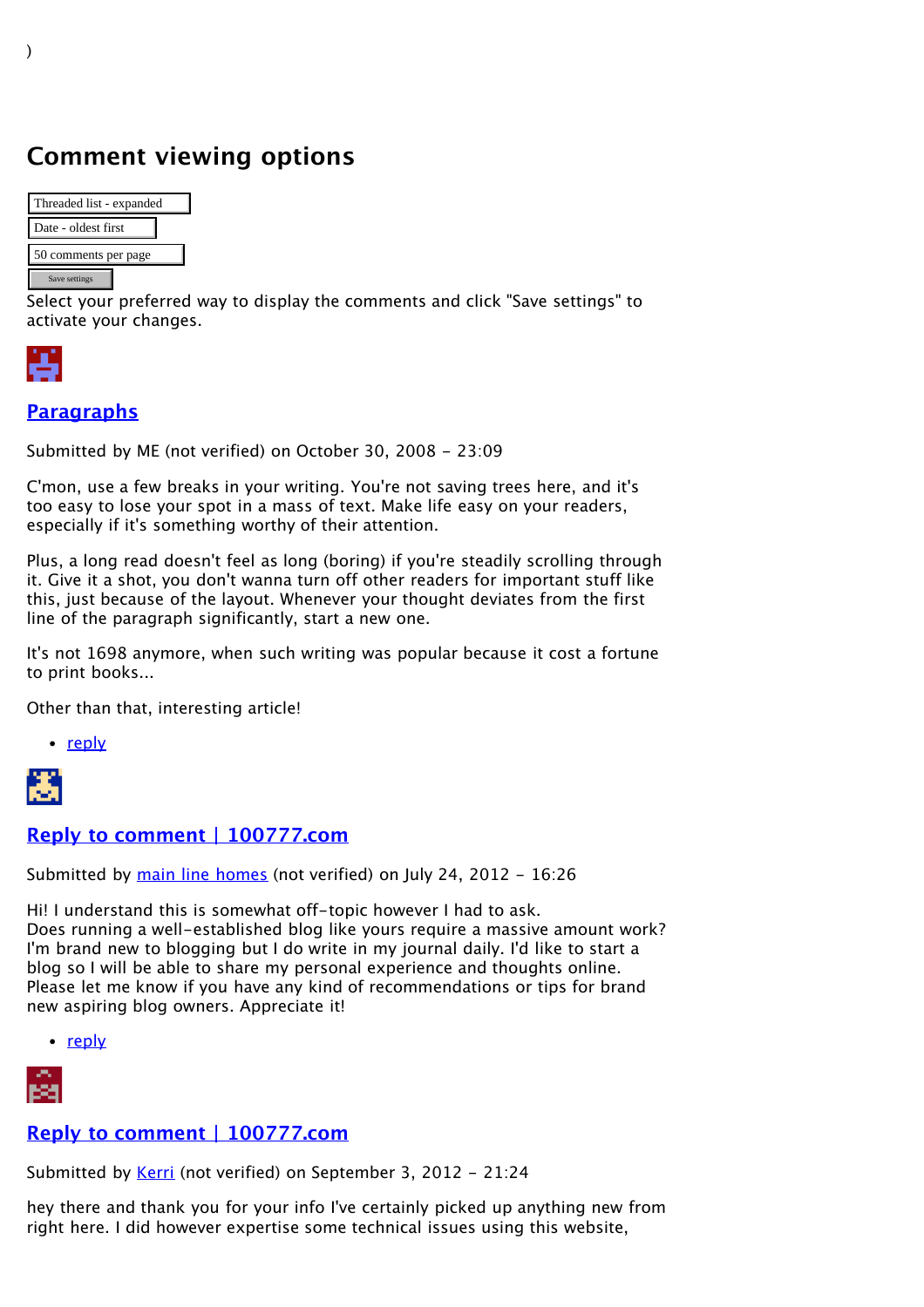)

## Comment viewing options

Threaded list - expanded

Date - oldest first

50 comments per page

Save settings

Select your preferred way to display the comments and click "Save settings" to activate your changes.

### Paragraphs

Submitted by ME (not verified) on October 30, 2008 - 23:09

C'mon, use a few breaks in your writing. You're not saving trees here, and it's too easy to lose your spot in a mass of text. Make life easy on your readers, especially if it's something worthy of their attention.

Plus, a long read doesn't feel as long (boring) if you're steadily scrolling through it. Give it a shot, you don't wanna turn off other readers for important stuff like this, just because of the layout. Whenever your thought deviates from the first line of the paragraph significantly, start a new one.

It's not 1698 anymore, when such writing was popular because it cost a fortune to print books...

Other than that, interesting article!

- reply

### Reply to comment | 100777.com

Submitted by main line homes (not verified) on July 24, 2012 - 16:26

Hi! I understand this is somewhat off-topic however I had to ask.
Does running a well-established blog like yours require a massive amount work?
I'm brand new to blogging but I do write in my journal daily. I'd like to start a blog so I will be able to share my personal experience and thoughts online.
Please let me know if you have any kind of recommendations or tips for brand new aspiring blog owners. Appreciate it!

- reply

### Reply to comment | 100777.com

Submitted by Kerri (not verified) on September 3, 2012 - 21:24

hey there and thank you for your info I've certainly picked up anything new from right here. I did however expertise some technical issues using this website,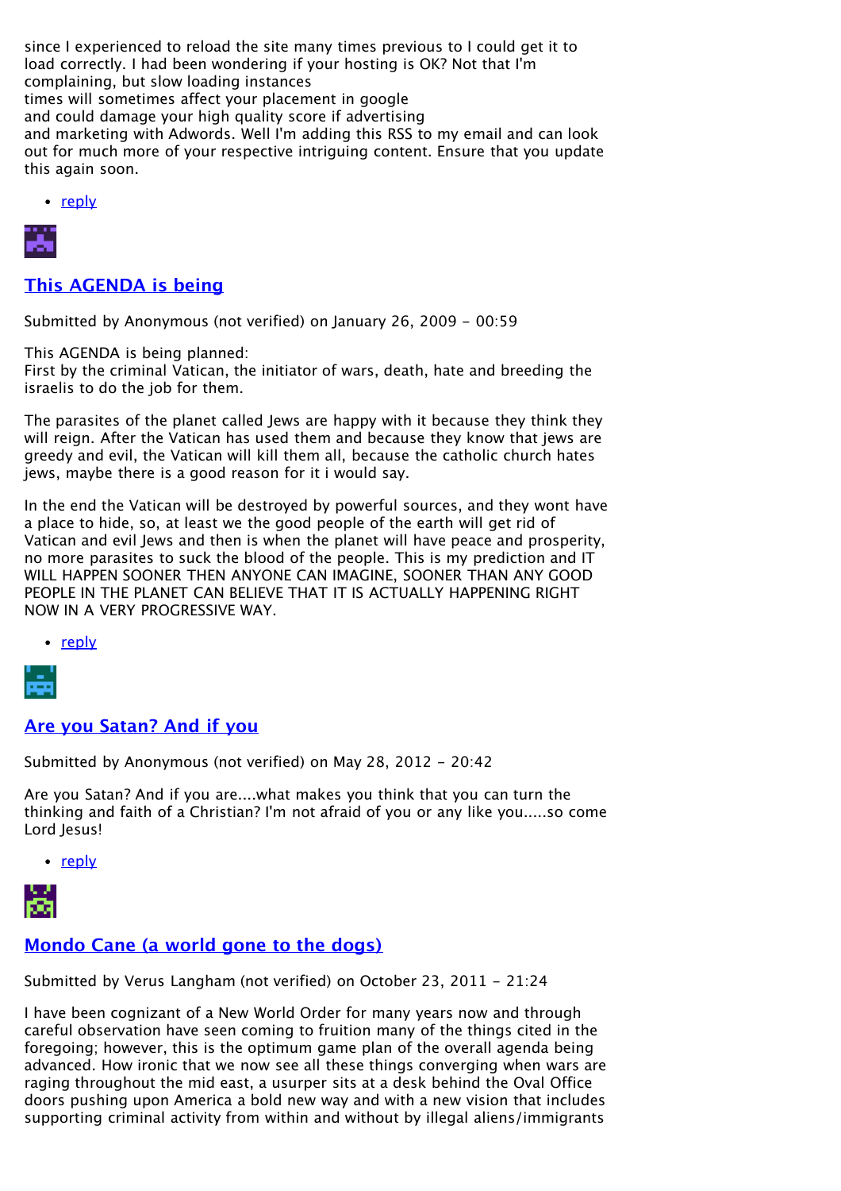since I experienced to reload the site many times previous to I could get it to load correctly. I had been wondering if your hosting is OK? Not that I'm complaining, but slow loading instances
times will sometimes affect your placement in google
and could damage your high quality score if advertising
and marketing with Adwords. Well I'm adding this RSS to my email and can look out for much more of your respective intriguing content. Ensure that you update this again soon.

- reply

## This AGENDA is being

Submitted by Anonymous (not verified) on January 26, 2009 - 00:59

This AGENDA is being planned:
First by the criminal Vatican, the initiator of wars, death, hate and breeding the israelis to do the job for them.

The parasites of the planet called Jews are happy with it because they think they will reign. After the Vatican has used them and because they know that jews are greedy and evil, the Vatican will kill them all, because the catholic church hates jews, maybe there is a good reason for it i would say.

In the end the Vatican will be destroyed by powerful sources, and they wont have a place to hide, so, at least we the good people of the earth will get rid of Vatican and evil Jews and then is when the planet will have peace and prosperity, no more parasites to suck the blood of the people. This is my prediction and IT WILL HAPPEN SOONER THEN ANYONE CAN IMAGINE, SOONER THAN ANY GOOD PEOPLE IN THE PLANET CAN BELIEVE THAT IT IS ACTUALLY HAPPENING RIGHT NOW IN A VERY PROGRESSIVE WAY.

- reply

## Are you Satan? And if you

Submitted by Anonymous (not verified) on May 28, 2012 - 20:42

Are you Satan? And if you are....what makes you think that you can turn the thinking and faith of a Christian? I'm not afraid of you or any like you.....so come Lord Jesus!

- reply

## Mondo Cane (a world gone to the dogs)

Submitted by Verus Langham (not verified) on October 23, 2011 - 21:24

I have been cognizant of a New World Order for many years now and through careful observation have seen coming to fruition many of the things cited in the foregoing; however, this is the optimum game plan of the overall agenda being advanced. How ironic that we now see all these things converging when wars are raging throughout the mid east, a usurper sits at a desk behind the Oval Office doors pushing upon America a bold new way and with a new vision that includes supporting criminal activity from within and without by illegal aliens/immigrants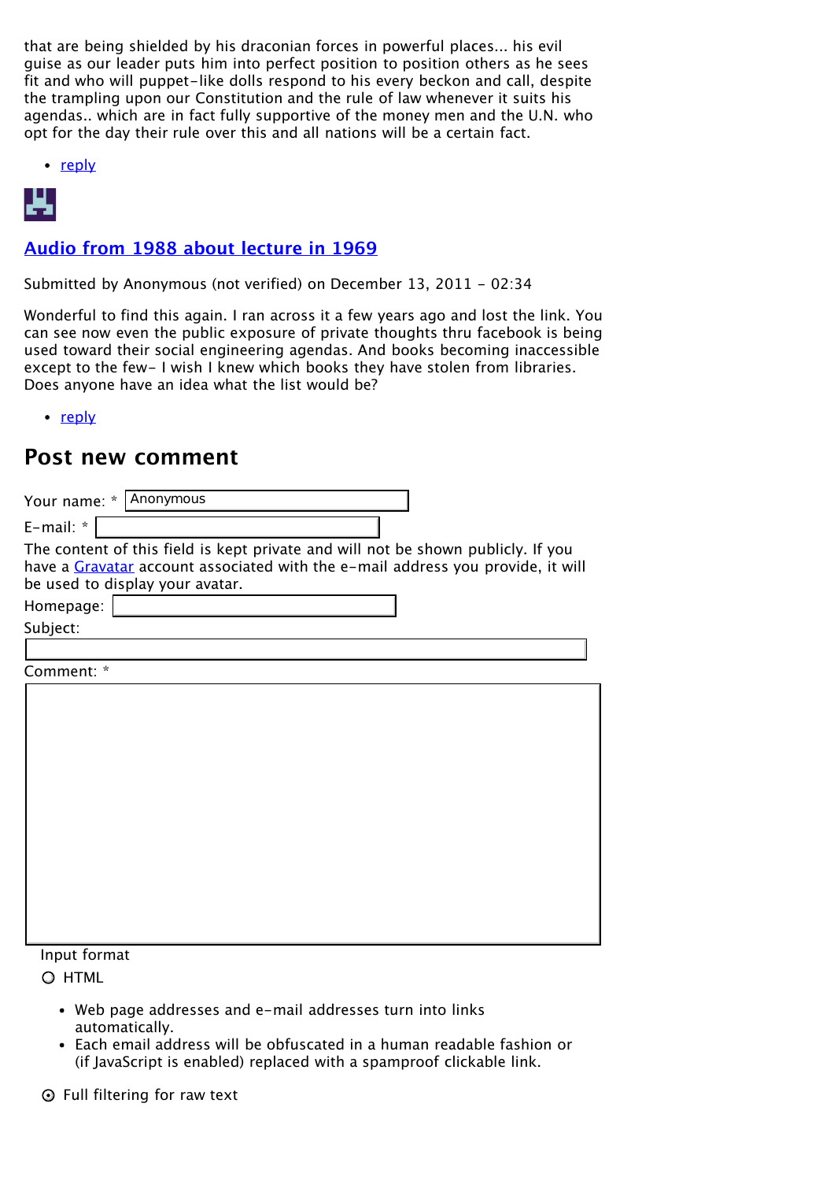that are being shielded by his draconian forces in powerful places... his evil guise as our leader puts him into perfect position to position others as he sees fit and who will puppet-like dolls respond to his every beckon and call, despite the trampling upon our Constitution and the rule of law whenever it suits his agendas.. which are in fact fully supportive of the money men and the U.N. who opt for the day their rule over this and all nations will be a certain fact.

- reply

### Audio from 1988 about lecture in 1969

Submitted by Anonymous (not verified) on December 13, 2011 - 02:34

Wonderful to find this again. I ran across it a few years ago and lost the link. You can see now even the public exposure of private thoughts thru facebook is being used toward their social engineering agendas. And books becoming inaccessible except to the few- I wish I knew which books they have stolen from libraries. Does anyone have an idea what the list would be?

- reply

## Post new comment

Your name: * Anonymous

E-mail: *

The content of this field is kept private and will not be shown publicly. If you have a Gravatar account associated with the e-mail address you provide, it will be used to display your avatar.

Homepage:

Subject:

Comment: *

Input format

○ HTML

- Web page addresses and e-mail addresses turn into links automatically.
- Each email address will be obfuscated in a human readable fashion or (if JavaScript is enabled) replaced with a spamproof clickable link.

⊙ Full filtering for raw text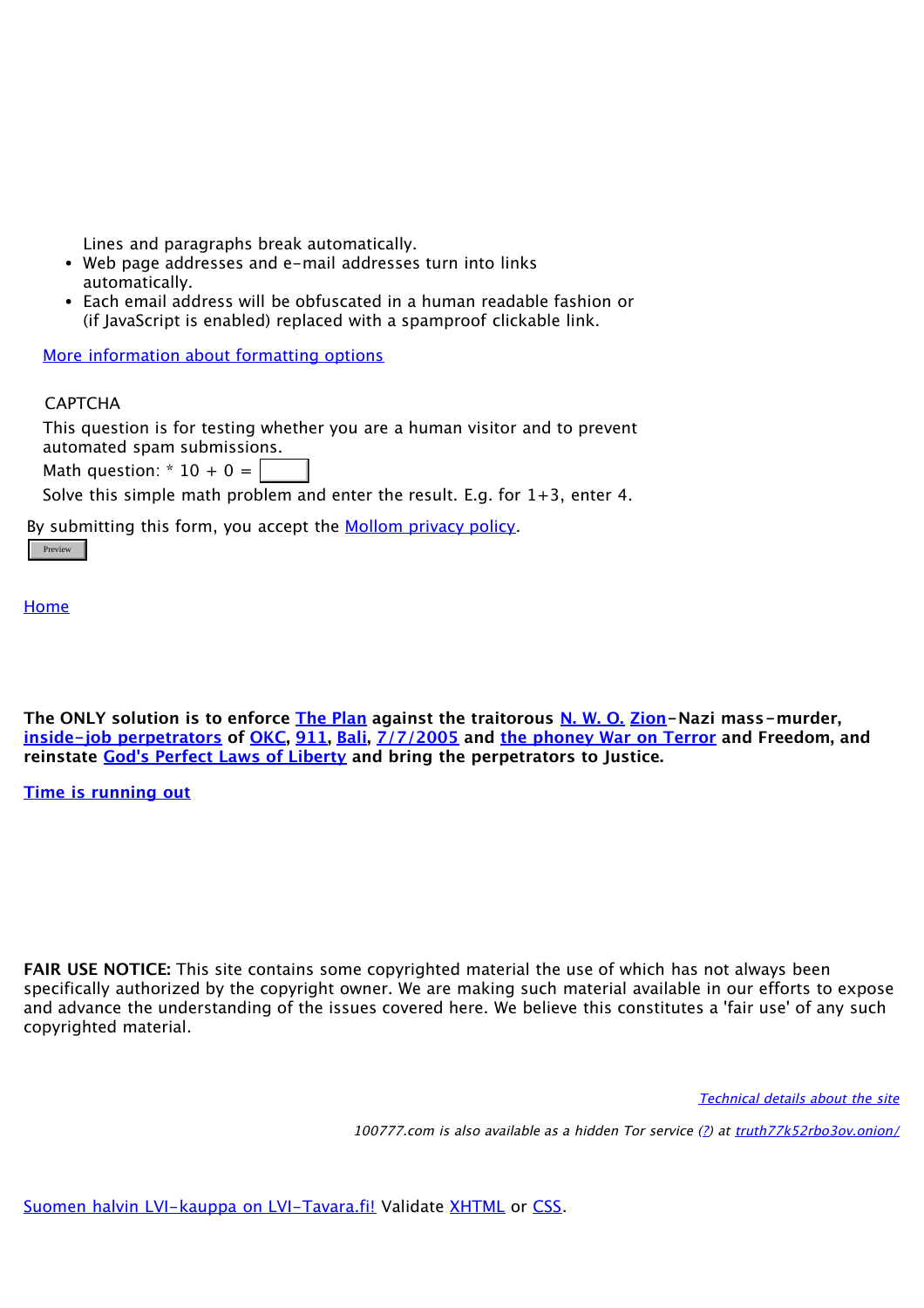Lines and paragraphs break automatically.
- Web page addresses and e-mail addresses turn into links automatically.
- Each email address will be obfuscated in a human readable fashion or (if JavaScript is enabled) replaced with a spamproof clickable link.

More information about formatting options

CAPTCHA

This question is for testing whether you are a human visitor and to prevent automated spam submissions.

Math question: * 10 + 0 =

Solve this simple math problem and enter the result. E.g. for 1+3, enter 4.

By submitting this form, you accept the Mollom privacy policy.

Preview

Home

**The ONLY solution is to enforce The Plan against the traitorous N. W. O. Zion-Nazi mass-murder, inside-job perpetrators of OKC, 911, Bali, 7/7/2005 and the phoney War on Terror and Freedom, and reinstate God's Perfect Laws of Liberty and bring the perpetrators to Justice.**

**Time is running out**

**FAIR USE NOTICE:** This site contains some copyrighted material the use of which has not always been specifically authorized by the copyright owner. We are making such material available in our efforts to expose and advance the understanding of the issues covered here. We believe this constitutes a 'fair use' of any such copyrighted material.

*Technical details about the site*

*100777.com is also available as a hidden Tor service (?) at truth77k52rbo3ov.onion/*

Suomen halvin LVI-kauppa on LVI-Tavara.fi! Validate XHTML or CSS.